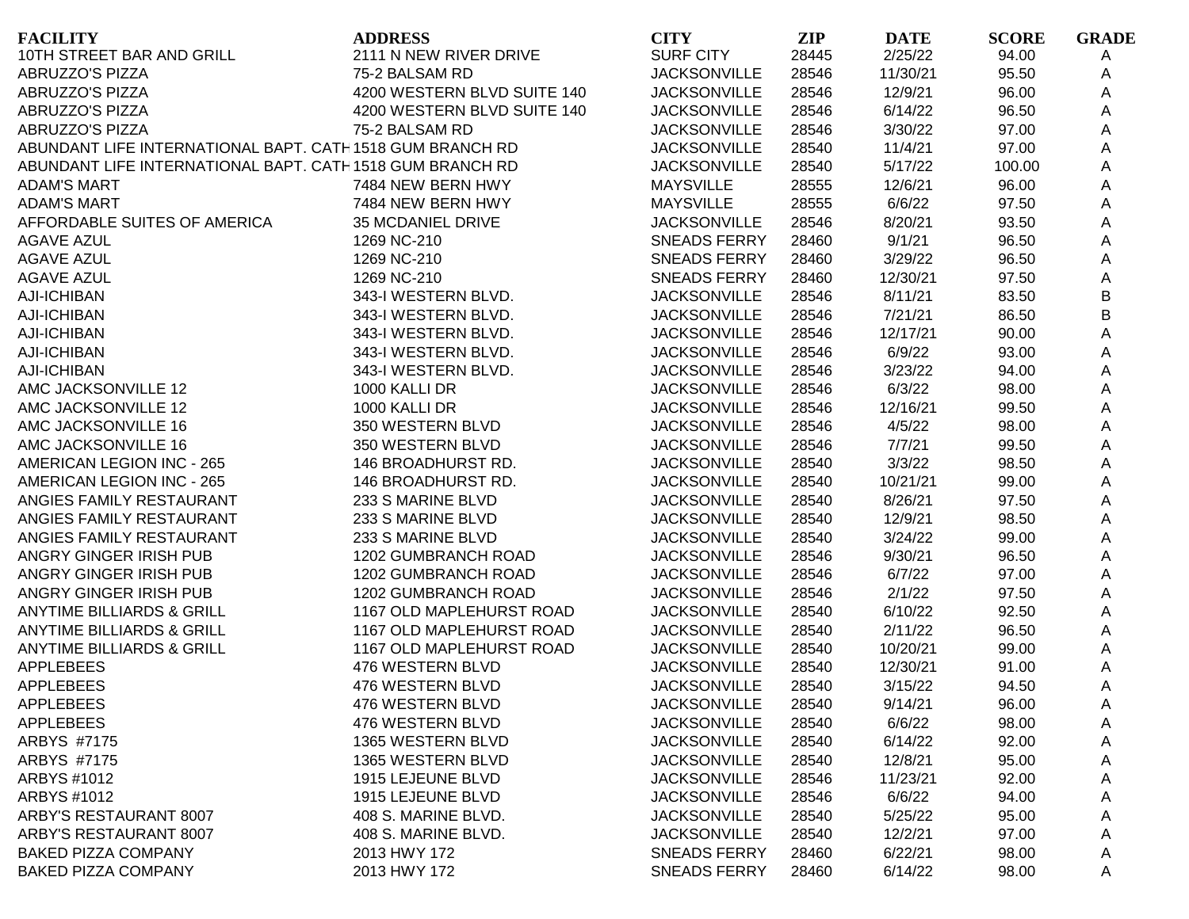| FACILITY | ADDRESS | CITY | ZIP | DATE | SCORE | GRADE |
|---|---|---|---|---|---|---|
| 10TH STREET BAR AND GRILL | 2111 N NEW RIVER DRIVE | SURF CITY | 28445 | 2/25/22 | 94.00 | A |
| ABRUZZO'S PIZZA | 75-2 BALSAM RD | JACKSONVILLE | 28546 | 11/30/21 | 95.50 | A |
| ABRUZZO'S PIZZA | 4200 WESTERN BLVD SUITE 140 | JACKSONVILLE | 28546 | 12/9/21 | 96.00 | A |
| ABRUZZO'S PIZZA | 4200 WESTERN BLVD SUITE 140 | JACKSONVILLE | 28546 | 6/14/22 | 96.50 | A |
| ABRUZZO'S PIZZA | 75-2 BALSAM RD | JACKSONVILLE | 28546 | 3/30/22 | 97.00 | A |
| ABUNDANT LIFE INTERNATIONAL BAPT. CATH | 1518 GUM BRANCH RD | JACKSONVILLE | 28540 | 11/4/21 | 97.00 | A |
| ABUNDANT LIFE INTERNATIONAL BAPT. CATH | 1518 GUM BRANCH RD | JACKSONVILLE | 28540 | 5/17/22 | 100.00 | A |
| ADAM'S MART | 7484 NEW BERN HWY | MAYSVILLE | 28555 | 12/6/21 | 96.00 | A |
| ADAM'S MART | 7484 NEW BERN HWY | MAYSVILLE | 28555 | 6/6/22 | 97.50 | A |
| AFFORDABLE SUITES OF AMERICA | 35 MCDANIEL DRIVE | JACKSONVILLE | 28546 | 8/20/21 | 93.50 | A |
| AGAVE AZUL | 1269 NC-210 | SNEADS FERRY | 28460 | 9/1/21 | 96.50 | A |
| AGAVE AZUL | 1269 NC-210 | SNEADS FERRY | 28460 | 3/29/22 | 96.50 | A |
| AGAVE AZUL | 1269 NC-210 | SNEADS FERRY | 28460 | 12/30/21 | 97.50 | A |
| AJI-ICHIBAN | 343-I WESTERN BLVD. | JACKSONVILLE | 28546 | 8/11/21 | 83.50 | B |
| AJI-ICHIBAN | 343-I WESTERN BLVD. | JACKSONVILLE | 28546 | 7/21/21 | 86.50 | B |
| AJI-ICHIBAN | 343-I WESTERN BLVD. | JACKSONVILLE | 28546 | 12/17/21 | 90.00 | A |
| AJI-ICHIBAN | 343-I WESTERN BLVD. | JACKSONVILLE | 28546 | 6/9/22 | 93.00 | A |
| AJI-ICHIBAN | 343-I WESTERN BLVD. | JACKSONVILLE | 28546 | 3/23/22 | 94.00 | A |
| AMC JACKSONVILLE 12 | 1000 KALLI DR | JACKSONVILLE | 28546 | 6/3/22 | 98.00 | A |
| AMC JACKSONVILLE 12 | 1000 KALLI DR | JACKSONVILLE | 28546 | 12/16/21 | 99.50 | A |
| AMC JACKSONVILLE 16 | 350 WESTERN BLVD | JACKSONVILLE | 28546 | 4/5/22 | 98.00 | A |
| AMC JACKSONVILLE 16 | 350 WESTERN BLVD | JACKSONVILLE | 28546 | 7/7/21 | 99.50 | A |
| AMERICAN LEGION INC - 265 | 146 BROADHURST RD. | JACKSONVILLE | 28540 | 3/3/22 | 98.50 | A |
| AMERICAN LEGION INC - 265 | 146 BROADHURST RD. | JACKSONVILLE | 28540 | 10/21/21 | 99.00 | A |
| ANGIES FAMILY RESTAURANT | 233 S MARINE BLVD | JACKSONVILLE | 28540 | 8/26/21 | 97.50 | A |
| ANGIES FAMILY RESTAURANT | 233 S MARINE BLVD | JACKSONVILLE | 28540 | 12/9/21 | 98.50 | A |
| ANGIES FAMILY RESTAURANT | 233 S MARINE BLVD | JACKSONVILLE | 28540 | 3/24/22 | 99.00 | A |
| ANGRY GINGER IRISH PUB | 1202 GUMBRANCH ROAD | JACKSONVILLE | 28546 | 9/30/21 | 96.50 | A |
| ANGRY GINGER IRISH PUB | 1202 GUMBRANCH ROAD | JACKSONVILLE | 28546 | 6/7/22 | 97.00 | A |
| ANGRY GINGER IRISH PUB | 1202 GUMBRANCH ROAD | JACKSONVILLE | 28546 | 2/1/22 | 97.50 | A |
| ANYTIME BILLIARDS & GRILL | 1167 OLD MAPLEHURST ROAD | JACKSONVILLE | 28540 | 6/10/22 | 92.50 | A |
| ANYTIME BILLIARDS & GRILL | 1167 OLD MAPLEHURST ROAD | JACKSONVILLE | 28540 | 2/11/22 | 96.50 | A |
| ANYTIME BILLIARDS & GRILL | 1167 OLD MAPLEHURST ROAD | JACKSONVILLE | 28540 | 10/20/21 | 99.00 | A |
| APPLEBEES | 476 WESTERN BLVD | JACKSONVILLE | 28540 | 12/30/21 | 91.00 | A |
| APPLEBEES | 476 WESTERN BLVD | JACKSONVILLE | 28540 | 3/15/22 | 94.50 | A |
| APPLEBEES | 476 WESTERN BLVD | JACKSONVILLE | 28540 | 9/14/21 | 96.00 | A |
| APPLEBEES | 476 WESTERN BLVD | JACKSONVILLE | 28540 | 6/6/22 | 98.00 | A |
| ARBYS #7175 | 1365 WESTERN BLVD | JACKSONVILLE | 28540 | 6/14/22 | 92.00 | A |
| ARBYS #7175 | 1365 WESTERN BLVD | JACKSONVILLE | 28540 | 12/8/21 | 95.00 | A |
| ARBYS #1012 | 1915 LEJEUNE BLVD | JACKSONVILLE | 28546 | 11/23/21 | 92.00 | A |
| ARBYS #1012 | 1915 LEJEUNE BLVD | JACKSONVILLE | 28546 | 6/6/22 | 94.00 | A |
| ARBY'S RESTAURANT 8007 | 408 S. MARINE BLVD. | JACKSONVILLE | 28540 | 5/25/22 | 95.00 | A |
| ARBY'S RESTAURANT 8007 | 408 S. MARINE BLVD. | JACKSONVILLE | 28540 | 12/2/21 | 97.00 | A |
| BAKED PIZZA COMPANY | 2013 HWY 172 | SNEADS FERRY | 28460 | 6/22/21 | 98.00 | A |
| BAKED PIZZA COMPANY | 2013 HWY 172 | SNEADS FERRY | 28460 | 6/14/22 | 98.00 | A |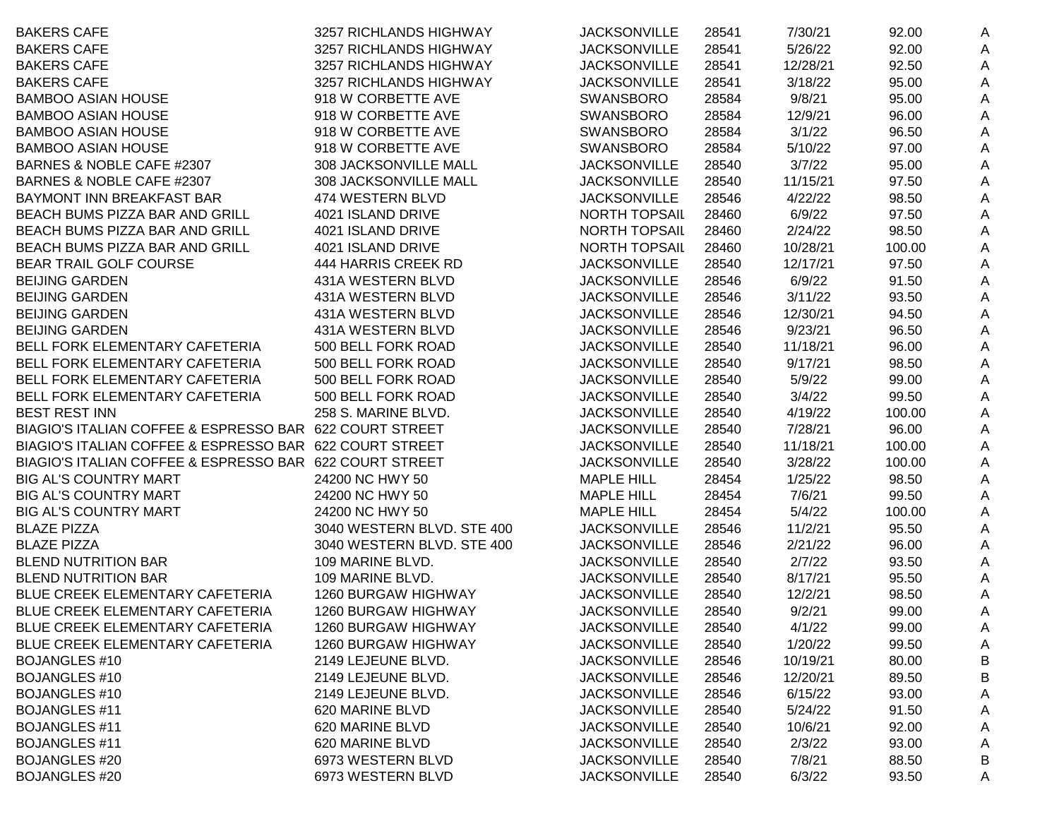| | | | | | | |
|---|---|---|---|---|---|---|
| BAKERS CAFE | 3257 RICHLANDS HIGHWAY | JACKSONVILLE | 28541 | 7/30/21 | 92.00 | A |
| BAKERS CAFE | 3257 RICHLANDS HIGHWAY | JACKSONVILLE | 28541 | 5/26/22 | 92.00 | A |
| BAKERS CAFE | 3257 RICHLANDS HIGHWAY | JACKSONVILLE | 28541 | 12/28/21 | 92.50 | A |
| BAKERS CAFE | 3257 RICHLANDS HIGHWAY | JACKSONVILLE | 28541 | 3/18/22 | 95.00 | A |
| BAMBOO ASIAN HOUSE | 918 W CORBETTE AVE | SWANSBORO | 28584 | 9/8/21 | 95.00 | A |
| BAMBOO ASIAN HOUSE | 918 W CORBETTE AVE | SWANSBORO | 28584 | 12/9/21 | 96.00 | A |
| BAMBOO ASIAN HOUSE | 918 W CORBETTE AVE | SWANSBORO | 28584 | 3/1/22 | 96.50 | A |
| BAMBOO ASIAN HOUSE | 918 W CORBETTE AVE | SWANSBORO | 28584 | 5/10/22 | 97.00 | A |
| BARNES & NOBLE CAFE #2307 | 308 JACKSONVILLE MALL | JACKSONVILLE | 28540 | 3/7/22 | 95.00 | A |
| BARNES & NOBLE CAFE #2307 | 308 JACKSONVILLE MALL | JACKSONVILLE | 28540 | 11/15/21 | 97.50 | A |
| BAYMONT INN BREAKFAST BAR | 474 WESTERN BLVD | JACKSONVILLE | 28546 | 4/22/22 | 98.50 | A |
| BEACH BUMS PIZZA BAR AND GRILL | 4021 ISLAND DRIVE | NORTH TOPSAIL | 28460 | 6/9/22 | 97.50 | A |
| BEACH BUMS PIZZA BAR AND GRILL | 4021 ISLAND DRIVE | NORTH TOPSAIL | 28460 | 2/24/22 | 98.50 | A |
| BEACH BUMS PIZZA BAR AND GRILL | 4021 ISLAND DRIVE | NORTH TOPSAIL | 28460 | 10/28/21 | 100.00 | A |
| BEAR TRAIL GOLF COURSE | 444 HARRIS CREEK RD | JACKSONVILLE | 28540 | 12/17/21 | 97.50 | A |
| BEIJING GARDEN | 431A WESTERN BLVD | JACKSONVILLE | 28546 | 6/9/22 | 91.50 | A |
| BEIJING GARDEN | 431A WESTERN BLVD | JACKSONVILLE | 28546 | 3/11/22 | 93.50 | A |
| BEIJING GARDEN | 431A WESTERN BLVD | JACKSONVILLE | 28546 | 12/30/21 | 94.50 | A |
| BEIJING GARDEN | 431A WESTERN BLVD | JACKSONVILLE | 28546 | 9/23/21 | 96.50 | A |
| BELL FORK ELEMENTARY CAFETERIA | 500 BELL FORK ROAD | JACKSONVILLE | 28540 | 11/18/21 | 96.00 | A |
| BELL FORK ELEMENTARY CAFETERIA | 500 BELL FORK ROAD | JACKSONVILLE | 28540 | 9/17/21 | 98.50 | A |
| BELL FORK ELEMENTARY CAFETERIA | 500 BELL FORK ROAD | JACKSONVILLE | 28540 | 5/9/22 | 99.00 | A |
| BELL FORK ELEMENTARY CAFETERIA | 500 BELL FORK ROAD | JACKSONVILLE | 28540 | 3/4/22 | 99.50 | A |
| BEST REST INN | 258 S. MARINE BLVD. | JACKSONVILLE | 28540 | 4/19/22 | 100.00 | A |
| BIAGIO'S ITALIAN COFFEE & ESPRESSO BAR | 622 COURT STREET | JACKSONVILLE | 28540 | 7/28/21 | 96.00 | A |
| BIAGIO'S ITALIAN COFFEE & ESPRESSO BAR | 622 COURT STREET | JACKSONVILLE | 28540 | 11/18/21 | 100.00 | A |
| BIAGIO'S ITALIAN COFFEE & ESPRESSO BAR | 622 COURT STREET | JACKSONVILLE | 28540 | 3/28/22 | 100.00 | A |
| BIG AL'S COUNTRY MART | 24200 NC HWY 50 | MAPLE HILL | 28454 | 1/25/22 | 98.50 | A |
| BIG AL'S COUNTRY MART | 24200 NC HWY 50 | MAPLE HILL | 28454 | 7/6/21 | 99.50 | A |
| BIG AL'S COUNTRY MART | 24200 NC HWY 50 | MAPLE HILL | 28454 | 5/4/22 | 100.00 | A |
| BLAZE PIZZA | 3040 WESTERN BLVD. STE 400 | JACKSONVILLE | 28546 | 11/2/21 | 95.50 | A |
| BLAZE PIZZA | 3040 WESTERN BLVD. STE 400 | JACKSONVILLE | 28546 | 2/21/22 | 96.00 | A |
| BLEND NUTRITION BAR | 109 MARINE BLVD. | JACKSONVILLE | 28540 | 2/7/22 | 93.50 | A |
| BLEND NUTRITION BAR | 109 MARINE BLVD. | JACKSONVILLE | 28540 | 8/17/21 | 95.50 | A |
| BLUE CREEK ELEMENTARY CAFETERIA | 1260 BURGAW HIGHWAY | JACKSONVILLE | 28540 | 12/2/21 | 98.50 | A |
| BLUE CREEK ELEMENTARY CAFETERIA | 1260 BURGAW HIGHWAY | JACKSONVILLE | 28540 | 9/2/21 | 99.00 | A |
| BLUE CREEK ELEMENTARY CAFETERIA | 1260 BURGAW HIGHWAY | JACKSONVILLE | 28540 | 4/1/22 | 99.00 | A |
| BLUE CREEK ELEMENTARY CAFETERIA | 1260 BURGAW HIGHWAY | JACKSONVILLE | 28540 | 1/20/22 | 99.50 | A |
| BOJANGLES #10 | 2149 LEJEUNE BLVD. | JACKSONVILLE | 28546 | 10/19/21 | 80.00 | B |
| BOJANGLES #10 | 2149 LEJEUNE BLVD. | JACKSONVILLE | 28546 | 12/20/21 | 89.50 | B |
| BOJANGLES #10 | 2149 LEJEUNE BLVD. | JACKSONVILLE | 28546 | 6/15/22 | 93.00 | A |
| BOJANGLES #11 | 620 MARINE BLVD | JACKSONVILLE | 28540 | 5/24/22 | 91.50 | A |
| BOJANGLES #11 | 620 MARINE BLVD | JACKSONVILLE | 28540 | 10/6/21 | 92.00 | A |
| BOJANGLES #11 | 620 MARINE BLVD | JACKSONVILLE | 28540 | 2/3/22 | 93.00 | A |
| BOJANGLES #20 | 6973 WESTERN BLVD | JACKSONVILLE | 28540 | 7/8/21 | 88.50 | B |
| BOJANGLES #20 | 6973 WESTERN BLVD | JACKSONVILLE | 28540 | 6/3/22 | 93.50 | A |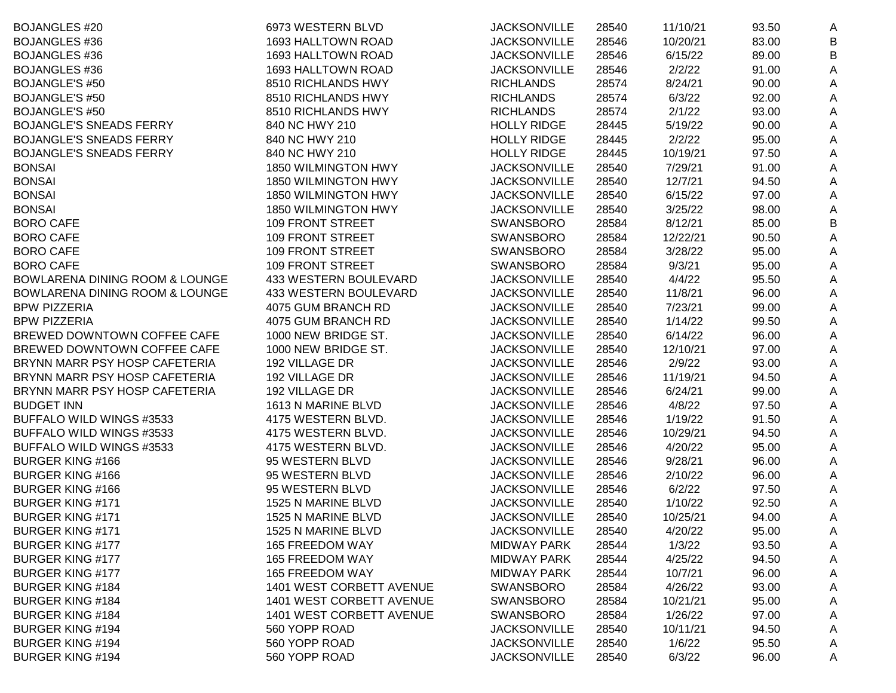| | | | | | | |
|---|---|---|---|---|---|---|
| BOJANGLES #20 | 6973 WESTERN BLVD | JACKSONVILLE | 28540 | 11/10/21 | 93.50 | A |
| BOJANGLES #36 | 1693 HALLTOWN ROAD | JACKSONVILLE | 28546 | 10/20/21 | 83.00 | B |
| BOJANGLES #36 | 1693 HALLTOWN ROAD | JACKSONVILLE | 28546 | 6/15/22 | 89.00 | B |
| BOJANGLES #36 | 1693 HALLTOWN ROAD | JACKSONVILLE | 28546 | 2/2/22 | 91.00 | A |
| BOJANGLE'S #50 | 8510 RICHLANDS HWY | RICHLANDS | 28574 | 8/24/21 | 90.00 | A |
| BOJANGLE'S #50 | 8510 RICHLANDS HWY | RICHLANDS | 28574 | 6/3/22 | 92.00 | A |
| BOJANGLE'S #50 | 8510 RICHLANDS HWY | RICHLANDS | 28574 | 2/1/22 | 93.00 | A |
| BOJANGLE'S SNEADS FERRY | 840 NC HWY 210 | HOLLY RIDGE | 28445 | 5/19/22 | 90.00 | A |
| BOJANGLE'S SNEADS FERRY | 840 NC HWY 210 | HOLLY RIDGE | 28445 | 2/2/22 | 95.00 | A |
| BOJANGLE'S SNEADS FERRY | 840 NC HWY 210 | HOLLY RIDGE | 28445 | 10/19/21 | 97.50 | A |
| BONSAI | 1850 WILMINGTON HWY | JACKSONVILLE | 28540 | 7/29/21 | 91.00 | A |
| BONSAI | 1850 WILMINGTON HWY | JACKSONVILLE | 28540 | 12/7/21 | 94.50 | A |
| BONSAI | 1850 WILMINGTON HWY | JACKSONVILLE | 28540 | 6/15/22 | 97.00 | A |
| BONSAI | 1850 WILMINGTON HWY | JACKSONVILLE | 28540 | 3/25/22 | 98.00 | A |
| BORO CAFE | 109 FRONT STREET | SWANSBORO | 28584 | 8/12/21 | 85.00 | B |
| BORO CAFE | 109 FRONT STREET | SWANSBORO | 28584 | 12/22/21 | 90.50 | A |
| BORO CAFE | 109 FRONT STREET | SWANSBORO | 28584 | 3/28/22 | 95.00 | A |
| BORO CAFE | 109 FRONT STREET | SWANSBORO | 28584 | 9/3/21 | 95.00 | A |
| BOWLARENA DINING ROOM & LOUNGE | 433 WESTERN BOULEVARD | JACKSONVILLE | 28540 | 4/4/22 | 95.50 | A |
| BOWLARENA DINING ROOM & LOUNGE | 433 WESTERN BOULEVARD | JACKSONVILLE | 28540 | 11/8/21 | 96.00 | A |
| BPW PIZZERIA | 4075 GUM BRANCH RD | JACKSONVILLE | 28540 | 7/23/21 | 99.00 | A |
| BPW PIZZERIA | 4075 GUM BRANCH RD | JACKSONVILLE | 28540 | 1/14/22 | 99.50 | A |
| BREWED DOWNTOWN COFFEE CAFE | 1000 NEW BRIDGE ST. | JACKSONVILLE | 28540 | 6/14/22 | 96.00 | A |
| BREWED DOWNTOWN COFFEE CAFE | 1000 NEW BRIDGE ST. | JACKSONVILLE | 28540 | 12/10/21 | 97.00 | A |
| BRYNN MARR PSY HOSP CAFETERIA | 192 VILLAGE DR | JACKSONVILLE | 28546 | 2/9/22 | 93.00 | A |
| BRYNN MARR PSY HOSP CAFETERIA | 192 VILLAGE DR | JACKSONVILLE | 28546 | 11/19/21 | 94.50 | A |
| BRYNN MARR PSY HOSP CAFETERIA | 192 VILLAGE DR | JACKSONVILLE | 28546 | 6/24/21 | 99.00 | A |
| BUDGET INN | 1613 N MARINE BLVD | JACKSONVILLE | 28546 | 4/8/22 | 97.50 | A |
| BUFFALO WILD WINGS #3533 | 4175 WESTERN BLVD. | JACKSONVILLE | 28546 | 1/19/22 | 91.50 | A |
| BUFFALO WILD WINGS #3533 | 4175 WESTERN BLVD. | JACKSONVILLE | 28546 | 10/29/21 | 94.50 | A |
| BUFFALO WILD WINGS #3533 | 4175 WESTERN BLVD. | JACKSONVILLE | 28546 | 4/20/22 | 95.00 | A |
| BURGER KING #166 | 95 WESTERN BLVD | JACKSONVILLE | 28546 | 9/28/21 | 96.00 | A |
| BURGER KING #166 | 95 WESTERN BLVD | JACKSONVILLE | 28546 | 2/10/22 | 96.00 | A |
| BURGER KING #166 | 95 WESTERN BLVD | JACKSONVILLE | 28546 | 6/2/22 | 97.50 | A |
| BURGER KING #171 | 1525 N MARINE BLVD | JACKSONVILLE | 28540 | 1/10/22 | 92.50 | A |
| BURGER KING #171 | 1525 N MARINE BLVD | JACKSONVILLE | 28540 | 10/25/21 | 94.00 | A |
| BURGER KING #171 | 1525 N MARINE BLVD | JACKSONVILLE | 28540 | 4/20/22 | 95.00 | A |
| BURGER KING #177 | 165 FREEDOM WAY | MIDWAY PARK | 28544 | 1/3/22 | 93.50 | A |
| BURGER KING #177 | 165 FREEDOM WAY | MIDWAY PARK | 28544 | 4/25/22 | 94.50 | A |
| BURGER KING #177 | 165 FREEDOM WAY | MIDWAY PARK | 28544 | 10/7/21 | 96.00 | A |
| BURGER KING #184 | 1401 WEST CORBETT AVENUE | SWANSBORO | 28584 | 4/26/22 | 93.00 | A |
| BURGER KING #184 | 1401 WEST CORBETT AVENUE | SWANSBORO | 28584 | 10/21/21 | 95.00 | A |
| BURGER KING #184 | 1401 WEST CORBETT AVENUE | SWANSBORO | 28584 | 1/26/22 | 97.00 | A |
| BURGER KING #194 | 560 YOPP ROAD | JACKSONVILLE | 28540 | 10/11/21 | 94.50 | A |
| BURGER KING #194 | 560 YOPP ROAD | JACKSONVILLE | 28540 | 1/6/22 | 95.50 | A |
| BURGER KING #194 | 560 YOPP ROAD | JACKSONVILLE | 28540 | 6/3/22 | 96.00 | A |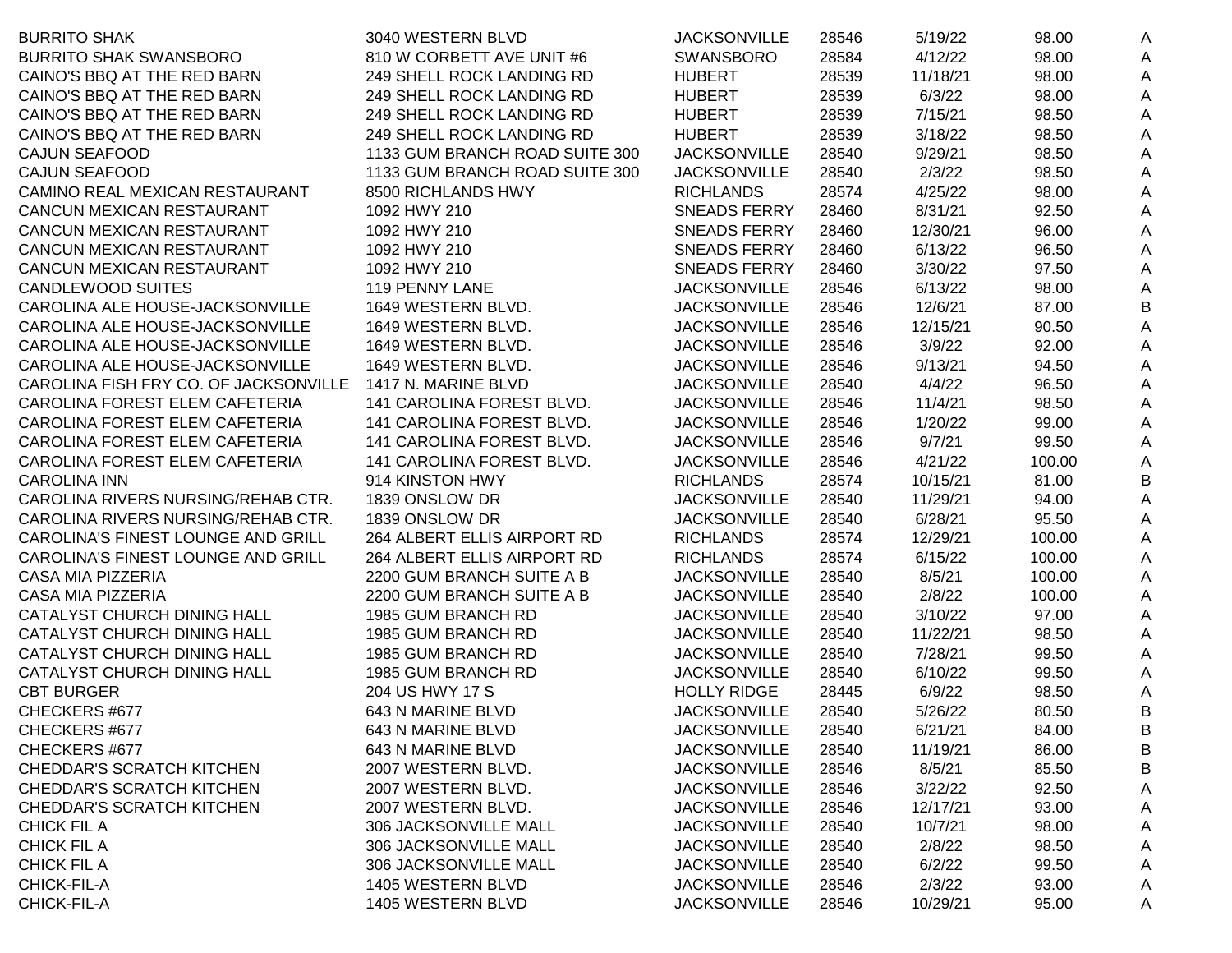| | | | | | | |
|---|---|---|---|---|---|---|
| BURRITO SHAK | 3040 WESTERN BLVD | JACKSONVILLE | 28546 | 5/19/22 | 98.00 | A |
| BURRITO SHAK SWANSBORO | 810 W CORBETT AVE UNIT #6 | SWANSBORO | 28584 | 4/12/22 | 98.00 | A |
| CAINO'S BBQ AT THE RED BARN | 249 SHELL ROCK LANDING RD | HUBERT | 28539 | 11/18/21 | 98.00 | A |
| CAINO'S BBQ AT THE RED BARN | 249 SHELL ROCK LANDING RD | HUBERT | 28539 | 6/3/22 | 98.00 | A |
| CAINO'S BBQ AT THE RED BARN | 249 SHELL ROCK LANDING RD | HUBERT | 28539 | 7/15/21 | 98.50 | A |
| CAINO'S BBQ AT THE RED BARN | 249 SHELL ROCK LANDING RD | HUBERT | 28539 | 3/18/22 | 98.50 | A |
| CAJUN SEAFOOD | 1133 GUM BRANCH ROAD SUITE 300 | JACKSONVILLE | 28540 | 9/29/21 | 98.50 | A |
| CAJUN SEAFOOD | 1133 GUM BRANCH ROAD SUITE 300 | JACKSONVILLE | 28540 | 2/3/22 | 98.50 | A |
| CAMINO REAL MEXICAN RESTAURANT | 8500 RICHLANDS HWY | RICHLANDS | 28574 | 4/25/22 | 98.00 | A |
| CANCUN MEXICAN RESTAURANT | 1092 HWY 210 | SNEADS FERRY | 28460 | 8/31/21 | 92.50 | A |
| CANCUN MEXICAN RESTAURANT | 1092 HWY 210 | SNEADS FERRY | 28460 | 12/30/21 | 96.00 | A |
| CANCUN MEXICAN RESTAURANT | 1092 HWY 210 | SNEADS FERRY | 28460 | 6/13/22 | 96.50 | A |
| CANCUN MEXICAN RESTAURANT | 1092 HWY 210 | SNEADS FERRY | 28460 | 3/30/22 | 97.50 | A |
| CANDLEWOOD SUITES | 119 PENNY LANE | JACKSONVILLE | 28546 | 6/13/22 | 98.00 | A |
| CAROLINA ALE HOUSE-JACKSONVILLE | 1649 WESTERN BLVD. | JACKSONVILLE | 28546 | 12/6/21 | 87.00 | B |
| CAROLINA ALE HOUSE-JACKSONVILLE | 1649 WESTERN BLVD. | JACKSONVILLE | 28546 | 12/15/21 | 90.50 | A |
| CAROLINA ALE HOUSE-JACKSONVILLE | 1649 WESTERN BLVD. | JACKSONVILLE | 28546 | 3/9/22 | 92.00 | A |
| CAROLINA ALE HOUSE-JACKSONVILLE | 1649 WESTERN BLVD. | JACKSONVILLE | 28546 | 9/13/21 | 94.50 | A |
| CAROLINA FISH FRY CO. OF JACKSONVILLE | 1417 N. MARINE BLVD | JACKSONVILLE | 28540 | 4/4/22 | 96.50 | A |
| CAROLINA FOREST ELEM CAFETERIA | 141 CAROLINA FOREST BLVD. | JACKSONVILLE | 28546 | 11/4/21 | 98.50 | A |
| CAROLINA FOREST ELEM CAFETERIA | 141 CAROLINA FOREST BLVD. | JACKSONVILLE | 28546 | 1/20/22 | 99.00 | A |
| CAROLINA FOREST ELEM CAFETERIA | 141 CAROLINA FOREST BLVD. | JACKSONVILLE | 28546 | 9/7/21 | 99.50 | A |
| CAROLINA FOREST ELEM CAFETERIA | 141 CAROLINA FOREST BLVD. | JACKSONVILLE | 28546 | 4/21/22 | 100.00 | A |
| CAROLINA INN | 914 KINSTON HWY | RICHLANDS | 28574 | 10/15/21 | 81.00 | B |
| CAROLINA RIVERS NURSING/REHAB CTR. | 1839 ONSLOW DR | JACKSONVILLE | 28540 | 11/29/21 | 94.00 | A |
| CAROLINA RIVERS NURSING/REHAB CTR. | 1839 ONSLOW DR | JACKSONVILLE | 28540 | 6/28/21 | 95.50 | A |
| CAROLINA'S FINEST LOUNGE AND GRILL | 264 ALBERT ELLIS AIRPORT RD | RICHLANDS | 28574 | 12/29/21 | 100.00 | A |
| CAROLINA'S FINEST LOUNGE AND GRILL | 264 ALBERT ELLIS AIRPORT RD | RICHLANDS | 28574 | 6/15/22 | 100.00 | A |
| CASA MIA PIZZERIA | 2200 GUM BRANCH SUITE A B | JACKSONVILLE | 28540 | 8/5/21 | 100.00 | A |
| CASA MIA PIZZERIA | 2200 GUM BRANCH SUITE A B | JACKSONVILLE | 28540 | 2/8/22 | 100.00 | A |
| CATALYST CHURCH DINING HALL | 1985 GUM BRANCH RD | JACKSONVILLE | 28540 | 3/10/22 | 97.00 | A |
| CATALYST CHURCH DINING HALL | 1985 GUM BRANCH RD | JACKSONVILLE | 28540 | 11/22/21 | 98.50 | A |
| CATALYST CHURCH DINING HALL | 1985 GUM BRANCH RD | JACKSONVILLE | 28540 | 7/28/21 | 99.50 | A |
| CATALYST CHURCH DINING HALL | 1985 GUM BRANCH RD | JACKSONVILLE | 28540 | 6/10/22 | 99.50 | A |
| CBT BURGER | 204 US HWY 17 S | HOLLY RIDGE | 28445 | 6/9/22 | 98.50 | A |
| CHECKERS #677 | 643 N MARINE BLVD | JACKSONVILLE | 28540 | 5/26/22 | 80.50 | B |
| CHECKERS #677 | 643 N MARINE BLVD | JACKSONVILLE | 28540 | 6/21/21 | 84.00 | B |
| CHECKERS #677 | 643 N MARINE BLVD | JACKSONVILLE | 28540 | 11/19/21 | 86.00 | B |
| CHEDDAR'S SCRATCH KITCHEN | 2007 WESTERN BLVD. | JACKSONVILLE | 28546 | 8/5/21 | 85.50 | B |
| CHEDDAR'S SCRATCH KITCHEN | 2007 WESTERN BLVD. | JACKSONVILLE | 28546 | 3/22/22 | 92.50 | A |
| CHEDDAR'S SCRATCH KITCHEN | 2007 WESTERN BLVD. | JACKSONVILLE | 28546 | 12/17/21 | 93.00 | A |
| CHICK FIL A | 306 JACKSONVILLE MALL | JACKSONVILLE | 28540 | 10/7/21 | 98.00 | A |
| CHICK FIL A | 306 JACKSONVILLE MALL | JACKSONVILLE | 28540 | 2/8/22 | 98.50 | A |
| CHICK FIL A | 306 JACKSONVILLE MALL | JACKSONVILLE | 28540 | 6/2/22 | 99.50 | A |
| CHICK-FIL-A | 1405 WESTERN BLVD | JACKSONVILLE | 28546 | 2/3/22 | 93.00 | A |
| CHICK-FIL-A | 1405 WESTERN BLVD | JACKSONVILLE | 28546 | 10/29/21 | 95.00 | A |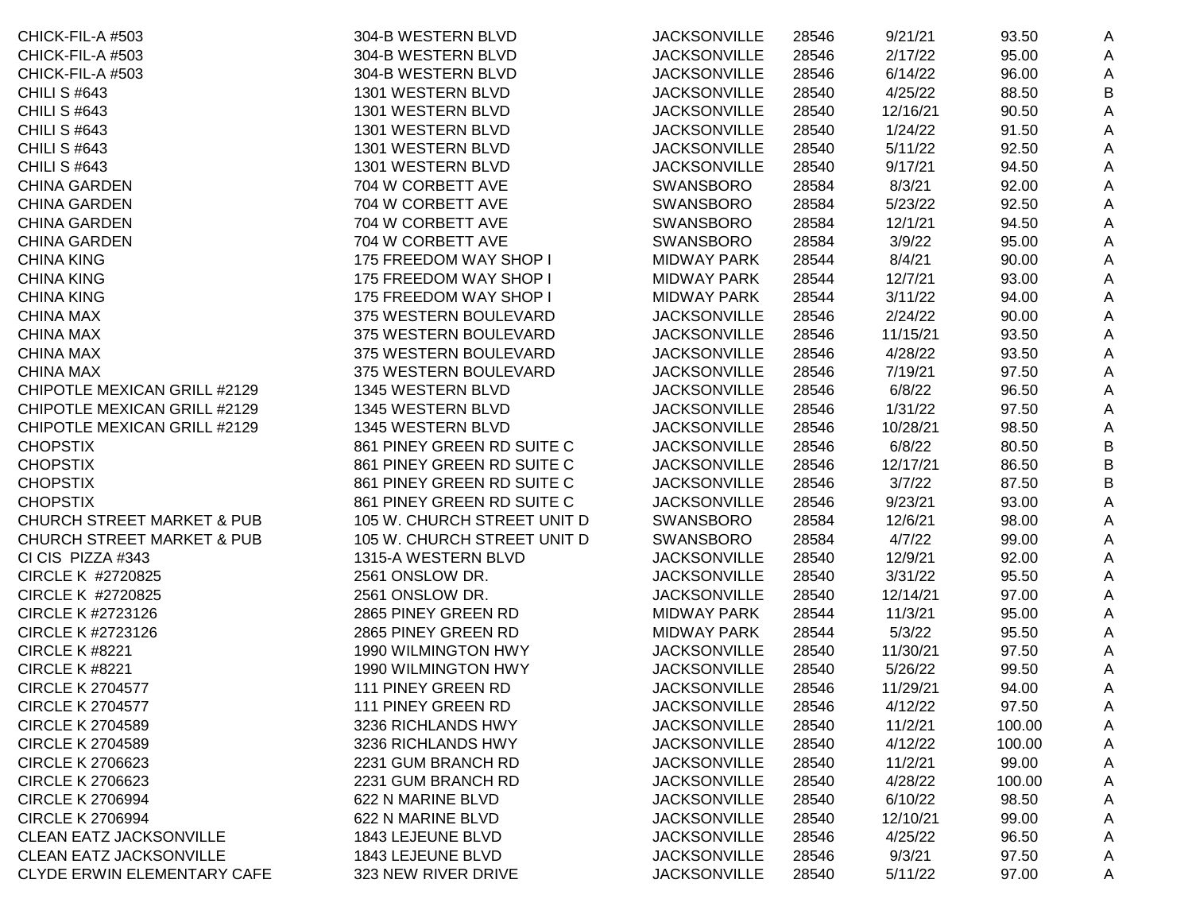| | | | | | | |
|---|---|---|---|---|---|---|
| CHICK-FIL-A #503 | 304-B WESTERN BLVD | JACKSONVILLE | 28546 | 9/21/21 | 93.50 | A |
| CHICK-FIL-A #503 | 304-B WESTERN BLVD | JACKSONVILLE | 28546 | 2/17/22 | 95.00 | A |
| CHICK-FIL-A #503 | 304-B WESTERN BLVD | JACKSONVILLE | 28546 | 6/14/22 | 96.00 | A |
| CHILI S #643 | 1301 WESTERN BLVD | JACKSONVILLE | 28540 | 4/25/22 | 88.50 | B |
| CHILI S #643 | 1301 WESTERN BLVD | JACKSONVILLE | 28540 | 12/16/21 | 90.50 | A |
| CHILI S #643 | 1301 WESTERN BLVD | JACKSONVILLE | 28540 | 1/24/22 | 91.50 | A |
| CHILI S #643 | 1301 WESTERN BLVD | JACKSONVILLE | 28540 | 5/11/22 | 92.50 | A |
| CHILI S #643 | 1301 WESTERN BLVD | JACKSONVILLE | 28540 | 9/17/21 | 94.50 | A |
| CHINA GARDEN | 704 W CORBETT AVE | SWANSBORO | 28584 | 8/3/21 | 92.00 | A |
| CHINA GARDEN | 704 W CORBETT AVE | SWANSBORO | 28584 | 5/23/22 | 92.50 | A |
| CHINA GARDEN | 704 W CORBETT AVE | SWANSBORO | 28584 | 12/1/21 | 94.50 | A |
| CHINA GARDEN | 704 W CORBETT AVE | SWANSBORO | 28584 | 3/9/22 | 95.00 | A |
| CHINA KING | 175 FREEDOM WAY SHOP I | MIDWAY PARK | 28544 | 8/4/21 | 90.00 | A |
| CHINA KING | 175 FREEDOM WAY SHOP I | MIDWAY PARK | 28544 | 12/7/21 | 93.00 | A |
| CHINA KING | 175 FREEDOM WAY SHOP I | MIDWAY PARK | 28544 | 3/11/22 | 94.00 | A |
| CHINA MAX | 375 WESTERN BOULEVARD | JACKSONVILLE | 28546 | 2/24/22 | 90.00 | A |
| CHINA MAX | 375 WESTERN BOULEVARD | JACKSONVILLE | 28546 | 11/15/21 | 93.50 | A |
| CHINA MAX | 375 WESTERN BOULEVARD | JACKSONVILLE | 28546 | 4/28/22 | 93.50 | A |
| CHINA MAX | 375 WESTERN BOULEVARD | JACKSONVILLE | 28546 | 7/19/21 | 97.50 | A |
| CHIPOTLE MEXICAN GRILL #2129 | 1345 WESTERN BLVD | JACKSONVILLE | 28546 | 6/8/22 | 96.50 | A |
| CHIPOTLE MEXICAN GRILL #2129 | 1345 WESTERN BLVD | JACKSONVILLE | 28546 | 1/31/22 | 97.50 | A |
| CHIPOTLE MEXICAN GRILL #2129 | 1345 WESTERN BLVD | JACKSONVILLE | 28546 | 10/28/21 | 98.50 | A |
| CHOPSTIX | 861 PINEY GREEN RD SUITE C | JACKSONVILLE | 28546 | 6/8/22 | 80.50 | B |
| CHOPSTIX | 861 PINEY GREEN RD SUITE C | JACKSONVILLE | 28546 | 12/17/21 | 86.50 | B |
| CHOPSTIX | 861 PINEY GREEN RD SUITE C | JACKSONVILLE | 28546 | 3/7/22 | 87.50 | B |
| CHOPSTIX | 861 PINEY GREEN RD SUITE C | JACKSONVILLE | 28546 | 9/23/21 | 93.00 | A |
| CHURCH STREET MARKET & PUB | 105 W. CHURCH STREET UNIT D | SWANSBORO | 28584 | 12/6/21 | 98.00 | A |
| CHURCH STREET MARKET & PUB | 105 W. CHURCH STREET UNIT D | SWANSBORO | 28584 | 4/7/22 | 99.00 | A |
| CI CIS PIZZA #343 | 1315-A WESTERN BLVD | JACKSONVILLE | 28540 | 12/9/21 | 92.00 | A |
| CIRCLE K #2720825 | 2561 ONSLOW DR. | JACKSONVILLE | 28540 | 3/31/22 | 95.50 | A |
| CIRCLE K #2720825 | 2561 ONSLOW DR. | JACKSONVILLE | 28540 | 12/14/21 | 97.00 | A |
| CIRCLE K #2723126 | 2865 PINEY GREEN RD | MIDWAY PARK | 28544 | 11/3/21 | 95.00 | A |
| CIRCLE K #2723126 | 2865 PINEY GREEN RD | MIDWAY PARK | 28544 | 5/3/22 | 95.50 | A |
| CIRCLE K #8221 | 1990 WILMINGTON HWY | JACKSONVILLE | 28540 | 11/30/21 | 97.50 | A |
| CIRCLE K #8221 | 1990 WILMINGTON HWY | JACKSONVILLE | 28540 | 5/26/22 | 99.50 | A |
| CIRCLE K 2704577 | 111 PINEY GREEN RD | JACKSONVILLE | 28546 | 11/29/21 | 94.00 | A |
| CIRCLE K 2704577 | 111 PINEY GREEN RD | JACKSONVILLE | 28546 | 4/12/22 | 97.50 | A |
| CIRCLE K 2704589 | 3236 RICHLANDS HWY | JACKSONVILLE | 28540 | 11/2/21 | 100.00 | A |
| CIRCLE K 2704589 | 3236 RICHLANDS HWY | JACKSONVILLE | 28540 | 4/12/22 | 100.00 | A |
| CIRCLE K 2706623 | 2231 GUM BRANCH RD | JACKSONVILLE | 28540 | 11/2/21 | 99.00 | A |
| CIRCLE K 2706623 | 2231 GUM BRANCH RD | JACKSONVILLE | 28540 | 4/28/22 | 100.00 | A |
| CIRCLE K 2706994 | 622 N MARINE BLVD | JACKSONVILLE | 28540 | 6/10/22 | 98.50 | A |
| CIRCLE K 2706994 | 622 N MARINE BLVD | JACKSONVILLE | 28540 | 12/10/21 | 99.00 | A |
| CLEAN EATZ JACKSONVILLE | 1843 LEJEUNE BLVD | JACKSONVILLE | 28546 | 4/25/22 | 96.50 | A |
| CLEAN EATZ JACKSONVILLE | 1843 LEJEUNE BLVD | JACKSONVILLE | 28546 | 9/3/21 | 97.50 | A |
| CLYDE ERWIN ELEMENTARY CAFE | 323 NEW RIVER DRIVE | JACKSONVILLE | 28540 | 5/11/22 | 97.00 | A |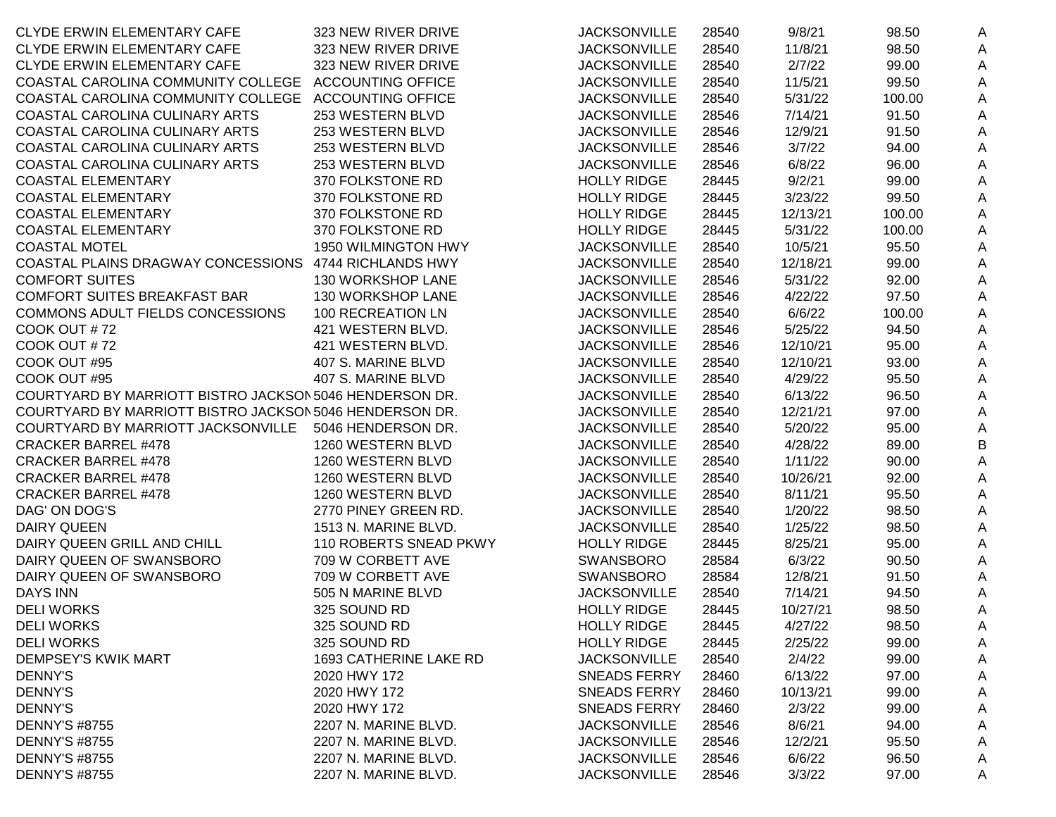| | | | | | | |
|---|---|---|---|---|---|---|
| CLYDE ERWIN ELEMENTARY CAFE | 323 NEW RIVER DRIVE | JACKSONVILLE | 28540 | 9/8/21 | 98.50 | A |
| CLYDE ERWIN ELEMENTARY CAFE | 323 NEW RIVER DRIVE | JACKSONVILLE | 28540 | 11/8/21 | 98.50 | A |
| CLYDE ERWIN ELEMENTARY CAFE | 323 NEW RIVER DRIVE | JACKSONVILLE | 28540 | 2/7/22 | 99.00 | A |
| COASTAL CAROLINA COMMUNITY COLLEGE | ACCOUNTING OFFICE | JACKSONVILLE | 28540 | 11/5/21 | 99.50 | A |
| COASTAL CAROLINA COMMUNITY COLLEGE | ACCOUNTING OFFICE | JACKSONVILLE | 28540 | 5/31/22 | 100.00 | A |
| COASTAL CAROLINA CULINARY ARTS | 253 WESTERN BLVD | JACKSONVILLE | 28546 | 7/14/21 | 91.50 | A |
| COASTAL CAROLINA CULINARY ARTS | 253 WESTERN BLVD | JACKSONVILLE | 28546 | 12/9/21 | 91.50 | A |
| COASTAL CAROLINA CULINARY ARTS | 253 WESTERN BLVD | JACKSONVILLE | 28546 | 3/7/22 | 94.00 | A |
| COASTAL CAROLINA CULINARY ARTS | 253 WESTERN BLVD | JACKSONVILLE | 28546 | 6/8/22 | 96.00 | A |
| COASTAL ELEMENTARY | 370 FOLKSTONE RD | HOLLY RIDGE | 28445 | 9/2/21 | 99.00 | A |
| COASTAL ELEMENTARY | 370 FOLKSTONE RD | HOLLY RIDGE | 28445 | 3/23/22 | 99.50 | A |
| COASTAL ELEMENTARY | 370 FOLKSTONE RD | HOLLY RIDGE | 28445 | 12/13/21 | 100.00 | A |
| COASTAL ELEMENTARY | 370 FOLKSTONE RD | HOLLY RIDGE | 28445 | 5/31/22 | 100.00 | A |
| COASTAL MOTEL | 1950 WILMINGTON HWY | JACKSONVILLE | 28540 | 10/5/21 | 95.50 | A |
| COASTAL PLAINS DRAGWAY CONCESSIONS | 4744 RICHLANDS HWY | JACKSONVILLE | 28540 | 12/18/21 | 99.00 | A |
| COMFORT SUITES | 130 WORKSHOP LANE | JACKSONVILLE | 28546 | 5/31/22 | 92.00 | A |
| COMFORT SUITES BREAKFAST BAR | 130 WORKSHOP LANE | JACKSONVILLE | 28546 | 4/22/22 | 97.50 | A |
| COMMONS ADULT FIELDS CONCESSIONS | 100 RECREATION LN | JACKSONVILLE | 28540 | 6/6/22 | 100.00 | A |
| COOK OUT # 72 | 421 WESTERN BLVD. | JACKSONVILLE | 28546 | 5/25/22 | 94.50 | A |
| COOK OUT # 72 | 421 WESTERN BLVD. | JACKSONVILLE | 28546 | 12/10/21 | 95.00 | A |
| COOK OUT #95 | 407 S. MARINE BLVD | JACKSONVILLE | 28540 | 12/10/21 | 93.00 | A |
| COOK OUT #95 | 407 S. MARINE BLVD | JACKSONVILLE | 28540 | 4/29/22 | 95.50 | A |
| COURTYARD BY MARRIOTT BISTRO JACKSON | 5046 HENDERSON DR. | JACKSONVILLE | 28540 | 6/13/22 | 96.50 | A |
| COURTYARD BY MARRIOTT BISTRO JACKSON | 5046 HENDERSON DR. | JACKSONVILLE | 28540 | 12/21/21 | 97.00 | A |
| COURTYARD BY MARRIOTT JACKSONVILLE | 5046 HENDERSON DR. | JACKSONVILLE | 28540 | 5/20/22 | 95.00 | A |
| CRACKER BARREL #478 | 1260 WESTERN BLVD | JACKSONVILLE | 28540 | 4/28/22 | 89.00 | B |
| CRACKER BARREL #478 | 1260 WESTERN BLVD | JACKSONVILLE | 28540 | 1/11/22 | 90.00 | A |
| CRACKER BARREL #478 | 1260 WESTERN BLVD | JACKSONVILLE | 28540 | 10/26/21 | 92.00 | A |
| CRACKER BARREL #478 | 1260 WESTERN BLVD | JACKSONVILLE | 28540 | 8/11/21 | 95.50 | A |
| DAG' ON DOG'S | 2770 PINEY GREEN RD. | JACKSONVILLE | 28540 | 1/20/22 | 98.50 | A |
| DAIRY QUEEN | 1513 N. MARINE BLVD. | JACKSONVILLE | 28540 | 1/25/22 | 98.50 | A |
| DAIRY QUEEN GRILL AND CHILL | 110 ROBERTS SNEAD PKWY | HOLLY RIDGE | 28445 | 8/25/21 | 95.00 | A |
| DAIRY QUEEN OF SWANSBORO | 709 W CORBETT AVE | SWANSBORO | 28584 | 6/3/22 | 90.50 | A |
| DAIRY QUEEN OF SWANSBORO | 709 W CORBETT AVE | SWANSBORO | 28584 | 12/8/21 | 91.50 | A |
| DAYS INN | 505 N MARINE BLVD | JACKSONVILLE | 28540 | 7/14/21 | 94.50 | A |
| DELI WORKS | 325 SOUND RD | HOLLY RIDGE | 28445 | 10/27/21 | 98.50 | A |
| DELI WORKS | 325 SOUND RD | HOLLY RIDGE | 28445 | 4/27/22 | 98.50 | A |
| DELI WORKS | 325 SOUND RD | HOLLY RIDGE | 28445 | 2/25/22 | 99.00 | A |
| DEMPSEY'S KWIK MART | 1693 CATHERINE LAKE RD | JACKSONVILLE | 28540 | 2/4/22 | 99.00 | A |
| DENNY'S | 2020 HWY 172 | SNEADS FERRY | 28460 | 6/13/22 | 97.00 | A |
| DENNY'S | 2020 HWY 172 | SNEADS FERRY | 28460 | 10/13/21 | 99.00 | A |
| DENNY'S | 2020 HWY 172 | SNEADS FERRY | 28460 | 2/3/22 | 99.00 | A |
| DENNY'S #8755 | 2207 N. MARINE BLVD. | JACKSONVILLE | 28546 | 8/6/21 | 94.00 | A |
| DENNY'S #8755 | 2207 N. MARINE BLVD. | JACKSONVILLE | 28546 | 12/2/21 | 95.50 | A |
| DENNY'S #8755 | 2207 N. MARINE BLVD. | JACKSONVILLE | 28546 | 6/6/22 | 96.50 | A |
| DENNY'S #8755 | 2207 N. MARINE BLVD. | JACKSONVILLE | 28546 | 3/3/22 | 97.00 | A |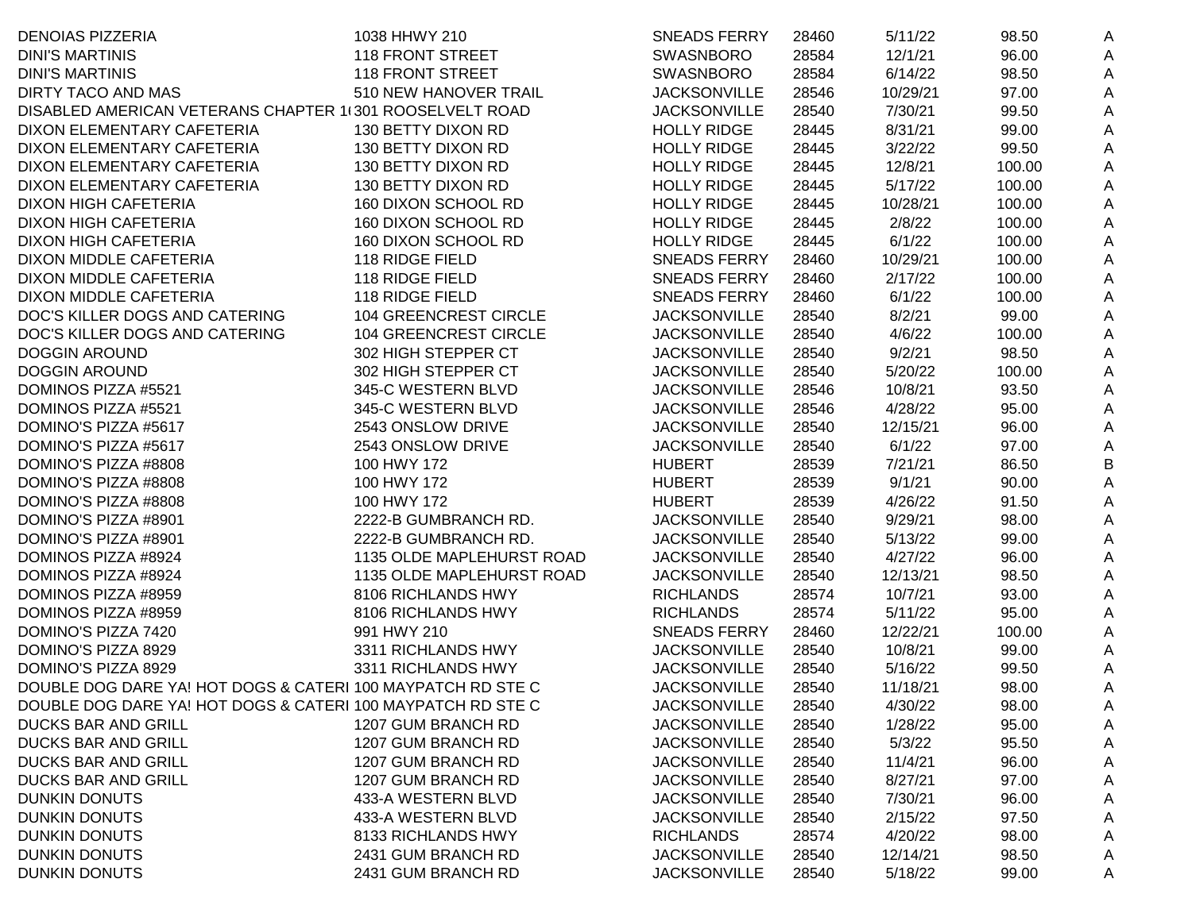| | | | | | | |
|---|---|---|---|---|---|---|
| DENOIAS PIZZERIA | 1038 HHWY 210 | SNEADS FERRY | 28460 | 5/11/22 | 98.50 | A |
| DINI'S MARTINIS | 118 FRONT STREET | SWASNBORO | 28584 | 12/1/21 | 96.00 | A |
| DINI'S MARTINIS | 118 FRONT STREET | SWASNBORO | 28584 | 6/14/22 | 98.50 | A |
| DIRTY TACO AND MAS | 510 NEW HANOVER TRAIL | JACKSONVILLE | 28546 | 10/29/21 | 97.00 | A |
| DISABLED AMERICAN VETERANS CHAPTER 1( | 301 ROOSELVELT ROAD | JACKSONVILLE | 28540 | 7/30/21 | 99.50 | A |
| DIXON ELEMENTARY CAFETERIA | 130 BETTY DIXON RD | HOLLY RIDGE | 28445 | 8/31/21 | 99.00 | A |
| DIXON ELEMENTARY CAFETERIA | 130 BETTY DIXON RD | HOLLY RIDGE | 28445 | 3/22/22 | 99.50 | A |
| DIXON ELEMENTARY CAFETERIA | 130 BETTY DIXON RD | HOLLY RIDGE | 28445 | 12/8/21 | 100.00 | A |
| DIXON ELEMENTARY CAFETERIA | 130 BETTY DIXON RD | HOLLY RIDGE | 28445 | 5/17/22 | 100.00 | A |
| DIXON HIGH CAFETERIA | 160 DIXON SCHOOL RD | HOLLY RIDGE | 28445 | 10/28/21 | 100.00 | A |
| DIXON HIGH CAFETERIA | 160 DIXON SCHOOL RD | HOLLY RIDGE | 28445 | 2/8/22 | 100.00 | A |
| DIXON HIGH CAFETERIA | 160 DIXON SCHOOL RD | HOLLY RIDGE | 28445 | 6/1/22 | 100.00 | A |
| DIXON MIDDLE CAFETERIA | 118 RIDGE FIELD | SNEADS FERRY | 28460 | 10/29/21 | 100.00 | A |
| DIXON MIDDLE CAFETERIA | 118 RIDGE FIELD | SNEADS FERRY | 28460 | 2/17/22 | 100.00 | A |
| DIXON MIDDLE CAFETERIA | 118 RIDGE FIELD | SNEADS FERRY | 28460 | 6/1/22 | 100.00 | A |
| DOC'S KILLER DOGS AND CATERING | 104 GREENCREST CIRCLE | JACKSONVILLE | 28540 | 8/2/21 | 99.00 | A |
| DOC'S KILLER DOGS AND CATERING | 104 GREENCREST CIRCLE | JACKSONVILLE | 28540 | 4/6/22 | 100.00 | A |
| DOGGIN AROUND | 302 HIGH STEPPER CT | JACKSONVILLE | 28540 | 9/2/21 | 98.50 | A |
| DOGGIN AROUND | 302 HIGH STEPPER CT | JACKSONVILLE | 28540 | 5/20/22 | 100.00 | A |
| DOMINOS PIZZA #5521 | 345-C WESTERN BLVD | JACKSONVILLE | 28546 | 10/8/21 | 93.50 | A |
| DOMINOS PIZZA #5521 | 345-C WESTERN BLVD | JACKSONVILLE | 28546 | 4/28/22 | 95.00 | A |
| DOMINO'S PIZZA #5617 | 2543 ONSLOW DRIVE | JACKSONVILLE | 28540 | 12/15/21 | 96.00 | A |
| DOMINO'S PIZZA #5617 | 2543 ONSLOW DRIVE | JACKSONVILLE | 28540 | 6/1/22 | 97.00 | A |
| DOMINO'S PIZZA #8808 | 100 HWY 172 | HUBERT | 28539 | 7/21/21 | 86.50 | B |
| DOMINO'S PIZZA #8808 | 100 HWY 172 | HUBERT | 28539 | 9/1/21 | 90.00 | A |
| DOMINO'S PIZZA #8808 | 100 HWY 172 | HUBERT | 28539 | 4/26/22 | 91.50 | A |
| DOMINO'S PIZZA #8901 | 2222-B GUMBRANCH RD. | JACKSONVILLE | 28540 | 9/29/21 | 98.00 | A |
| DOMINO'S PIZZA #8901 | 2222-B GUMBRANCH RD. | JACKSONVILLE | 28540 | 5/13/22 | 99.00 | A |
| DOMINOS PIZZA #8924 | 1135 OLDE MAPLEHURST ROAD | JACKSONVILLE | 28540 | 4/27/22 | 96.00 | A |
| DOMINOS PIZZA #8924 | 1135 OLDE MAPLEHURST ROAD | JACKSONVILLE | 28540 | 12/13/21 | 98.50 | A |
| DOMINOS PIZZA #8959 | 8106 RICHLANDS HWY | RICHLANDS | 28574 | 10/7/21 | 93.00 | A |
| DOMINOS PIZZA #8959 | 8106 RICHLANDS HWY | RICHLANDS | 28574 | 5/11/22 | 95.00 | A |
| DOMINO'S PIZZA 7420 | 991 HWY 210 | SNEADS FERRY | 28460 | 12/22/21 | 100.00 | A |
| DOMINO'S PIZZA 8929 | 3311 RICHLANDS HWY | JACKSONVILLE | 28540 | 10/8/21 | 99.00 | A |
| DOMINO'S PIZZA 8929 | 3311 RICHLANDS HWY | JACKSONVILLE | 28540 | 5/16/22 | 99.50 | A |
| DOUBLE DOG DARE YA! HOT DOGS & CATERI | 100 MAYPATCH RD STE C | JACKSONVILLE | 28540 | 11/18/21 | 98.00 | A |
| DOUBLE DOG DARE YA! HOT DOGS & CATERI | 100 MAYPATCH RD STE C | JACKSONVILLE | 28540 | 4/30/22 | 98.00 | A |
| DUCKS BAR AND GRILL | 1207 GUM BRANCH RD | JACKSONVILLE | 28540 | 1/28/22 | 95.00 | A |
| DUCKS BAR AND GRILL | 1207 GUM BRANCH RD | JACKSONVILLE | 28540 | 5/3/22 | 95.50 | A |
| DUCKS BAR AND GRILL | 1207 GUM BRANCH RD | JACKSONVILLE | 28540 | 11/4/21 | 96.00 | A |
| DUCKS BAR AND GRILL | 1207 GUM BRANCH RD | JACKSONVILLE | 28540 | 8/27/21 | 97.00 | A |
| DUNKIN DONUTS | 433-A WESTERN BLVD | JACKSONVILLE | 28540 | 7/30/21 | 96.00 | A |
| DUNKIN DONUTS | 433-A WESTERN BLVD | JACKSONVILLE | 28540 | 2/15/22 | 97.50 | A |
| DUNKIN DONUTS | 8133 RICHLANDS HWY | RICHLANDS | 28574 | 4/20/22 | 98.00 | A |
| DUNKIN DONUTS | 2431 GUM BRANCH RD | JACKSONVILLE | 28540 | 12/14/21 | 98.50 | A |
| DUNKIN DONUTS | 2431 GUM BRANCH RD | JACKSONVILLE | 28540 | 5/18/22 | 99.00 | A |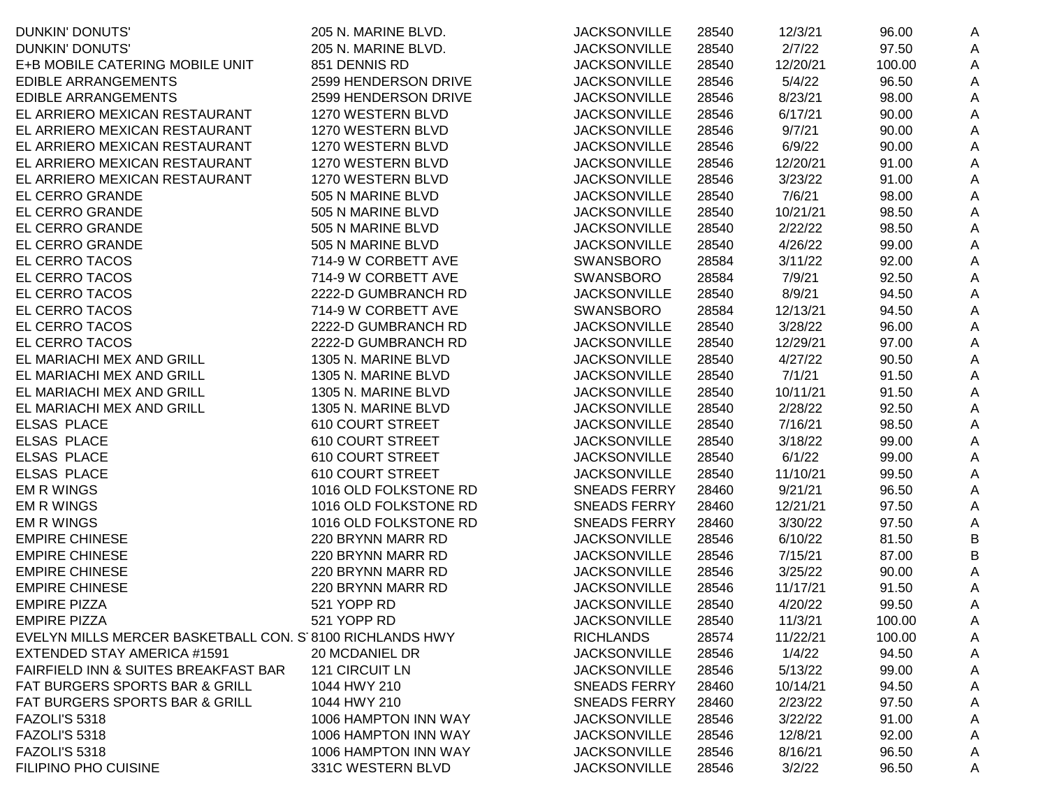| | | | | | | |
|---|---|---|---|---|---|---|
| DUNKIN' DONUTS' | 205 N. MARINE BLVD. | JACKSONVILLE | 28540 | 12/3/21 | 96.00 | A |
| DUNKIN' DONUTS' | 205 N. MARINE BLVD. | JACKSONVILLE | 28540 | 2/7/22 | 97.50 | A |
| E+B MOBILE CATERING MOBILE UNIT | 851 DENNIS RD | JACKSONVILLE | 28540 | 12/20/21 | 100.00 | A |
| EDIBLE ARRANGEMENTS | 2599 HENDERSON DRIVE | JACKSONVILLE | 28546 | 5/4/22 | 96.50 | A |
| EDIBLE ARRANGEMENTS | 2599 HENDERSON DRIVE | JACKSONVILLE | 28546 | 8/23/21 | 98.00 | A |
| EL ARRIERO MEXICAN RESTAURANT | 1270 WESTERN BLVD | JACKSONVILLE | 28546 | 6/17/21 | 90.00 | A |
| EL ARRIERO MEXICAN RESTAURANT | 1270 WESTERN BLVD | JACKSONVILLE | 28546 | 9/7/21 | 90.00 | A |
| EL ARRIERO MEXICAN RESTAURANT | 1270 WESTERN BLVD | JACKSONVILLE | 28546 | 6/9/22 | 90.00 | A |
| EL ARRIERO MEXICAN RESTAURANT | 1270 WESTERN BLVD | JACKSONVILLE | 28546 | 12/20/21 | 91.00 | A |
| EL ARRIERO MEXICAN RESTAURANT | 1270 WESTERN BLVD | JACKSONVILLE | 28546 | 3/23/22 | 91.00 | A |
| EL CERRO GRANDE | 505 N MARINE BLVD | JACKSONVILLE | 28540 | 7/6/21 | 98.00 | A |
| EL CERRO GRANDE | 505 N MARINE BLVD | JACKSONVILLE | 28540 | 10/21/21 | 98.50 | A |
| EL CERRO GRANDE | 505 N MARINE BLVD | JACKSONVILLE | 28540 | 2/22/22 | 98.50 | A |
| EL CERRO GRANDE | 505 N MARINE BLVD | JACKSONVILLE | 28540 | 4/26/22 | 99.00 | A |
| EL CERRO TACOS | 714-9 W CORBETT AVE | SWANSBORO | 28584 | 3/11/22 | 92.00 | A |
| EL CERRO TACOS | 714-9 W CORBETT AVE | SWANSBORO | 28584 | 7/9/21 | 92.50 | A |
| EL CERRO TACOS | 2222-D GUMBRANCH RD | JACKSONVILLE | 28540 | 8/9/21 | 94.50 | A |
| EL CERRO TACOS | 714-9 W CORBETT AVE | SWANSBORO | 28584 | 12/13/21 | 94.50 | A |
| EL CERRO TACOS | 2222-D GUMBRANCH RD | JACKSONVILLE | 28540 | 3/28/22 | 96.00 | A |
| EL CERRO TACOS | 2222-D GUMBRANCH RD | JACKSONVILLE | 28540 | 12/29/21 | 97.00 | A |
| EL MARIACHI MEX AND GRILL | 1305 N. MARINE BLVD | JACKSONVILLE | 28540 | 4/27/22 | 90.50 | A |
| EL MARIACHI MEX AND GRILL | 1305 N. MARINE BLVD | JACKSONVILLE | 28540 | 7/1/21 | 91.50 | A |
| EL MARIACHI MEX AND GRILL | 1305 N. MARINE BLVD | JACKSONVILLE | 28540 | 10/11/21 | 91.50 | A |
| EL MARIACHI MEX AND GRILL | 1305 N. MARINE BLVD | JACKSONVILLE | 28540 | 2/28/22 | 92.50 | A |
| ELSAS PLACE | 610 COURT STREET | JACKSONVILLE | 28540 | 7/16/21 | 98.50 | A |
| ELSAS PLACE | 610 COURT STREET | JACKSONVILLE | 28540 | 3/18/22 | 99.00 | A |
| ELSAS PLACE | 610 COURT STREET | JACKSONVILLE | 28540 | 6/1/22 | 99.00 | A |
| ELSAS PLACE | 610 COURT STREET | JACKSONVILLE | 28540 | 11/10/21 | 99.50 | A |
| EM R WINGS | 1016 OLD FOLKSTONE RD | SNEADS FERRY | 28460 | 9/21/21 | 96.50 | A |
| EM R WINGS | 1016 OLD FOLKSTONE RD | SNEADS FERRY | 28460 | 12/21/21 | 97.50 | A |
| EM R WINGS | 1016 OLD FOLKSTONE RD | SNEADS FERRY | 28460 | 3/30/22 | 97.50 | A |
| EMPIRE CHINESE | 220 BRYNN MARR RD | JACKSONVILLE | 28546 | 6/10/22 | 81.50 | B |
| EMPIRE CHINESE | 220 BRYNN MARR RD | JACKSONVILLE | 28546 | 7/15/21 | 87.00 | B |
| EMPIRE CHINESE | 220 BRYNN MARR RD | JACKSONVILLE | 28546 | 3/25/22 | 90.00 | A |
| EMPIRE CHINESE | 220 BRYNN MARR RD | JACKSONVILLE | 28546 | 11/17/21 | 91.50 | A |
| EMPIRE PIZZA | 521 YOPP RD | JACKSONVILLE | 28540 | 4/20/22 | 99.50 | A |
| EMPIRE PIZZA | 521 YOPP RD | JACKSONVILLE | 28540 | 11/3/21 | 100.00 | A |
| EVELYN MILLS MERCER BASKETBALL CON. S | 8100 RICHLANDS HWY | RICHLANDS | 28574 | 11/22/21 | 100.00 | A |
| EXTENDED STAY AMERICA #1591 | 20 MCDANIEL DR | JACKSONVILLE | 28546 | 1/4/22 | 94.50 | A |
| FAIRFIELD INN & SUITES BREAKFAST BAR | 121 CIRCUIT LN | JACKSONVILLE | 28546 | 5/13/22 | 99.00 | A |
| FAT BURGERS SPORTS BAR & GRILL | 1044 HWY 210 | SNEADS FERRY | 28460 | 10/14/21 | 94.50 | A |
| FAT BURGERS SPORTS BAR & GRILL | 1044 HWY 210 | SNEADS FERRY | 28460 | 2/23/22 | 97.50 | A |
| FAZOLI'S 5318 | 1006 HAMPTON INN WAY | JACKSONVILLE | 28546 | 3/22/22 | 91.00 | A |
| FAZOLI'S 5318 | 1006 HAMPTON INN WAY | JACKSONVILLE | 28546 | 12/8/21 | 92.00 | A |
| FAZOLI'S 5318 | 1006 HAMPTON INN WAY | JACKSONVILLE | 28546 | 8/16/21 | 96.50 | A |
| FILIPINO PHO CUISINE | 331C WESTERN BLVD | JACKSONVILLE | 28546 | 3/2/22 | 96.50 | A |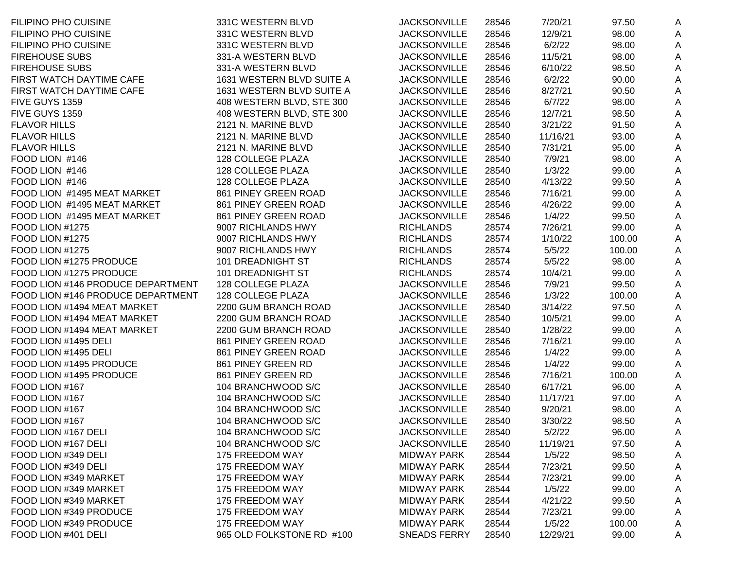| | | | | | | |
|---|---|---|---|---|---|---|
| FILIPINO PHO CUISINE | 331C WESTERN BLVD | JACKSONVILLE | 28546 | 7/20/21 | 97.50 | A |
| FILIPINO PHO CUISINE | 331C WESTERN BLVD | JACKSONVILLE | 28546 | 12/9/21 | 98.00 | A |
| FILIPINO PHO CUISINE | 331C WESTERN BLVD | JACKSONVILLE | 28546 | 6/2/22 | 98.00 | A |
| FIREHOUSE SUBS | 331-A WESTERN BLVD | JACKSONVILLE | 28546 | 11/5/21 | 98.00 | A |
| FIREHOUSE SUBS | 331-A WESTERN BLVD | JACKSONVILLE | 28546 | 6/10/22 | 98.50 | A |
| FIRST WATCH DAYTIME CAFE | 1631 WESTERN BLVD SUITE A | JACKSONVILLE | 28546 | 6/2/22 | 90.00 | A |
| FIRST WATCH DAYTIME CAFE | 1631 WESTERN BLVD SUITE A | JACKSONVILLE | 28546 | 8/27/21 | 90.50 | A |
| FIVE GUYS 1359 | 408 WESTERN BLVD, STE 300 | JACKSONVILLE | 28546 | 6/7/22 | 98.00 | A |
| FIVE GUYS 1359 | 408 WESTERN BLVD, STE 300 | JACKSONVILLE | 28546 | 12/7/21 | 98.50 | A |
| FLAVOR HILLS | 2121 N. MARINE BLVD | JACKSONVILLE | 28540 | 3/21/22 | 91.50 | A |
| FLAVOR HILLS | 2121 N. MARINE BLVD | JACKSONVILLE | 28540 | 11/16/21 | 93.00 | A |
| FLAVOR HILLS | 2121 N. MARINE BLVD | JACKSONVILLE | 28540 | 7/31/21 | 95.00 | A |
| FOOD LION #146 | 128 COLLEGE PLAZA | JACKSONVILLE | 28540 | 7/9/21 | 98.00 | A |
| FOOD LION #146 | 128 COLLEGE PLAZA | JACKSONVILLE | 28540 | 1/3/22 | 99.00 | A |
| FOOD LION #146 | 128 COLLEGE PLAZA | JACKSONVILLE | 28540 | 4/13/22 | 99.50 | A |
| FOOD LION #1495 MEAT MARKET | 861 PINEY GREEN ROAD | JACKSONVILLE | 28546 | 7/16/21 | 99.00 | A |
| FOOD LION #1495 MEAT MARKET | 861 PINEY GREEN ROAD | JACKSONVILLE | 28546 | 4/26/22 | 99.00 | A |
| FOOD LION #1495 MEAT MARKET | 861 PINEY GREEN ROAD | JACKSONVILLE | 28546 | 1/4/22 | 99.50 | A |
| FOOD LION #1275 | 9007 RICHLANDS HWY | RICHLANDS | 28574 | 7/26/21 | 99.00 | A |
| FOOD LION #1275 | 9007 RICHLANDS HWY | RICHLANDS | 28574 | 1/10/22 | 100.00 | A |
| FOOD LION #1275 | 9007 RICHLANDS HWY | RICHLANDS | 28574 | 5/5/22 | 100.00 | A |
| FOOD LION #1275 PRODUCE | 101 DREADNIGHT ST | RICHLANDS | 28574 | 5/5/22 | 98.00 | A |
| FOOD LION #1275 PRODUCE | 101 DREADNIGHT ST | RICHLANDS | 28574 | 10/4/21 | 99.00 | A |
| FOOD LION #146 PRODUCE DEPARTMENT | 128 COLLEGE PLAZA | JACKSONVILLE | 28546 | 7/9/21 | 99.50 | A |
| FOOD LION #146 PRODUCE DEPARTMENT | 128 COLLEGE PLAZA | JACKSONVILLE | 28546 | 1/3/22 | 100.00 | A |
| FOOD LION #1494 MEAT MARKET | 2200 GUM BRANCH ROAD | JACKSONVILLE | 28540 | 3/14/22 | 97.50 | A |
| FOOD LION #1494 MEAT MARKET | 2200 GUM BRANCH ROAD | JACKSONVILLE | 28540 | 10/5/21 | 99.00 | A |
| FOOD LION #1494 MEAT MARKET | 2200 GUM BRANCH ROAD | JACKSONVILLE | 28540 | 1/28/22 | 99.00 | A |
| FOOD LION #1495 DELI | 861 PINEY GREEN ROAD | JACKSONVILLE | 28546 | 7/16/21 | 99.00 | A |
| FOOD LION #1495 DELI | 861 PINEY GREEN ROAD | JACKSONVILLE | 28546 | 1/4/22 | 99.00 | A |
| FOOD LION #1495 PRODUCE | 861 PINEY GREEN RD | JACKSONVILLE | 28546 | 1/4/22 | 99.00 | A |
| FOOD LION #1495 PRODUCE | 861 PINEY GREEN RD | JACKSONVILLE | 28546 | 7/16/21 | 100.00 | A |
| FOOD LION #167 | 104 BRANCHWOOD S/C | JACKSONVILLE | 28540 | 6/17/21 | 96.00 | A |
| FOOD LION #167 | 104 BRANCHWOOD S/C | JACKSONVILLE | 28540 | 11/17/21 | 97.00 | A |
| FOOD LION #167 | 104 BRANCHWOOD S/C | JACKSONVILLE | 28540 | 9/20/21 | 98.00 | A |
| FOOD LION #167 | 104 BRANCHWOOD S/C | JACKSONVILLE | 28540 | 3/30/22 | 98.50 | A |
| FOOD LION #167 DELI | 104 BRANCHWOOD S/C | JACKSONVILLE | 28540 | 5/2/22 | 96.00 | A |
| FOOD LION #167 DELI | 104 BRANCHWOOD S/C | JACKSONVILLE | 28540 | 11/19/21 | 97.50 | A |
| FOOD LION #349 DELI | 175 FREEDOM WAY | MIDWAY PARK | 28544 | 1/5/22 | 98.50 | A |
| FOOD LION #349 DELI | 175 FREEDOM WAY | MIDWAY PARK | 28544 | 7/23/21 | 99.50 | A |
| FOOD LION #349 MARKET | 175 FREEDOM WAY | MIDWAY PARK | 28544 | 7/23/21 | 99.00 | A |
| FOOD LION #349 MARKET | 175 FREEDOM WAY | MIDWAY PARK | 28544 | 1/5/22 | 99.00 | A |
| FOOD LION #349 MARKET | 175 FREEDOM WAY | MIDWAY PARK | 28544 | 4/21/22 | 99.50 | A |
| FOOD LION #349 PRODUCE | 175 FREEDOM WAY | MIDWAY PARK | 28544 | 7/23/21 | 99.00 | A |
| FOOD LION #349 PRODUCE | 175 FREEDOM WAY | MIDWAY PARK | 28544 | 1/5/22 | 100.00 | A |
| FOOD LION #401 DELI | 965 OLD FOLKSTONE RD #100 | SNEADS FERRY | 28540 | 12/29/21 | 99.00 | A |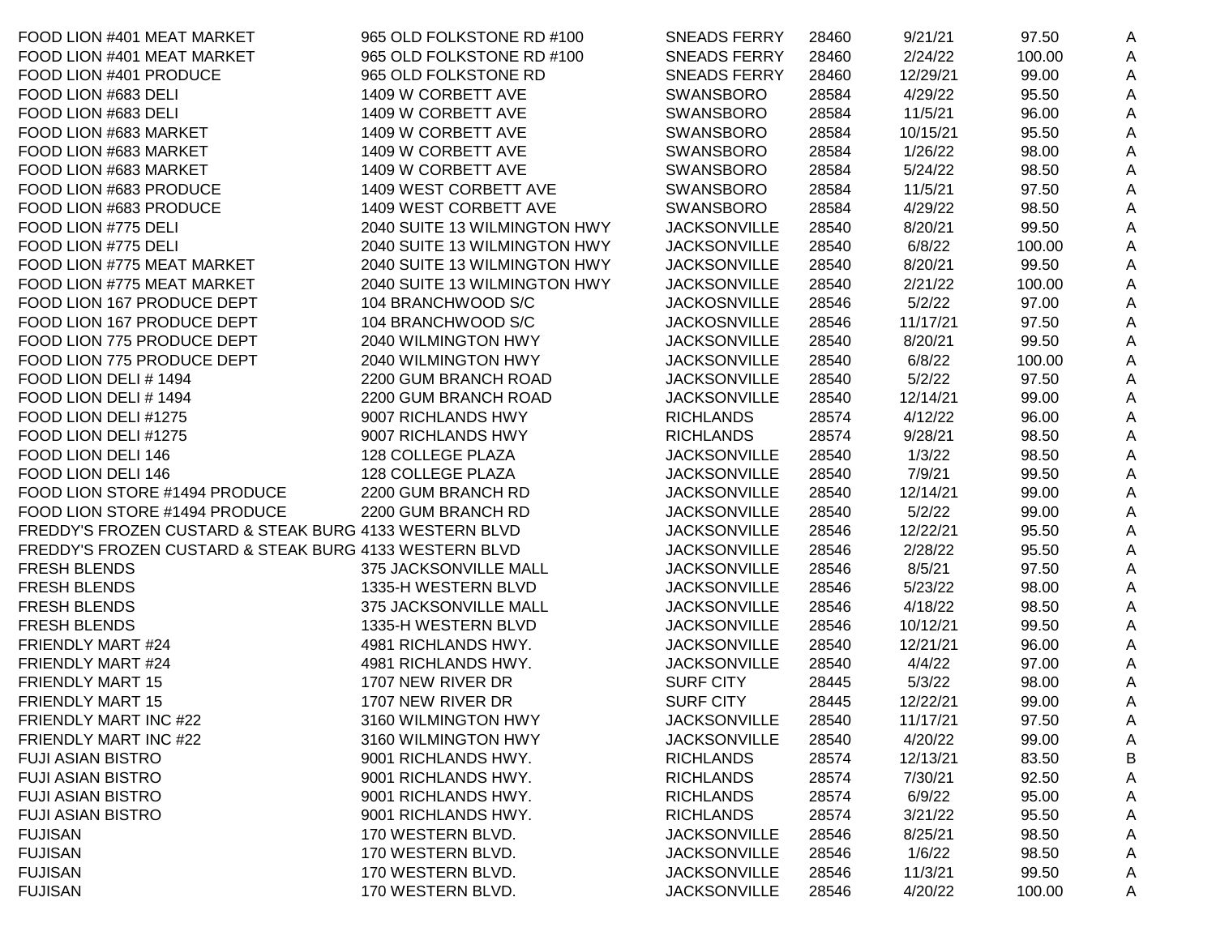| | | | | | | |
|---|---|---|---|---|---|---|
| FOOD LION #401 MEAT MARKET | 965 OLD FOLKSTONE RD #100 | SNEADS FERRY | 28460 | 9/21/21 | 97.50 | A |
| FOOD LION #401 MEAT MARKET | 965 OLD FOLKSTONE RD #100 | SNEADS FERRY | 28460 | 2/24/22 | 100.00 | A |
| FOOD LION #401 PRODUCE | 965 OLD FOLKSTONE RD | SNEADS FERRY | 28460 | 12/29/21 | 99.00 | A |
| FOOD LION #683 DELI | 1409 W CORBETT AVE | SWANSBORO | 28584 | 4/29/22 | 95.50 | A |
| FOOD LION #683 DELI | 1409 W CORBETT AVE | SWANSBORO | 28584 | 11/5/21 | 96.00 | A |
| FOOD LION #683 MARKET | 1409 W CORBETT AVE | SWANSBORO | 28584 | 10/15/21 | 95.50 | A |
| FOOD LION #683 MARKET | 1409 W CORBETT AVE | SWANSBORO | 28584 | 1/26/22 | 98.00 | A |
| FOOD LION #683 MARKET | 1409 W CORBETT AVE | SWANSBORO | 28584 | 5/24/22 | 98.50 | A |
| FOOD LION #683 PRODUCE | 1409 WEST CORBETT AVE | SWANSBORO | 28584 | 11/5/21 | 97.50 | A |
| FOOD LION #683 PRODUCE | 1409 WEST CORBETT AVE | SWANSBORO | 28584 | 4/29/22 | 98.50 | A |
| FOOD LION #775 DELI | 2040 SUITE 13 WILMINGTON HWY | JACKSONVILLE | 28540 | 8/20/21 | 99.50 | A |
| FOOD LION #775 DELI | 2040 SUITE 13 WILMINGTON HWY | JACKSONVILLE | 28540 | 6/8/22 | 100.00 | A |
| FOOD LION #775 MEAT MARKET | 2040 SUITE 13 WILMINGTON HWY | JACKSONVILLE | 28540 | 8/20/21 | 99.50 | A |
| FOOD LION #775 MEAT MARKET | 2040 SUITE 13 WILMINGTON HWY | JACKSONVILLE | 28540 | 2/21/22 | 100.00 | A |
| FOOD LION 167 PRODUCE DEPT | 104 BRANCHWOOD S/C | JACKOSNVILLE | 28546 | 5/2/22 | 97.00 | A |
| FOOD LION 167 PRODUCE DEPT | 104 BRANCHWOOD S/C | JACKOSNVILLE | 28546 | 11/17/21 | 97.50 | A |
| FOOD LION 775 PRODUCE DEPT | 2040 WILMINGTON HWY | JACKSONVILLE | 28540 | 8/20/21 | 99.50 | A |
| FOOD LION 775 PRODUCE DEPT | 2040 WILMINGTON HWY | JACKSONVILLE | 28540 | 6/8/22 | 100.00 | A |
| FOOD LION DELI # 1494 | 2200 GUM BRANCH ROAD | JACKSONVILLE | 28540 | 5/2/22 | 97.50 | A |
| FOOD LION DELI # 1494 | 2200 GUM BRANCH ROAD | JACKSONVILLE | 28540 | 12/14/21 | 99.00 | A |
| FOOD LION DELI #1275 | 9007 RICHLANDS HWY | RICHLANDS | 28574 | 4/12/22 | 96.00 | A |
| FOOD LION DELI #1275 | 9007 RICHLANDS HWY | RICHLANDS | 28574 | 9/28/21 | 98.50 | A |
| FOOD LION DELI 146 | 128 COLLEGE PLAZA | JACKSONVILLE | 28540 | 1/3/22 | 98.50 | A |
| FOOD LION DELI 146 | 128 COLLEGE PLAZA | JACKSONVILLE | 28540 | 7/9/21 | 99.50 | A |
| FOOD LION STORE #1494 PRODUCE | 2200 GUM BRANCH RD | JACKSONVILLE | 28540 | 12/14/21 | 99.00 | A |
| FOOD LION STORE #1494 PRODUCE | 2200 GUM BRANCH RD | JACKSONVILLE | 28540 | 5/2/22 | 99.00 | A |
| FREDDY'S FROZEN CUSTARD & STEAK BURG | 4133 WESTERN BLVD | JACKSONVILLE | 28546 | 12/22/21 | 95.50 | A |
| FREDDY'S FROZEN CUSTARD & STEAK BURG | 4133 WESTERN BLVD | JACKSONVILLE | 28546 | 2/28/22 | 95.50 | A |
| FRESH BLENDS | 375 JACKSONVILLE MALL | JACKSONVILLE | 28546 | 8/5/21 | 97.50 | A |
| FRESH BLENDS | 1335-H WESTERN BLVD | JACKSONVILLE | 28546 | 5/23/22 | 98.00 | A |
| FRESH BLENDS | 375 JACKSONVILLE MALL | JACKSONVILLE | 28546 | 4/18/22 | 98.50 | A |
| FRESH BLENDS | 1335-H WESTERN BLVD | JACKSONVILLE | 28546 | 10/12/21 | 99.50 | A |
| FRIENDLY MART #24 | 4981 RICHLANDS HWY. | JACKSONVILLE | 28540 | 12/21/21 | 96.00 | A |
| FRIENDLY MART #24 | 4981 RICHLANDS HWY. | JACKSONVILLE | 28540 | 4/4/22 | 97.00 | A |
| FRIENDLY MART 15 | 1707 NEW RIVER DR | SURF CITY | 28445 | 5/3/22 | 98.00 | A |
| FRIENDLY MART 15 | 1707 NEW RIVER DR | SURF CITY | 28445 | 12/22/21 | 99.00 | A |
| FRIENDLY MART INC #22 | 3160 WILMINGTON HWY | JACKSONVILLE | 28540 | 11/17/21 | 97.50 | A |
| FRIENDLY MART INC #22 | 3160 WILMINGTON HWY | JACKSONVILLE | 28540 | 4/20/22 | 99.00 | A |
| FUJI ASIAN BISTRO | 9001 RICHLANDS HWY. | RICHLANDS | 28574 | 12/13/21 | 83.50 | B |
| FUJI ASIAN BISTRO | 9001 RICHLANDS HWY. | RICHLANDS | 28574 | 7/30/21 | 92.50 | A |
| FUJI ASIAN BISTRO | 9001 RICHLANDS HWY. | RICHLANDS | 28574 | 6/9/22 | 95.00 | A |
| FUJI ASIAN BISTRO | 9001 RICHLANDS HWY. | RICHLANDS | 28574 | 3/21/22 | 95.50 | A |
| FUJISAN | 170 WESTERN BLVD. | JACKSONVILLE | 28546 | 8/25/21 | 98.50 | A |
| FUJISAN | 170 WESTERN BLVD. | JACKSONVILLE | 28546 | 1/6/22 | 98.50 | A |
| FUJISAN | 170 WESTERN BLVD. | JACKSONVILLE | 28546 | 11/3/21 | 99.50 | A |
| FUJISAN | 170 WESTERN BLVD. | JACKSONVILLE | 28546 | 4/20/22 | 100.00 | A |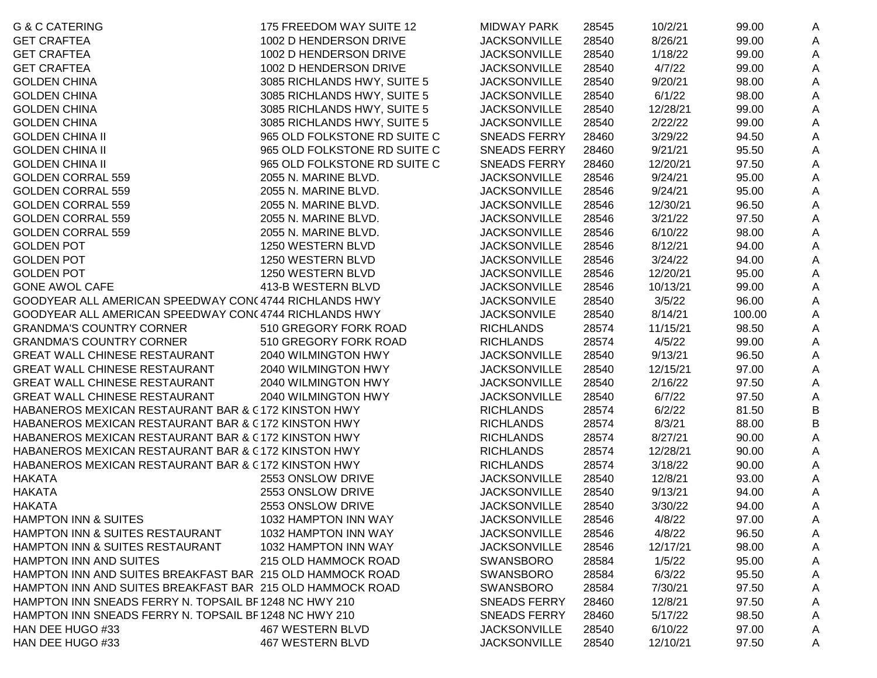| | | | | | | |
|---|---|---|---|---|---|---|
| G & C CATERING | 175 FREEDOM WAY SUITE 12 | MIDWAY PARK | 28545 | 10/2/21 | 99.00 | A |
| GET CRAFTEA | 1002 D HENDERSON DRIVE | JACKSONVILLE | 28540 | 8/26/21 | 99.00 | A |
| GET CRAFTEA | 1002 D HENDERSON DRIVE | JACKSONVILLE | 28540 | 1/18/22 | 99.00 | A |
| GET CRAFTEA | 1002 D HENDERSON DRIVE | JACKSONVILLE | 28540 | 4/7/22 | 99.00 | A |
| GOLDEN CHINA | 3085 RICHLANDS HWY, SUITE 5 | JACKSONVILLE | 28540 | 9/20/21 | 98.00 | A |
| GOLDEN CHINA | 3085 RICHLANDS HWY, SUITE 5 | JACKSONVILLE | 28540 | 6/1/22 | 98.00 | A |
| GOLDEN CHINA | 3085 RICHLANDS HWY, SUITE 5 | JACKSONVILLE | 28540 | 12/28/21 | 99.00 | A |
| GOLDEN CHINA | 3085 RICHLANDS HWY, SUITE 5 | JACKSONVILLE | 28540 | 2/22/22 | 99.00 | A |
| GOLDEN CHINA II | 965 OLD FOLKSTONE RD SUITE C | SNEADS FERRY | 28460 | 3/29/22 | 94.50 | A |
| GOLDEN CHINA II | 965 OLD FOLKSTONE RD SUITE C | SNEADS FERRY | 28460 | 9/21/21 | 95.50 | A |
| GOLDEN CHINA II | 965 OLD FOLKSTONE RD SUITE C | SNEADS FERRY | 28460 | 12/20/21 | 97.50 | A |
| GOLDEN CORRAL 559 | 2055 N. MARINE BLVD. | JACKSONVILLE | 28546 | 9/24/21 | 95.00 | A |
| GOLDEN CORRAL 559 | 2055 N. MARINE BLVD. | JACKSONVILLE | 28546 | 9/24/21 | 95.00 | A |
| GOLDEN CORRAL 559 | 2055 N. MARINE BLVD. | JACKSONVILLE | 28546 | 12/30/21 | 96.50 | A |
| GOLDEN CORRAL 559 | 2055 N. MARINE BLVD. | JACKSONVILLE | 28546 | 3/21/22 | 97.50 | A |
| GOLDEN CORRAL 559 | 2055 N. MARINE BLVD. | JACKSONVILLE | 28546 | 6/10/22 | 98.00 | A |
| GOLDEN POT | 1250 WESTERN BLVD | JACKSONVILLE | 28546 | 8/12/21 | 94.00 | A |
| GOLDEN POT | 1250 WESTERN BLVD | JACKSONVILLE | 28546 | 3/24/22 | 94.00 | A |
| GOLDEN POT | 1250 WESTERN BLVD | JACKSONVILLE | 28546 | 12/20/21 | 95.00 | A |
| GONE AWOL CAFE | 413-B WESTERN BLVD | JACKSONVILLE | 28546 | 10/13/21 | 99.00 | A |
| GOODYEAR ALL AMERICAN SPEEDWAY CONC | 4744 RICHLANDS HWY | JACKSONVILE | 28540 | 3/5/22 | 96.00 | A |
| GOODYEAR ALL AMERICAN SPEEDWAY CONC | 4744 RICHLANDS HWY | JACKSONVILE | 28540 | 8/14/21 | 100.00 | A |
| GRANDMA'S COUNTRY CORNER | 510 GREGORY FORK ROAD | RICHLANDS | 28574 | 11/15/21 | 98.50 | A |
| GRANDMA'S COUNTRY CORNER | 510 GREGORY FORK ROAD | RICHLANDS | 28574 | 4/5/22 | 99.00 | A |
| GREAT WALL CHINESE RESTAURANT | 2040 WILMINGTON HWY | JACKSONVILLE | 28540 | 9/13/21 | 96.50 | A |
| GREAT WALL CHINESE RESTAURANT | 2040 WILMINGTON HWY | JACKSONVILLE | 28540 | 12/15/21 | 97.00 | A |
| GREAT WALL CHINESE RESTAURANT | 2040 WILMINGTON HWY | JACKSONVILLE | 28540 | 2/16/22 | 97.50 | A |
| GREAT WALL CHINESE RESTAURANT | 2040 WILMINGTON HWY | JACKSONVILLE | 28540 | 6/7/22 | 97.50 | A |
| HABANEROS MEXICAN RESTAURANT BAR & G | 172 KINSTON HWY | RICHLANDS | 28574 | 6/2/22 | 81.50 | B |
| HABANEROS MEXICAN RESTAURANT BAR & G | 172 KINSTON HWY | RICHLANDS | 28574 | 8/3/21 | 88.00 | B |
| HABANEROS MEXICAN RESTAURANT BAR & G | 172 KINSTON HWY | RICHLANDS | 28574 | 8/27/21 | 90.00 | A |
| HABANEROS MEXICAN RESTAURANT BAR & G | 172 KINSTON HWY | RICHLANDS | 28574 | 12/28/21 | 90.00 | A |
| HABANEROS MEXICAN RESTAURANT BAR & G | 172 KINSTON HWY | RICHLANDS | 28574 | 3/18/22 | 90.00 | A |
| HAKATA | 2553 ONSLOW DRIVE | JACKSONVILLE | 28540 | 12/8/21 | 93.00 | A |
| HAKATA | 2553 ONSLOW DRIVE | JACKSONVILLE | 28540 | 9/13/21 | 94.00 | A |
| HAKATA | 2553 ONSLOW DRIVE | JACKSONVILLE | 28540 | 3/30/22 | 94.00 | A |
| HAMPTON INN & SUITES | 1032 HAMPTON INN WAY | JACKSONVILLE | 28546 | 4/8/22 | 97.00 | A |
| HAMPTON INN & SUITES RESTAURANT | 1032 HAMPTON INN WAY | JACKSONVILLE | 28546 | 4/8/22 | 96.50 | A |
| HAMPTON INN & SUITES RESTAURANT | 1032 HAMPTON INN WAY | JACKSONVILLE | 28546 | 12/17/21 | 98.00 | A |
| HAMPTON INN AND SUITES | 215 OLD HAMMOCK ROAD | SWANSBORO | 28584 | 1/5/22 | 95.00 | A |
| HAMPTON INN AND SUITES BREAKFAST BAR | 215 OLD HAMMOCK ROAD | SWANSBORO | 28584 | 6/3/22 | 95.50 | A |
| HAMPTON INN AND SUITES BREAKFAST BAR | 215 OLD HAMMOCK ROAD | SWANSBORO | 28584 | 7/30/21 | 97.50 | A |
| HAMPTON INN SNEADS FERRY N. TOPSAIL BE | 1248 NC HWY 210 | SNEADS FERRY | 28460 | 12/8/21 | 97.50 | A |
| HAMPTON INN SNEADS FERRY N. TOPSAIL BE | 1248 NC HWY 210 | SNEADS FERRY | 28460 | 5/17/22 | 98.50 | A |
| HAN DEE HUGO #33 | 467 WESTERN BLVD | JACKSONVILLE | 28540 | 6/10/22 | 97.00 | A |
| HAN DEE HUGO #33 | 467 WESTERN BLVD | JACKSONVILLE | 28540 | 12/10/21 | 97.50 | A |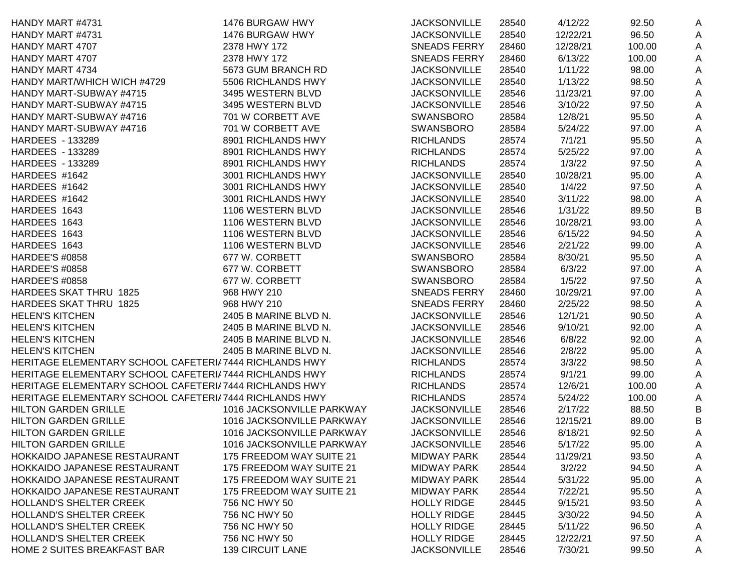| | | | | | | |
|---|---|---|---|---|---|---|
| HANDY MART #4731 | 1476 BURGAW HWY | JACKSONVILLE | 28540 | 4/12/22 | 92.50 | A |
| HANDY MART #4731 | 1476 BURGAW HWY | JACKSONVILLE | 28540 | 12/22/21 | 96.50 | A |
| HANDY MART 4707 | 2378 HWY 172 | SNEADS FERRY | 28460 | 12/28/21 | 100.00 | A |
| HANDY MART 4707 | 2378 HWY 172 | SNEADS FERRY | 28460 | 6/13/22 | 100.00 | A |
| HANDY MART 4734 | 5673 GUM BRANCH RD | JACKSONVILLE | 28540 | 1/11/22 | 98.00 | A |
| HANDY MART/WHICH WICH #4729 | 5506 RICHLANDS HWY | JACKSONVILLE | 28540 | 1/13/22 | 98.50 | A |
| HANDY MART-SUBWAY #4715 | 3495 WESTERN BLVD | JACKSONVILLE | 28546 | 11/23/21 | 97.00 | A |
| HANDY MART-SUBWAY #4715 | 3495 WESTERN BLVD | JACKSONVILLE | 28546 | 3/10/22 | 97.50 | A |
| HANDY MART-SUBWAY #4716 | 701 W CORBETT AVE | SWANSBORO | 28584 | 12/8/21 | 95.50 | A |
| HANDY MART-SUBWAY #4716 | 701 W CORBETT AVE | SWANSBORO | 28584 | 5/24/22 | 97.00 | A |
| HARDEES - 133289 | 8901 RICHLANDS HWY | RICHLANDS | 28574 | 7/1/21 | 95.50 | A |
| HARDEES - 133289 | 8901 RICHLANDS HWY | RICHLANDS | 28574 | 5/25/22 | 97.00 | A |
| HARDEES - 133289 | 8901 RICHLANDS HWY | RICHLANDS | 28574 | 1/3/22 | 97.50 | A |
| HARDEES #1642 | 3001 RICHLANDS HWY | JACKSONVILLE | 28540 | 10/28/21 | 95.00 | A |
| HARDEES #1642 | 3001 RICHLANDS HWY | JACKSONVILLE | 28540 | 1/4/22 | 97.50 | A |
| HARDEES #1642 | 3001 RICHLANDS HWY | JACKSONVILLE | 28540 | 3/11/22 | 98.00 | A |
| HARDEES 1643 | 1106 WESTERN BLVD | JACKSONVILLE | 28546 | 1/31/22 | 89.50 | B |
| HARDEES 1643 | 1106 WESTERN BLVD | JACKSONVILLE | 28546 | 10/28/21 | 93.00 | A |
| HARDEES 1643 | 1106 WESTERN BLVD | JACKSONVILLE | 28546 | 6/15/22 | 94.50 | A |
| HARDEES 1643 | 1106 WESTERN BLVD | JACKSONVILLE | 28546 | 2/21/22 | 99.00 | A |
| HARDEE'S #0858 | 677 W. CORBETT | SWANSBORO | 28584 | 8/30/21 | 95.50 | A |
| HARDEE'S #0858 | 677 W. CORBETT | SWANSBORO | 28584 | 6/3/22 | 97.00 | A |
| HARDEE'S #0858 | 677 W. CORBETT | SWANSBORO | 28584 | 1/5/22 | 97.50 | A |
| HARDEES SKAT THRU 1825 | 968 HWY 210 | SNEADS FERRY | 28460 | 10/29/21 | 97.00 | A |
| HARDEES SKAT THRU 1825 | 968 HWY 210 | SNEADS FERRY | 28460 | 2/25/22 | 98.50 | A |
| HELEN'S KITCHEN | 2405 B MARINE BLVD N. | JACKSONVILLE | 28546 | 12/1/21 | 90.50 | A |
| HELEN'S KITCHEN | 2405 B MARINE BLVD N. | JACKSONVILLE | 28546 | 9/10/21 | 92.00 | A |
| HELEN'S KITCHEN | 2405 B MARINE BLVD N. | JACKSONVILLE | 28546 | 6/8/22 | 92.00 | A |
| HELEN'S KITCHEN | 2405 B MARINE BLVD N. | JACKSONVILLE | 28546 | 2/8/22 | 95.00 | A |
| HERITAGE ELEMENTARY SCHOOL CAFETERIA | 7444 RICHLANDS HWY | RICHLANDS | 28574 | 3/3/22 | 98.50 | A |
| HERITAGE ELEMENTARY SCHOOL CAFETERIA | 7444 RICHLANDS HWY | RICHLANDS | 28574 | 9/1/21 | 99.00 | A |
| HERITAGE ELEMENTARY SCHOOL CAFETERIA | 7444 RICHLANDS HWY | RICHLANDS | 28574 | 12/6/21 | 100.00 | A |
| HERITAGE ELEMENTARY SCHOOL CAFETERIA | 7444 RICHLANDS HWY | RICHLANDS | 28574 | 5/24/22 | 100.00 | A |
| HILTON GARDEN GRILLE | 1016 JACKSONVILLE PARKWAY | JACKSONVILLE | 28546 | 2/17/22 | 88.50 | B |
| HILTON GARDEN GRILLE | 1016 JACKSONVILLE PARKWAY | JACKSONVILLE | 28546 | 12/15/21 | 89.00 | B |
| HILTON GARDEN GRILLE | 1016 JACKSONVILLE PARKWAY | JACKSONVILLE | 28546 | 8/18/21 | 92.50 | A |
| HILTON GARDEN GRILLE | 1016 JACKSONVILLE PARKWAY | JACKSONVILLE | 28546 | 5/17/22 | 95.00 | A |
| HOKKAIDO JAPANESE RESTAURANT | 175 FREEDOM WAY SUITE 21 | MIDWAY PARK | 28544 | 11/29/21 | 93.50 | A |
| HOKKAIDO JAPANESE RESTAURANT | 175 FREEDOM WAY SUITE 21 | MIDWAY PARK | 28544 | 3/2/22 | 94.50 | A |
| HOKKAIDO JAPANESE RESTAURANT | 175 FREEDOM WAY SUITE 21 | MIDWAY PARK | 28544 | 5/31/22 | 95.00 | A |
| HOKKAIDO JAPANESE RESTAURANT | 175 FREEDOM WAY SUITE 21 | MIDWAY PARK | 28544 | 7/22/21 | 95.50 | A |
| HOLLAND'S SHELTER CREEK | 756 NC HWY 50 | HOLLY RIDGE | 28445 | 9/15/21 | 93.50 | A |
| HOLLAND'S SHELTER CREEK | 756 NC HWY 50 | HOLLY RIDGE | 28445 | 3/30/22 | 94.50 | A |
| HOLLAND'S SHELTER CREEK | 756 NC HWY 50 | HOLLY RIDGE | 28445 | 5/11/22 | 96.50 | A |
| HOLLAND'S SHELTER CREEK | 756 NC HWY 50 | HOLLY RIDGE | 28445 | 12/22/21 | 97.50 | A |
| HOME 2 SUITES BREAKFAST BAR | 139 CIRCUIT LANE | JACKSONVILLE | 28546 | 7/30/21 | 99.50 | A |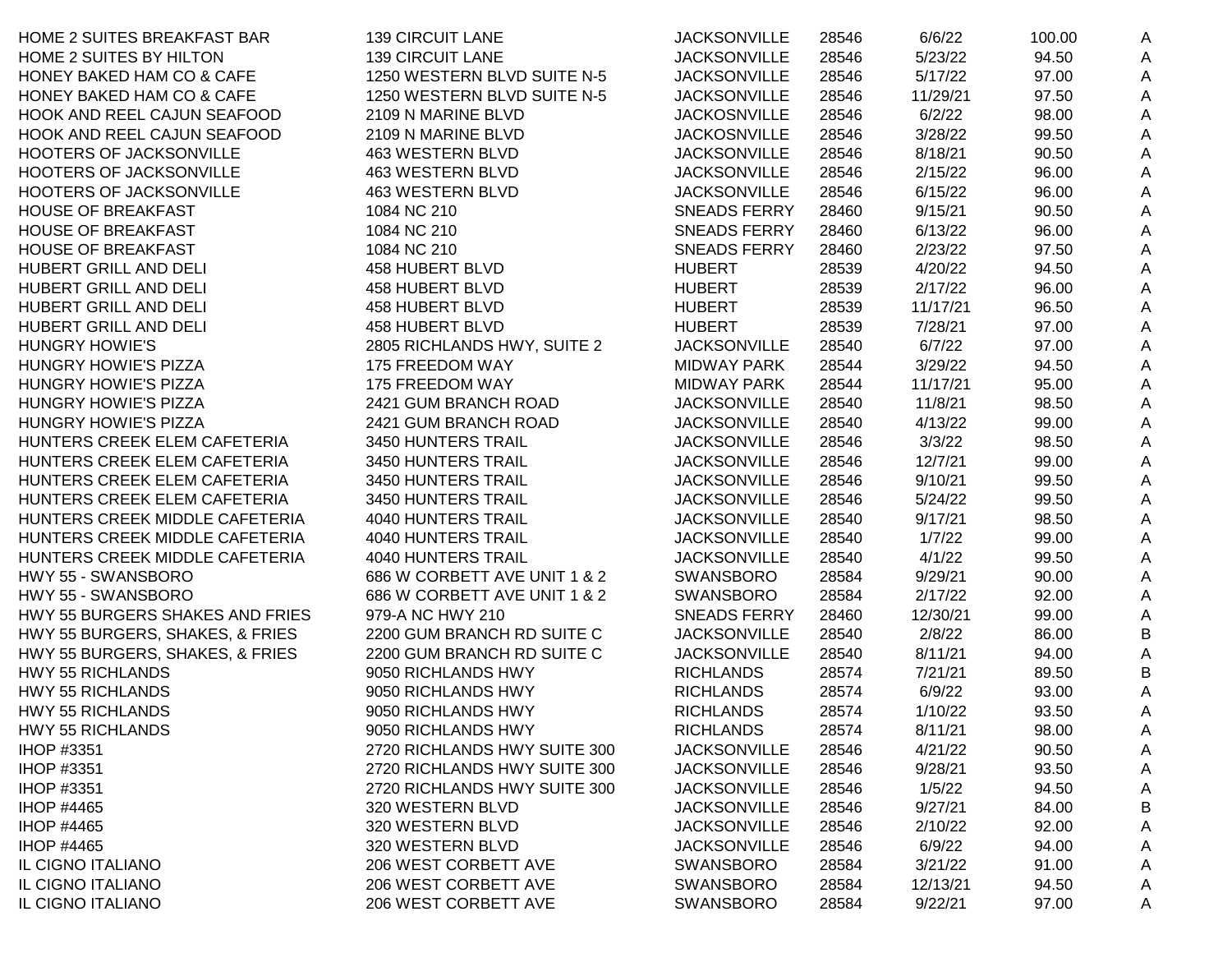| | | | | | | |
|---|---|---|---|---|---|---|
| HOME 2 SUITES BREAKFAST BAR | 139 CIRCUIT LANE | JACKSONVILLE | 28546 | 6/6/22 | 100.00 | A |
| HOME 2 SUITES BY HILTON | 139 CIRCUIT LANE | JACKSONVILLE | 28546 | 5/23/22 | 94.50 | A |
| HONEY BAKED HAM CO & CAFE | 1250 WESTERN BLVD SUITE N-5 | JACKSONVILLE | 28546 | 5/17/22 | 97.00 | A |
| HONEY BAKED HAM CO & CAFE | 1250 WESTERN BLVD SUITE N-5 | JACKSONVILLE | 28546 | 11/29/21 | 97.50 | A |
| HOOK AND REEL CAJUN SEAFOOD | 2109 N MARINE BLVD | JACKOSNVILLE | 28546 | 6/2/22 | 98.00 | A |
| HOOK AND REEL CAJUN SEAFOOD | 2109 N MARINE BLVD | JACKOSNVILLE | 28546 | 3/28/22 | 99.50 | A |
| HOOTERS OF JACKSONVILLE | 463 WESTERN BLVD | JACKSONVILLE | 28546 | 8/18/21 | 90.50 | A |
| HOOTERS OF JACKSONVILLE | 463 WESTERN BLVD | JACKSONVILLE | 28546 | 2/15/22 | 96.00 | A |
| HOOTERS OF JACKSONVILLE | 463 WESTERN BLVD | JACKSONVILLE | 28546 | 6/15/22 | 96.00 | A |
| HOUSE OF BREAKFAST | 1084 NC 210 | SNEADS FERRY | 28460 | 9/15/21 | 90.50 | A |
| HOUSE OF BREAKFAST | 1084 NC 210 | SNEADS FERRY | 28460 | 6/13/22 | 96.00 | A |
| HOUSE OF BREAKFAST | 1084 NC 210 | SNEADS FERRY | 28460 | 2/23/22 | 97.50 | A |
| HUBERT GRILL AND DELI | 458 HUBERT BLVD | HUBERT | 28539 | 4/20/22 | 94.50 | A |
| HUBERT GRILL AND DELI | 458 HUBERT BLVD | HUBERT | 28539 | 2/17/22 | 96.00 | A |
| HUBERT GRILL AND DELI | 458 HUBERT BLVD | HUBERT | 28539 | 11/17/21 | 96.50 | A |
| HUBERT GRILL AND DELI | 458 HUBERT BLVD | HUBERT | 28539 | 7/28/21 | 97.00 | A |
| HUNGRY HOWIE'S | 2805 RICHLANDS HWY, SUITE 2 | JACKSONVILLE | 28540 | 6/7/22 | 97.00 | A |
| HUNGRY HOWIE'S PIZZA | 175 FREEDOM WAY | MIDWAY PARK | 28544 | 3/29/22 | 94.50 | A |
| HUNGRY HOWIE'S PIZZA | 175 FREEDOM WAY | MIDWAY PARK | 28544 | 11/17/21 | 95.00 | A |
| HUNGRY HOWIE'S PIZZA | 2421 GUM BRANCH ROAD | JACKSONVILLE | 28540 | 11/8/21 | 98.50 | A |
| HUNGRY HOWIE'S PIZZA | 2421 GUM BRANCH ROAD | JACKSONVILLE | 28540 | 4/13/22 | 99.00 | A |
| HUNTERS CREEK ELEM CAFETERIA | 3450 HUNTERS TRAIL | JACKSONVILLE | 28546 | 3/3/22 | 98.50 | A |
| HUNTERS CREEK ELEM CAFETERIA | 3450 HUNTERS TRAIL | JACKSONVILLE | 28546 | 12/7/21 | 99.00 | A |
| HUNTERS CREEK ELEM CAFETERIA | 3450 HUNTERS TRAIL | JACKSONVILLE | 28546 | 9/10/21 | 99.50 | A |
| HUNTERS CREEK ELEM CAFETERIA | 3450 HUNTERS TRAIL | JACKSONVILLE | 28546 | 5/24/22 | 99.50 | A |
| HUNTERS CREEK MIDDLE CAFETERIA | 4040 HUNTERS TRAIL | JACKSONVILLE | 28540 | 9/17/21 | 98.50 | A |
| HUNTERS CREEK MIDDLE CAFETERIA | 4040 HUNTERS TRAIL | JACKSONVILLE | 28540 | 1/7/22 | 99.00 | A |
| HUNTERS CREEK MIDDLE CAFETERIA | 4040 HUNTERS TRAIL | JACKSONVILLE | 28540 | 4/1/22 | 99.50 | A |
| HWY 55 - SWANSBORO | 686 W CORBETT AVE UNIT 1 & 2 | SWANSBORO | 28584 | 9/29/21 | 90.00 | A |
| HWY 55 - SWANSBORO | 686 W CORBETT AVE UNIT 1 & 2 | SWANSBORO | 28584 | 2/17/22 | 92.00 | A |
| HWY 55 BURGERS SHAKES AND FRIES | 979-A NC HWY 210 | SNEADS FERRY | 28460 | 12/30/21 | 99.00 | A |
| HWY 55 BURGERS, SHAKES, & FRIES | 2200 GUM BRANCH RD SUITE C | JACKSONVILLE | 28540 | 2/8/22 | 86.00 | B |
| HWY 55 BURGERS, SHAKES, & FRIES | 2200 GUM BRANCH RD SUITE C | JACKSONVILLE | 28540 | 8/11/21 | 94.00 | A |
| HWY 55 RICHLANDS | 9050 RICHLANDS HWY | RICHLANDS | 28574 | 7/21/21 | 89.50 | B |
| HWY 55 RICHLANDS | 9050 RICHLANDS HWY | RICHLANDS | 28574 | 6/9/22 | 93.00 | A |
| HWY 55 RICHLANDS | 9050 RICHLANDS HWY | RICHLANDS | 28574 | 1/10/22 | 93.50 | A |
| HWY 55 RICHLANDS | 9050 RICHLANDS HWY | RICHLANDS | 28574 | 8/11/21 | 98.00 | A |
| IHOP #3351 | 2720 RICHLANDS HWY SUITE 300 | JACKSONVILLE | 28546 | 4/21/22 | 90.50 | A |
| IHOP #3351 | 2720 RICHLANDS HWY SUITE 300 | JACKSONVILLE | 28546 | 9/28/21 | 93.50 | A |
| IHOP #3351 | 2720 RICHLANDS HWY SUITE 300 | JACKSONVILLE | 28546 | 1/5/22 | 94.50 | A |
| IHOP #4465 | 320 WESTERN BLVD | JACKSONVILLE | 28546 | 9/27/21 | 84.00 | B |
| IHOP #4465 | 320 WESTERN BLVD | JACKSONVILLE | 28546 | 2/10/22 | 92.00 | A |
| IHOP #4465 | 320 WESTERN BLVD | JACKSONVILLE | 28546 | 6/9/22 | 94.00 | A |
| IL CIGNO ITALIANO | 206 WEST CORBETT AVE | SWANSBORO | 28584 | 3/21/22 | 91.00 | A |
| IL CIGNO ITALIANO | 206 WEST CORBETT AVE | SWANSBORO | 28584 | 12/13/21 | 94.50 | A |
| IL CIGNO ITALIANO | 206 WEST CORBETT AVE | SWANSBORO | 28584 | 9/22/21 | 97.00 | A |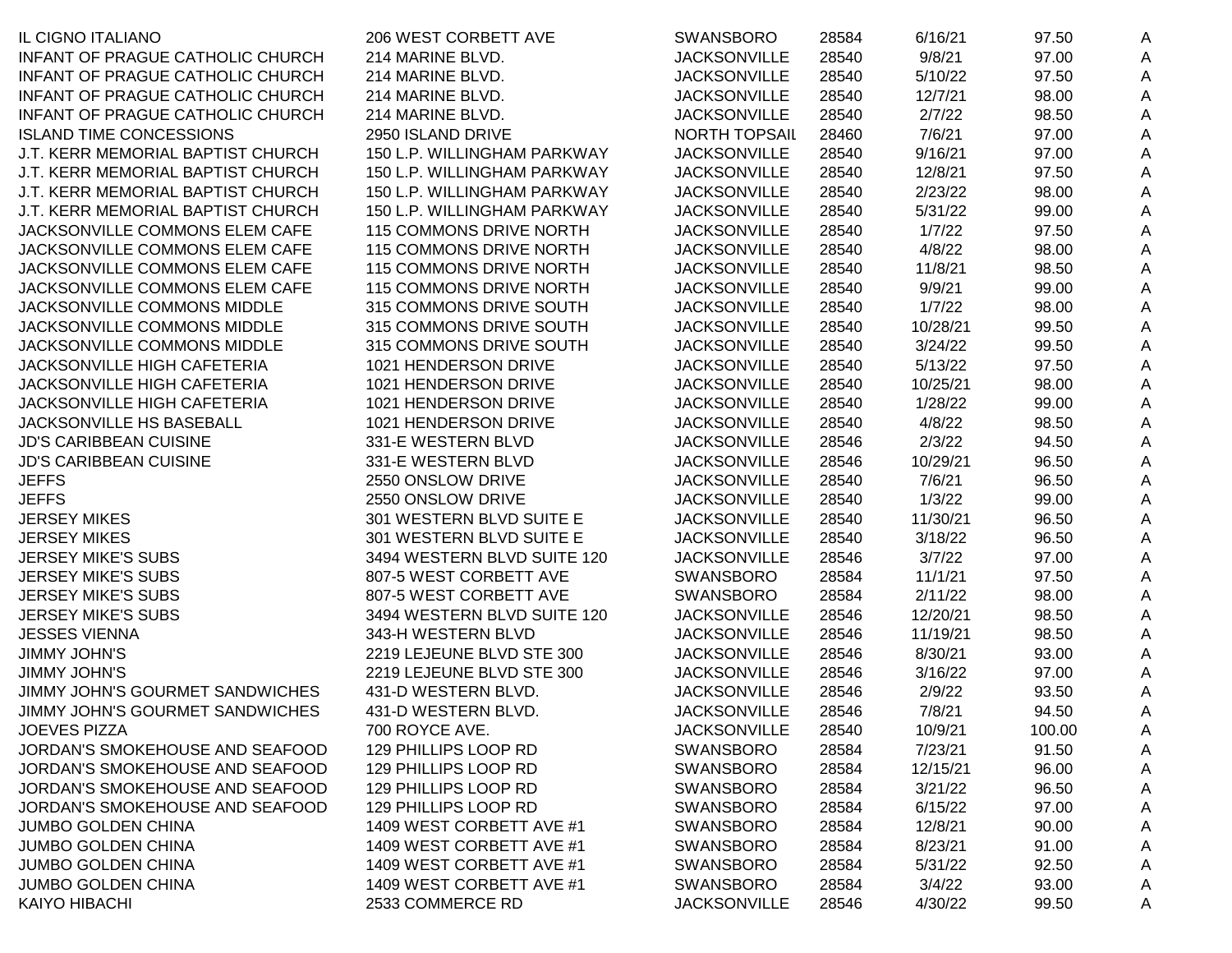| | | | | | | |
|---|---|---|---|---|---|---|
| IL CIGNO ITALIANO | 206 WEST CORBETT AVE | SWANSBORO | 28584 | 6/16/21 | 97.50 | A |
| INFANT OF PRAGUE CATHOLIC CHURCH | 214 MARINE BLVD. | JACKSONVILLE | 28540 | 9/8/21 | 97.00 | A |
| INFANT OF PRAGUE CATHOLIC CHURCH | 214 MARINE BLVD. | JACKSONVILLE | 28540 | 5/10/22 | 97.50 | A |
| INFANT OF PRAGUE CATHOLIC CHURCH | 214 MARINE BLVD. | JACKSONVILLE | 28540 | 12/7/21 | 98.00 | A |
| INFANT OF PRAGUE CATHOLIC CHURCH | 214 MARINE BLVD. | JACKSONVILLE | 28540 | 2/7/22 | 98.50 | A |
| ISLAND TIME CONCESSIONS | 2950 ISLAND DRIVE | NORTH TOPSAIL | 28460 | 7/6/21 | 97.00 | A |
| J.T. KERR MEMORIAL BAPTIST CHURCH | 150 L.P. WILLINGHAM PARKWAY | JACKSONVILLE | 28540 | 9/16/21 | 97.00 | A |
| J.T. KERR MEMORIAL BAPTIST CHURCH | 150 L.P. WILLINGHAM PARKWAY | JACKSONVILLE | 28540 | 12/8/21 | 97.50 | A |
| J.T. KERR MEMORIAL BAPTIST CHURCH | 150 L.P. WILLINGHAM PARKWAY | JACKSONVILLE | 28540 | 2/23/22 | 98.00 | A |
| J.T. KERR MEMORIAL BAPTIST CHURCH | 150 L.P. WILLINGHAM PARKWAY | JACKSONVILLE | 28540 | 5/31/22 | 99.00 | A |
| JACKSONVILLE COMMONS ELEM CAFE | 115 COMMONS DRIVE NORTH | JACKSONVILLE | 28540 | 1/7/22 | 97.50 | A |
| JACKSONVILLE COMMONS ELEM CAFE | 115 COMMONS DRIVE NORTH | JACKSONVILLE | 28540 | 4/8/22 | 98.00 | A |
| JACKSONVILLE COMMONS ELEM CAFE | 115 COMMONS DRIVE NORTH | JACKSONVILLE | 28540 | 11/8/21 | 98.50 | A |
| JACKSONVILLE COMMONS ELEM CAFE | 115 COMMONS DRIVE NORTH | JACKSONVILLE | 28540 | 9/9/21 | 99.00 | A |
| JACKSONVILLE COMMONS MIDDLE | 315 COMMONS DRIVE SOUTH | JACKSONVILLE | 28540 | 1/7/22 | 98.00 | A |
| JACKSONVILLE COMMONS MIDDLE | 315 COMMONS DRIVE SOUTH | JACKSONVILLE | 28540 | 10/28/21 | 99.50 | A |
| JACKSONVILLE COMMONS MIDDLE | 315 COMMONS DRIVE SOUTH | JACKSONVILLE | 28540 | 3/24/22 | 99.50 | A |
| JACKSONVILLE HIGH CAFETERIA | 1021 HENDERSON DRIVE | JACKSONVILLE | 28540 | 5/13/22 | 97.50 | A |
| JACKSONVILLE HIGH CAFETERIA | 1021 HENDERSON DRIVE | JACKSONVILLE | 28540 | 10/25/21 | 98.00 | A |
| JACKSONVILLE HIGH CAFETERIA | 1021 HENDERSON DRIVE | JACKSONVILLE | 28540 | 1/28/22 | 99.00 | A |
| JACKSONVILLE HS BASEBALL | 1021 HENDERSON DRIVE | JACKSONVILLE | 28540 | 4/8/22 | 98.50 | A |
| JD'S CARIBBEAN CUISINE | 331-E WESTERN BLVD | JACKSONVILLE | 28546 | 2/3/22 | 94.50 | A |
| JD'S CARIBBEAN CUISINE | 331-E WESTERN BLVD | JACKSONVILLE | 28546 | 10/29/21 | 96.50 | A |
| JEFFS | 2550 ONSLOW DRIVE | JACKSONVILLE | 28540 | 7/6/21 | 96.50 | A |
| JEFFS | 2550 ONSLOW DRIVE | JACKSONVILLE | 28540 | 1/3/22 | 99.00 | A |
| JERSEY MIKES | 301 WESTERN BLVD SUITE E | JACKSONVILLE | 28540 | 11/30/21 | 96.50 | A |
| JERSEY MIKES | 301 WESTERN BLVD SUITE E | JACKSONVILLE | 28540 | 3/18/22 | 96.50 | A |
| JERSEY MIKE'S SUBS | 3494 WESTERN BLVD SUITE 120 | JACKSONVILLE | 28546 | 3/7/22 | 97.00 | A |
| JERSEY MIKE'S SUBS | 807-5 WEST CORBETT AVE | SWANSBORO | 28584 | 11/1/21 | 97.50 | A |
| JERSEY MIKE'S SUBS | 807-5 WEST CORBETT AVE | SWANSBORO | 28584 | 2/11/22 | 98.00 | A |
| JERSEY MIKE'S SUBS | 3494 WESTERN BLVD SUITE 120 | JACKSONVILLE | 28546 | 12/20/21 | 98.50 | A |
| JESSES VIENNA | 343-H WESTERN BLVD | JACKSONVILLE | 28546 | 11/19/21 | 98.50 | A |
| JIMMY JOHN'S | 2219 LEJEUNE BLVD STE 300 | JACKSONVILLE | 28546 | 8/30/21 | 93.00 | A |
| JIMMY JOHN'S | 2219 LEJEUNE BLVD STE 300 | JACKSONVILLE | 28546 | 3/16/22 | 97.00 | A |
| JIMMY JOHN'S GOURMET SANDWICHES | 431-D WESTERN BLVD. | JACKSONVILLE | 28546 | 2/9/22 | 93.50 | A |
| JIMMY JOHN'S GOURMET SANDWICHES | 431-D WESTERN BLVD. | JACKSONVILLE | 28546 | 7/8/21 | 94.50 | A |
| JOEVES PIZZA | 700 ROYCE AVE. | JACKSONVILLE | 28540 | 10/9/21 | 100.00 | A |
| JORDAN'S SMOKEHOUSE AND SEAFOOD | 129 PHILLIPS LOOP RD | SWANSBORO | 28584 | 7/23/21 | 91.50 | A |
| JORDAN'S SMOKEHOUSE AND SEAFOOD | 129 PHILLIPS LOOP RD | SWANSBORO | 28584 | 12/15/21 | 96.00 | A |
| JORDAN'S SMOKEHOUSE AND SEAFOOD | 129 PHILLIPS LOOP RD | SWANSBORO | 28584 | 3/21/22 | 96.50 | A |
| JORDAN'S SMOKEHOUSE AND SEAFOOD | 129 PHILLIPS LOOP RD | SWANSBORO | 28584 | 6/15/22 | 97.00 | A |
| JUMBO GOLDEN CHINA | 1409 WEST CORBETT AVE #1 | SWANSBORO | 28584 | 12/8/21 | 90.00 | A |
| JUMBO GOLDEN CHINA | 1409 WEST CORBETT AVE #1 | SWANSBORO | 28584 | 8/23/21 | 91.00 | A |
| JUMBO GOLDEN CHINA | 1409 WEST CORBETT AVE #1 | SWANSBORO | 28584 | 5/31/22 | 92.50 | A |
| JUMBO GOLDEN CHINA | 1409 WEST CORBETT AVE #1 | SWANSBORO | 28584 | 3/4/22 | 93.00 | A |
| KAIYO HIBACHI | 2533 COMMERCE RD | JACKSONVILLE | 28546 | 4/30/22 | 99.50 | A |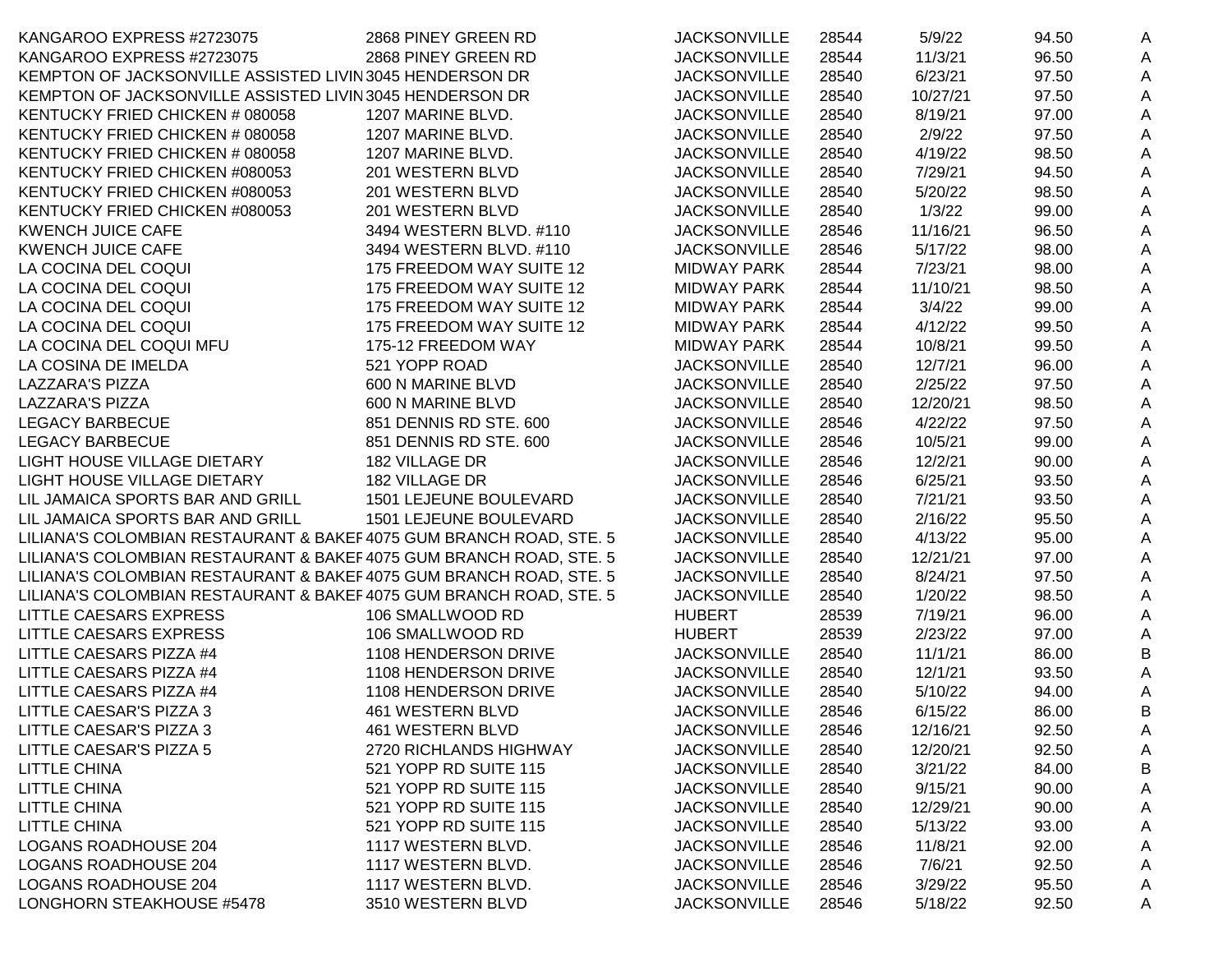| | | | | | | |
|---|---|---|---|---|---|---|
| KANGAROO EXPRESS #2723075 | 2868 PINEY GREEN RD | JACKSONVILLE | 28544 | 5/9/22 | 94.50 | A |
| KANGAROO EXPRESS #2723075 | 2868 PINEY GREEN RD | JACKSONVILLE | 28544 | 11/3/21 | 96.50 | A |
| KEMPTON OF JACKSONVILLE ASSISTED LIVIN | 3045 HENDERSON DR | JACKSONVILLE | 28540 | 6/23/21 | 97.50 | A |
| KEMPTON OF JACKSONVILLE ASSISTED LIVIN | 3045 HENDERSON DR | JACKSONVILLE | 28540 | 10/27/21 | 97.50 | A |
| KENTUCKY FRIED CHICKEN # 080058 | 1207 MARINE BLVD. | JACKSONVILLE | 28540 | 8/19/21 | 97.00 | A |
| KENTUCKY FRIED CHICKEN # 080058 | 1207 MARINE BLVD. | JACKSONVILLE | 28540 | 2/9/22 | 97.50 | A |
| KENTUCKY FRIED CHICKEN # 080058 | 1207 MARINE BLVD. | JACKSONVILLE | 28540 | 4/19/22 | 98.50 | A |
| KENTUCKY FRIED CHICKEN #080053 | 201 WESTERN BLVD | JACKSONVILLE | 28540 | 7/29/21 | 94.50 | A |
| KENTUCKY FRIED CHICKEN #080053 | 201 WESTERN BLVD | JACKSONVILLE | 28540 | 5/20/22 | 98.50 | A |
| KENTUCKY FRIED CHICKEN #080053 | 201 WESTERN BLVD | JACKSONVILLE | 28540 | 1/3/22 | 99.00 | A |
| KWENCH JUICE CAFE | 3494 WESTERN BLVD. #110 | JACKSONVILLE | 28546 | 11/16/21 | 96.50 | A |
| KWENCH JUICE CAFE | 3494 WESTERN BLVD. #110 | JACKSONVILLE | 28546 | 5/17/22 | 98.00 | A |
| LA COCINA DEL COQUI | 175 FREEDOM WAY SUITE 12 | MIDWAY PARK | 28544 | 7/23/21 | 98.00 | A |
| LA COCINA DEL COQUI | 175 FREEDOM WAY SUITE 12 | MIDWAY PARK | 28544 | 11/10/21 | 98.50 | A |
| LA COCINA DEL COQUI | 175 FREEDOM WAY SUITE 12 | MIDWAY PARK | 28544 | 3/4/22 | 99.00 | A |
| LA COCINA DEL COQUI | 175 FREEDOM WAY SUITE 12 | MIDWAY PARK | 28544 | 4/12/22 | 99.50 | A |
| LA COCINA DEL COQUI MFU | 175-12 FREEDOM WAY | MIDWAY PARK | 28544 | 10/8/21 | 99.50 | A |
| LA COSINA DE IMELDA | 521 YOPP ROAD | JACKSONVILLE | 28540 | 12/7/21 | 96.00 | A |
| LAZZARA'S PIZZA | 600 N MARINE BLVD | JACKSONVILLE | 28540 | 2/25/22 | 97.50 | A |
| LAZZARA'S PIZZA | 600 N MARINE BLVD | JACKSONVILLE | 28540 | 12/20/21 | 98.50 | A |
| LEGACY BARBECUE | 851 DENNIS RD STE. 600 | JACKSONVILLE | 28546 | 4/22/22 | 97.50 | A |
| LEGACY BARBECUE | 851 DENNIS RD STE. 600 | JACKSONVILLE | 28546 | 10/5/21 | 99.00 | A |
| LIGHT HOUSE VILLAGE DIETARY | 182 VILLAGE DR | JACKSONVILLE | 28546 | 12/2/21 | 90.00 | A |
| LIGHT HOUSE VILLAGE DIETARY | 182 VILLAGE DR | JACKSONVILLE | 28546 | 6/25/21 | 93.50 | A |
| LIL JAMAICA SPORTS BAR AND GRILL | 1501 LEJEUNE BOULEVARD | JACKSONVILLE | 28540 | 7/21/21 | 93.50 | A |
| LIL JAMAICA SPORTS BAR AND GRILL | 1501 LEJEUNE BOULEVARD | JACKSONVILLE | 28540 | 2/16/22 | 95.50 | A |
| LILIANA'S COLOMBIAN RESTAURANT & BAKEF | 4075 GUM BRANCH ROAD, STE. 5 | JACKSONVILLE | 28540 | 4/13/22 | 95.00 | A |
| LILIANA'S COLOMBIAN RESTAURANT & BAKEF | 4075 GUM BRANCH ROAD, STE. 5 | JACKSONVILLE | 28540 | 12/21/21 | 97.00 | A |
| LILIANA'S COLOMBIAN RESTAURANT & BAKEF | 4075 GUM BRANCH ROAD, STE. 5 | JACKSONVILLE | 28540 | 8/24/21 | 97.50 | A |
| LILIANA'S COLOMBIAN RESTAURANT & BAKEF | 4075 GUM BRANCH ROAD, STE. 5 | JACKSONVILLE | 28540 | 1/20/22 | 98.50 | A |
| LITTLE CAESARS EXPRESS | 106 SMALLWOOD RD | HUBERT | 28539 | 7/19/21 | 96.00 | A |
| LITTLE CAESARS EXPRESS | 106 SMALLWOOD RD | HUBERT | 28539 | 2/23/22 | 97.00 | A |
| LITTLE CAESARS PIZZA #4 | 1108 HENDERSON DRIVE | JACKSONVILLE | 28540 | 11/1/21 | 86.00 | B |
| LITTLE CAESARS PIZZA #4 | 1108 HENDERSON DRIVE | JACKSONVILLE | 28540 | 12/1/21 | 93.50 | A |
| LITTLE CAESARS PIZZA #4 | 1108 HENDERSON DRIVE | JACKSONVILLE | 28540 | 5/10/22 | 94.00 | A |
| LITTLE CAESAR'S PIZZA 3 | 461 WESTERN BLVD | JACKSONVILLE | 28546 | 6/15/22 | 86.00 | B |
| LITTLE CAESAR'S PIZZA 3 | 461 WESTERN BLVD | JACKSONVILLE | 28546 | 12/16/21 | 92.50 | A |
| LITTLE CAESAR'S PIZZA 5 | 2720 RICHLANDS HIGHWAY | JACKSONVILLE | 28540 | 12/20/21 | 92.50 | A |
| LITTLE CHINA | 521 YOPP RD SUITE 115 | JACKSONVILLE | 28540 | 3/21/22 | 84.00 | B |
| LITTLE CHINA | 521 YOPP RD SUITE 115 | JACKSONVILLE | 28540 | 9/15/21 | 90.00 | A |
| LITTLE CHINA | 521 YOPP RD SUITE 115 | JACKSONVILLE | 28540 | 12/29/21 | 90.00 | A |
| LITTLE CHINA | 521 YOPP RD SUITE 115 | JACKSONVILLE | 28540 | 5/13/22 | 93.00 | A |
| LOGANS ROADHOUSE 204 | 1117 WESTERN BLVD. | JACKSONVILLE | 28546 | 11/8/21 | 92.00 | A |
| LOGANS ROADHOUSE 204 | 1117 WESTERN BLVD. | JACKSONVILLE | 28546 | 7/6/21 | 92.50 | A |
| LOGANS ROADHOUSE 204 | 1117 WESTERN BLVD. | JACKSONVILLE | 28546 | 3/29/22 | 95.50 | A |
| LONGHORN STEAKHOUSE #5478 | 3510 WESTERN BLVD | JACKSONVILLE | 28546 | 5/18/22 | 92.50 | A |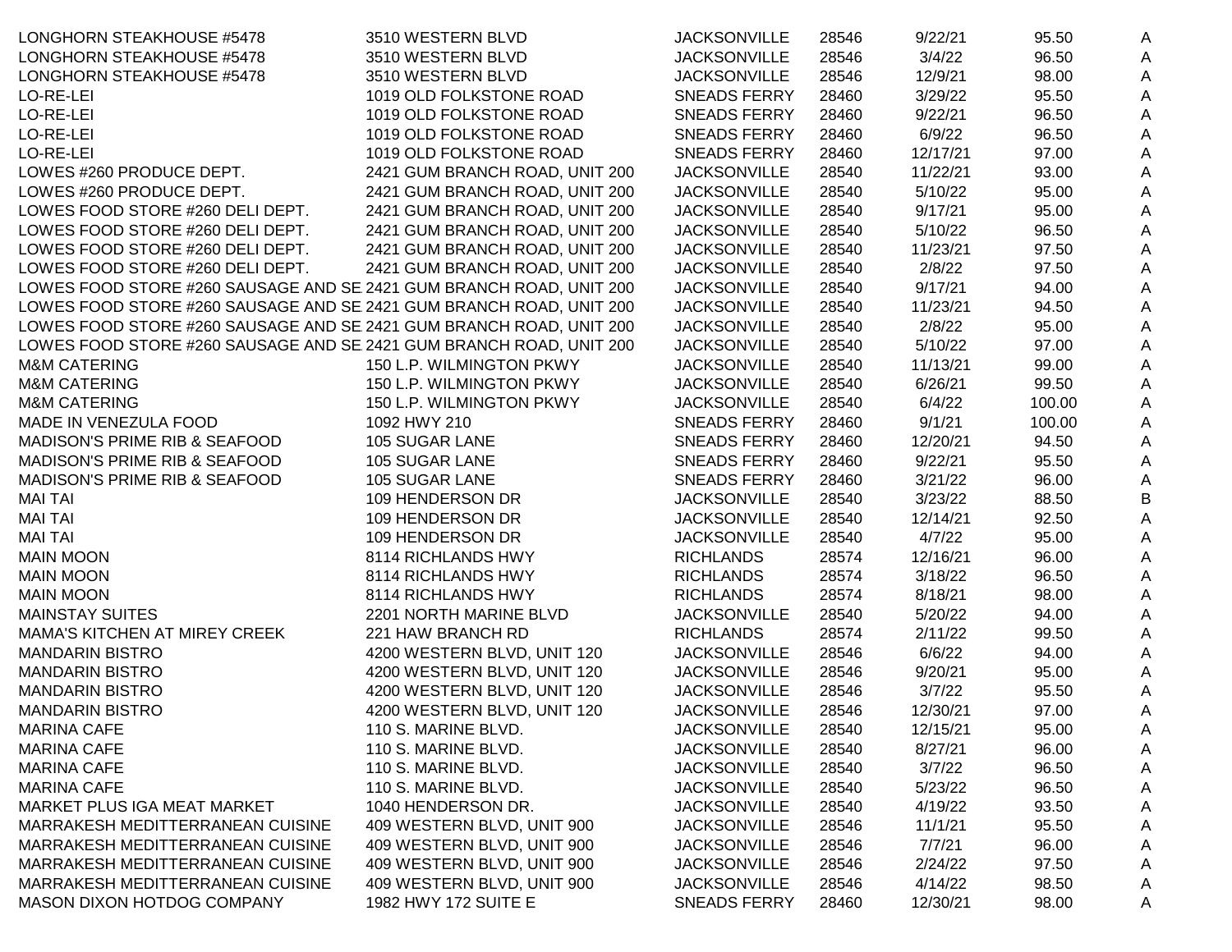| | | | | | | |
|---|---|---|---|---|---|---|
| LONGHORN STEAKHOUSE #5478 | 3510 WESTERN BLVD | JACKSONVILLE | 28546 | 9/22/21 | 95.50 | A |
| LONGHORN STEAKHOUSE #5478 | 3510 WESTERN BLVD | JACKSONVILLE | 28546 | 3/4/22 | 96.50 | A |
| LONGHORN STEAKHOUSE #5478 | 3510 WESTERN BLVD | JACKSONVILLE | 28546 | 12/9/21 | 98.00 | A |
| LO-RE-LEI | 1019 OLD FOLKSTONE ROAD | SNEADS FERRY | 28460 | 3/29/22 | 95.50 | A |
| LO-RE-LEI | 1019 OLD FOLKSTONE ROAD | SNEADS FERRY | 28460 | 9/22/21 | 96.50 | A |
| LO-RE-LEI | 1019 OLD FOLKSTONE ROAD | SNEADS FERRY | 28460 | 6/9/22 | 96.50 | A |
| LO-RE-LEI | 1019 OLD FOLKSTONE ROAD | SNEADS FERRY | 28460 | 12/17/21 | 97.00 | A |
| LOWES #260 PRODUCE DEPT. | 2421 GUM BRANCH ROAD, UNIT 200 | JACKSONVILLE | 28540 | 11/22/21 | 93.00 | A |
| LOWES #260 PRODUCE DEPT. | 2421 GUM BRANCH ROAD, UNIT 200 | JACKSONVILLE | 28540 | 5/10/22 | 95.00 | A |
| LOWES FOOD STORE #260 DELI DEPT. | 2421 GUM BRANCH ROAD, UNIT 200 | JACKSONVILLE | 28540 | 9/17/21 | 95.00 | A |
| LOWES FOOD STORE #260 DELI DEPT. | 2421 GUM BRANCH ROAD, UNIT 200 | JACKSONVILLE | 28540 | 5/10/22 | 96.50 | A |
| LOWES FOOD STORE #260 DELI DEPT. | 2421 GUM BRANCH ROAD, UNIT 200 | JACKSONVILLE | 28540 | 11/23/21 | 97.50 | A |
| LOWES FOOD STORE #260 DELI DEPT. | 2421 GUM BRANCH ROAD, UNIT 200 | JACKSONVILLE | 28540 | 2/8/22 | 97.50 | A |
| LOWES FOOD STORE #260 SAUSAGE AND SE | 2421 GUM BRANCH ROAD, UNIT 200 | JACKSONVILLE | 28540 | 9/17/21 | 94.00 | A |
| LOWES FOOD STORE #260 SAUSAGE AND SE | 2421 GUM BRANCH ROAD, UNIT 200 | JACKSONVILLE | 28540 | 11/23/21 | 94.50 | A |
| LOWES FOOD STORE #260 SAUSAGE AND SE | 2421 GUM BRANCH ROAD, UNIT 200 | JACKSONVILLE | 28540 | 2/8/22 | 95.00 | A |
| LOWES FOOD STORE #260 SAUSAGE AND SE | 2421 GUM BRANCH ROAD, UNIT 200 | JACKSONVILLE | 28540 | 5/10/22 | 97.00 | A |
| M&M CATERING | 150 L.P. WILMINGTON PKWY | JACKSONVILLE | 28540 | 11/13/21 | 99.00 | A |
| M&M CATERING | 150 L.P. WILMINGTON PKWY | JACKSONVILLE | 28540 | 6/26/21 | 99.50 | A |
| M&M CATERING | 150 L.P. WILMINGTON PKWY | JACKSONVILLE | 28540 | 6/4/22 | 100.00 | A |
| MADE IN VENEZULA FOOD | 1092 HWY 210 | SNEADS FERRY | 28460 | 9/1/21 | 100.00 | A |
| MADISON'S PRIME RIB & SEAFOOD | 105 SUGAR LANE | SNEADS FERRY | 28460 | 12/20/21 | 94.50 | A |
| MADISON'S PRIME RIB & SEAFOOD | 105 SUGAR LANE | SNEADS FERRY | 28460 | 9/22/21 | 95.50 | A |
| MADISON'S PRIME RIB & SEAFOOD | 105 SUGAR LANE | SNEADS FERRY | 28460 | 3/21/22 | 96.00 | A |
| MAI TAI | 109 HENDERSON DR | JACKSONVILLE | 28540 | 3/23/22 | 88.50 | B |
| MAI TAI | 109 HENDERSON DR | JACKSONVILLE | 28540 | 12/14/21 | 92.50 | A |
| MAI TAI | 109 HENDERSON DR | JACKSONVILLE | 28540 | 4/7/22 | 95.00 | A |
| MAIN MOON | 8114 RICHLANDS HWY | RICHLANDS | 28574 | 12/16/21 | 96.00 | A |
| MAIN MOON | 8114 RICHLANDS HWY | RICHLANDS | 28574 | 3/18/22 | 96.50 | A |
| MAIN MOON | 8114 RICHLANDS HWY | RICHLANDS | 28574 | 8/18/21 | 98.00 | A |
| MAINSTAY SUITES | 2201 NORTH MARINE BLVD | JACKSONVILLE | 28540 | 5/20/22 | 94.00 | A |
| MAMA'S KITCHEN AT MIREY CREEK | 221 HAW BRANCH RD | RICHLANDS | 28574 | 2/11/22 | 99.50 | A |
| MANDARIN BISTRO | 4200 WESTERN BLVD, UNIT 120 | JACKSONVILLE | 28546 | 6/6/22 | 94.00 | A |
| MANDARIN BISTRO | 4200 WESTERN BLVD, UNIT 120 | JACKSONVILLE | 28546 | 9/20/21 | 95.00 | A |
| MANDARIN BISTRO | 4200 WESTERN BLVD, UNIT 120 | JACKSONVILLE | 28546 | 3/7/22 | 95.50 | A |
| MANDARIN BISTRO | 4200 WESTERN BLVD, UNIT 120 | JACKSONVILLE | 28546 | 12/30/21 | 97.00 | A |
| MARINA CAFE | 110 S. MARINE BLVD. | JACKSONVILLE | 28540 | 12/15/21 | 95.00 | A |
| MARINA CAFE | 110 S. MARINE BLVD. | JACKSONVILLE | 28540 | 8/27/21 | 96.00 | A |
| MARINA CAFE | 110 S. MARINE BLVD. | JACKSONVILLE | 28540 | 3/7/22 | 96.50 | A |
| MARINA CAFE | 110 S. MARINE BLVD. | JACKSONVILLE | 28540 | 5/23/22 | 96.50 | A |
| MARKET PLUS IGA MEAT MARKET | 1040 HENDERSON DR. | JACKSONVILLE | 28540 | 4/19/22 | 93.50 | A |
| MARRAKESH MEDITTERRANEAN CUISINE | 409 WESTERN BLVD, UNIT 900 | JACKSONVILLE | 28546 | 11/1/21 | 95.50 | A |
| MARRAKESH MEDITTERRANEAN CUISINE | 409 WESTERN BLVD, UNIT 900 | JACKSONVILLE | 28546 | 7/7/21 | 96.00 | A |
| MARRAKESH MEDITTERRANEAN CUISINE | 409 WESTERN BLVD, UNIT 900 | JACKSONVILLE | 28546 | 2/24/22 | 97.50 | A |
| MARRAKESH MEDITTERRANEAN CUISINE | 409 WESTERN BLVD, UNIT 900 | JACKSONVILLE | 28546 | 4/14/22 | 98.50 | A |
| MASON DIXON HOTDOG COMPANY | 1982 HWY 172 SUITE E | SNEADS FERRY | 28460 | 12/30/21 | 98.00 | A |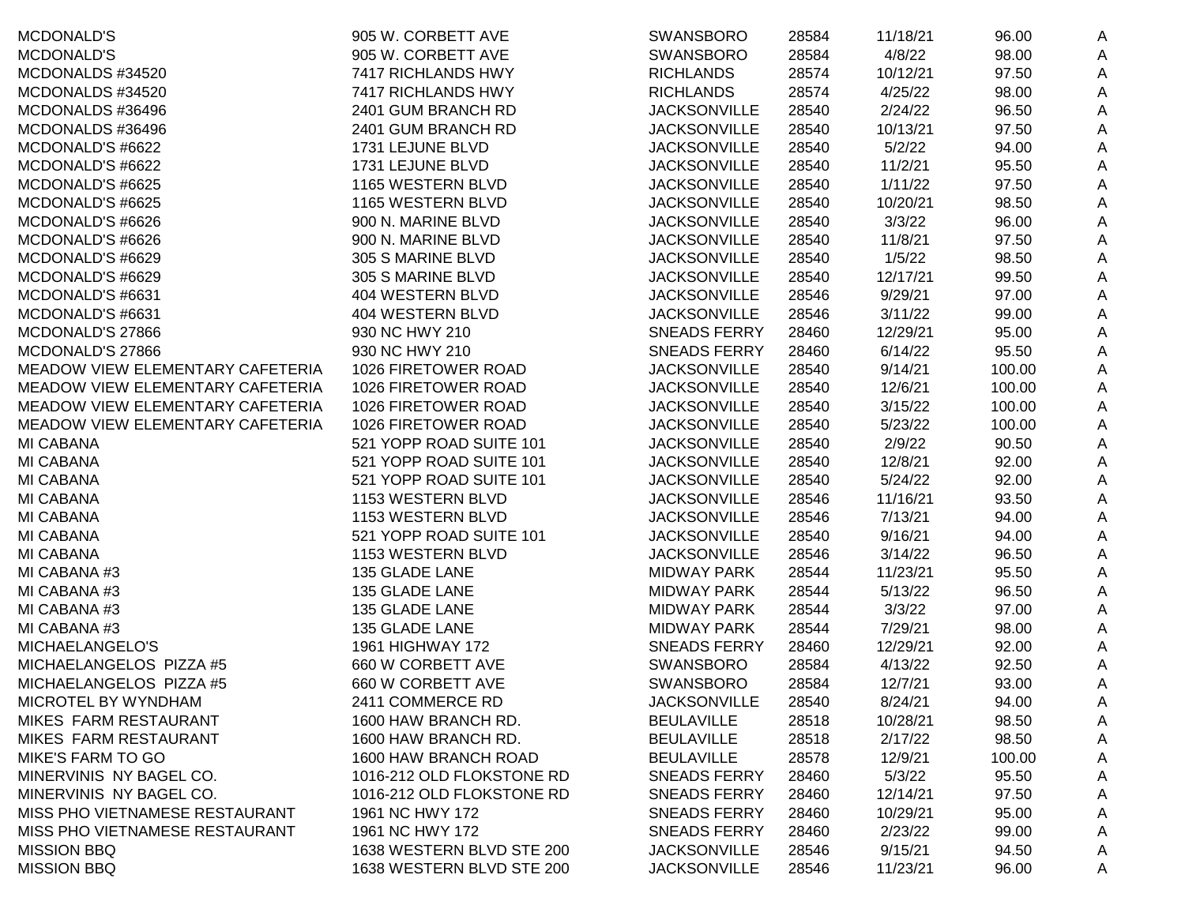| | | | | | | |
|---|---|---|---|---|---|---|
| MCDONALD'S | 905 W. CORBETT AVE | SWANSBORO | 28584 | 11/18/21 | 96.00 | A |
| MCDONALD'S | 905 W. CORBETT AVE | SWANSBORO | 28584 | 4/8/22 | 98.00 | A |
| MCDONALDS #34520 | 7417 RICHLANDS HWY | RICHLANDS | 28574 | 10/12/21 | 97.50 | A |
| MCDONALDS #34520 | 7417 RICHLANDS HWY | RICHLANDS | 28574 | 4/25/22 | 98.00 | A |
| MCDONALDS #36496 | 2401 GUM BRANCH RD | JACKSONVILLE | 28540 | 2/24/22 | 96.50 | A |
| MCDONALDS #36496 | 2401 GUM BRANCH RD | JACKSONVILLE | 28540 | 10/13/21 | 97.50 | A |
| MCDONALD'S #6622 | 1731 LEJUNE BLVD | JACKSONVILLE | 28540 | 5/2/22 | 94.00 | A |
| MCDONALD'S #6622 | 1731 LEJUNE BLVD | JACKSONVILLE | 28540 | 11/2/21 | 95.50 | A |
| MCDONALD'S #6625 | 1165 WESTERN BLVD | JACKSONVILLE | 28540 | 1/11/22 | 97.50 | A |
| MCDONALD'S #6625 | 1165 WESTERN BLVD | JACKSONVILLE | 28540 | 10/20/21 | 98.50 | A |
| MCDONALD'S #6626 | 900 N. MARINE BLVD | JACKSONVILLE | 28540 | 3/3/22 | 96.00 | A |
| MCDONALD'S #6626 | 900 N. MARINE BLVD | JACKSONVILLE | 28540 | 11/8/21 | 97.50 | A |
| MCDONALD'S #6629 | 305 S MARINE BLVD | JACKSONVILLE | 28540 | 1/5/22 | 98.50 | A |
| MCDONALD'S #6629 | 305 S MARINE BLVD | JACKSONVILLE | 28540 | 12/17/21 | 99.50 | A |
| MCDONALD'S #6631 | 404 WESTERN BLVD | JACKSONVILLE | 28546 | 9/29/21 | 97.00 | A |
| MCDONALD'S #6631 | 404 WESTERN BLVD | JACKSONVILLE | 28546 | 3/11/22 | 99.00 | A |
| MCDONALD'S 27866 | 930 NC HWY 210 | SNEADS FERRY | 28460 | 12/29/21 | 95.00 | A |
| MCDONALD'S 27866 | 930 NC HWY 210 | SNEADS FERRY | 28460 | 6/14/22 | 95.50 | A |
| MEADOW VIEW ELEMENTARY CAFETERIA | 1026 FIRETOWER ROAD | JACKSONVILLE | 28540 | 9/14/21 | 100.00 | A |
| MEADOW VIEW ELEMENTARY CAFETERIA | 1026 FIRETOWER ROAD | JACKSONVILLE | 28540 | 12/6/21 | 100.00 | A |
| MEADOW VIEW ELEMENTARY CAFETERIA | 1026 FIRETOWER ROAD | JACKSONVILLE | 28540 | 3/15/22 | 100.00 | A |
| MEADOW VIEW ELEMENTARY CAFETERIA | 1026 FIRETOWER ROAD | JACKSONVILLE | 28540 | 5/23/22 | 100.00 | A |
| MI CABANA | 521 YOPP ROAD SUITE 101 | JACKSONVILLE | 28540 | 2/9/22 | 90.50 | A |
| MI CABANA | 521 YOPP ROAD SUITE 101 | JACKSONVILLE | 28540 | 12/8/21 | 92.00 | A |
| MI CABANA | 521 YOPP ROAD SUITE 101 | JACKSONVILLE | 28540 | 5/24/22 | 92.00 | A |
| MI CABANA | 1153 WESTERN BLVD | JACKSONVILLE | 28546 | 11/16/21 | 93.50 | A |
| MI CABANA | 1153 WESTERN BLVD | JACKSONVILLE | 28546 | 7/13/21 | 94.00 | A |
| MI CABANA | 521 YOPP ROAD SUITE 101 | JACKSONVILLE | 28540 | 9/16/21 | 94.00 | A |
| MI CABANA | 1153 WESTERN BLVD | JACKSONVILLE | 28546 | 3/14/22 | 96.50 | A |
| MI CABANA #3 | 135 GLADE LANE | MIDWAY PARK | 28544 | 11/23/21 | 95.50 | A |
| MI CABANA #3 | 135 GLADE LANE | MIDWAY PARK | 28544 | 5/13/22 | 96.50 | A |
| MI CABANA #3 | 135 GLADE LANE | MIDWAY PARK | 28544 | 3/3/22 | 97.00 | A |
| MI CABANA #3 | 135 GLADE LANE | MIDWAY PARK | 28544 | 7/29/21 | 98.00 | A |
| MICHAELANGELO'S | 1961 HIGHWAY 172 | SNEADS FERRY | 28460 | 12/29/21 | 92.00 | A |
| MICHAELANGELOS PIZZA #5 | 660 W CORBETT AVE | SWANSBORO | 28584 | 4/13/22 | 92.50 | A |
| MICHAELANGELOS PIZZA #5 | 660 W CORBETT AVE | SWANSBORO | 28584 | 12/7/21 | 93.00 | A |
| MICROTEL BY WYNDHAM | 2411 COMMERCE RD | JACKSONVILLE | 28540 | 8/24/21 | 94.00 | A |
| MIKES FARM RESTAURANT | 1600 HAW BRANCH RD. | BEULAVILLE | 28518 | 10/28/21 | 98.50 | A |
| MIKES FARM RESTAURANT | 1600 HAW BRANCH RD. | BEULAVILLE | 28518 | 2/17/22 | 98.50 | A |
| MIKE'S FARM TO GO | 1600 HAW BRANCH ROAD | BEULAVILLE | 28578 | 12/9/21 | 100.00 | A |
| MINERVINIS NY BAGEL CO. | 1016-212 OLD FLOKSTONE RD | SNEADS FERRY | 28460 | 5/3/22 | 95.50 | A |
| MINERVINIS NY BAGEL CO. | 1016-212 OLD FLOKSTONE RD | SNEADS FERRY | 28460 | 12/14/21 | 97.50 | A |
| MISS PHO VIETNAMESE RESTAURANT | 1961 NC HWY 172 | SNEADS FERRY | 28460 | 10/29/21 | 95.00 | A |
| MISS PHO VIETNAMESE RESTAURANT | 1961 NC HWY 172 | SNEADS FERRY | 28460 | 2/23/22 | 99.00 | A |
| MISSION BBQ | 1638 WESTERN BLVD STE 200 | JACKSONVILLE | 28546 | 9/15/21 | 94.50 | A |
| MISSION BBQ | 1638 WESTERN BLVD STE 200 | JACKSONVILLE | 28546 | 11/23/21 | 96.00 | A |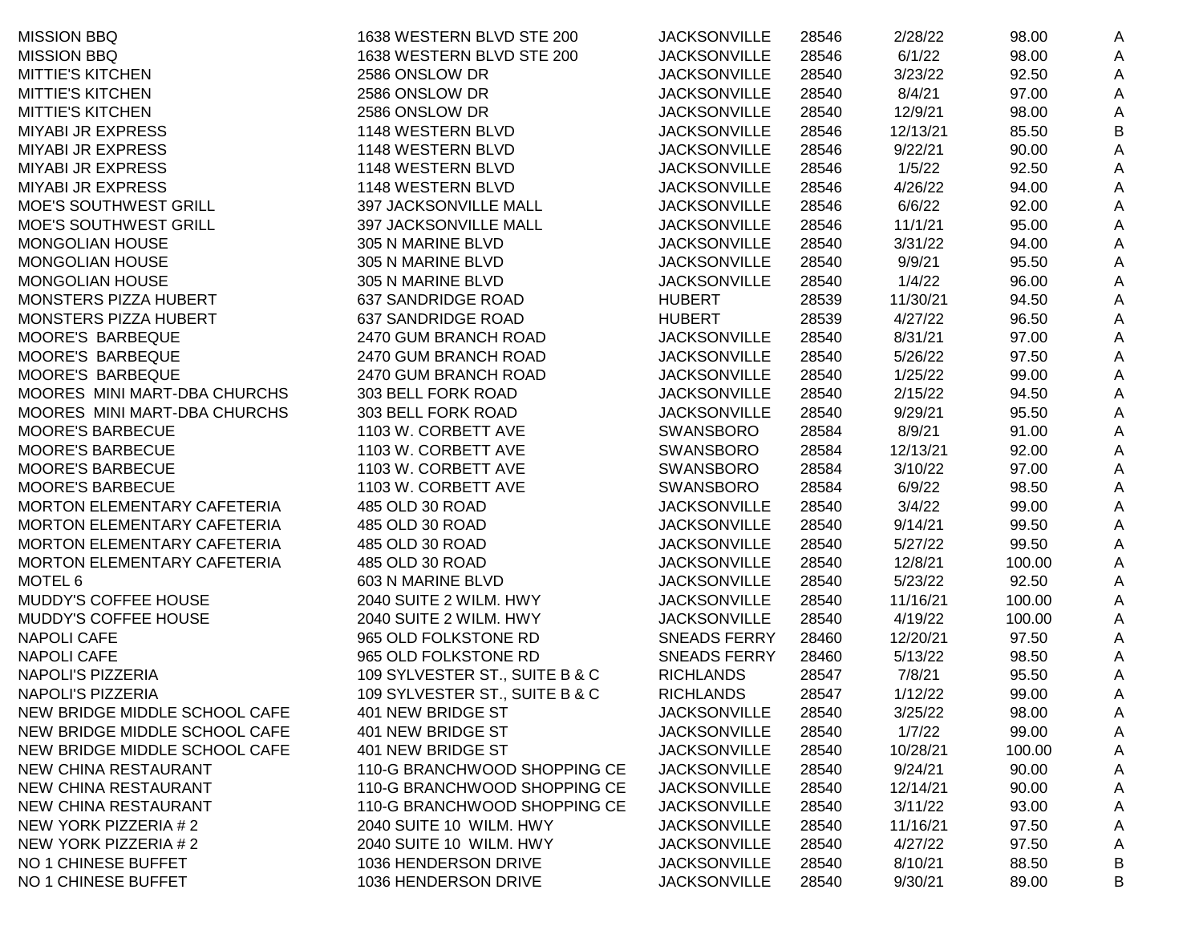| | | | | | | |
|---|---|---|---|---|---|---|
| MISSION BBQ | 1638 WESTERN BLVD STE 200 | JACKSONVILLE | 28546 | 2/28/22 | 98.00 | A |
| MISSION BBQ | 1638 WESTERN BLVD STE 200 | JACKSONVILLE | 28546 | 6/1/22 | 98.00 | A |
| MITTIE'S KITCHEN | 2586 ONSLOW DR | JACKSONVILLE | 28540 | 3/23/22 | 92.50 | A |
| MITTIE'S KITCHEN | 2586 ONSLOW DR | JACKSONVILLE | 28540 | 8/4/21 | 97.00 | A |
| MITTIE'S KITCHEN | 2586 ONSLOW DR | JACKSONVILLE | 28540 | 12/9/21 | 98.00 | A |
| MIYABI JR EXPRESS | 1148 WESTERN BLVD | JACKSONVILLE | 28546 | 12/13/21 | 85.50 | B |
| MIYABI JR EXPRESS | 1148 WESTERN BLVD | JACKSONVILLE | 28546 | 9/22/21 | 90.00 | A |
| MIYABI JR EXPRESS | 1148 WESTERN BLVD | JACKSONVILLE | 28546 | 1/5/22 | 92.50 | A |
| MIYABI JR EXPRESS | 1148 WESTERN BLVD | JACKSONVILLE | 28546 | 4/26/22 | 94.00 | A |
| MOE'S SOUTHWEST GRILL | 397 JACKSONVILLE MALL | JACKSONVILLE | 28546 | 6/6/22 | 92.00 | A |
| MOE'S SOUTHWEST GRILL | 397 JACKSONVILLE MALL | JACKSONVILLE | 28546 | 11/1/21 | 95.00 | A |
| MONGOLIAN HOUSE | 305 N MARINE BLVD | JACKSONVILLE | 28540 | 3/31/22 | 94.00 | A |
| MONGOLIAN HOUSE | 305 N MARINE BLVD | JACKSONVILLE | 28540 | 9/9/21 | 95.50 | A |
| MONGOLIAN HOUSE | 305 N MARINE BLVD | JACKSONVILLE | 28540 | 1/4/22 | 96.00 | A |
| MONSTERS PIZZA HUBERT | 637 SANDRIDGE ROAD | HUBERT | 28539 | 11/30/21 | 94.50 | A |
| MONSTERS PIZZA HUBERT | 637 SANDRIDGE ROAD | HUBERT | 28539 | 4/27/22 | 96.50 | A |
| MOORE'S BARBEQUE | 2470 GUM BRANCH ROAD | JACKSONVILLE | 28540 | 8/31/21 | 97.00 | A |
| MOORE'S BARBEQUE | 2470 GUM BRANCH ROAD | JACKSONVILLE | 28540 | 5/26/22 | 97.50 | A |
| MOORE'S BARBEQUE | 2470 GUM BRANCH ROAD | JACKSONVILLE | 28540 | 1/25/22 | 99.00 | A |
| MOORES MINI MART-DBA CHURCHS | 303 BELL FORK ROAD | JACKSONVILLE | 28540 | 2/15/22 | 94.50 | A |
| MOORES MINI MART-DBA CHURCHS | 303 BELL FORK ROAD | JACKSONVILLE | 28540 | 9/29/21 | 95.50 | A |
| MOORE'S BARBECUE | 1103 W. CORBETT AVE | SWANSBORO | 28584 | 8/9/21 | 91.00 | A |
| MOORE'S BARBECUE | 1103 W. CORBETT AVE | SWANSBORO | 28584 | 12/13/21 | 92.00 | A |
| MOORE'S BARBECUE | 1103 W. CORBETT AVE | SWANSBORO | 28584 | 3/10/22 | 97.00 | A |
| MOORE'S BARBECUE | 1103 W. CORBETT AVE | SWANSBORO | 28584 | 6/9/22 | 98.50 | A |
| MORTON ELEMENTARY CAFETERIA | 485 OLD 30 ROAD | JACKSONVILLE | 28540 | 3/4/22 | 99.00 | A |
| MORTON ELEMENTARY CAFETERIA | 485 OLD 30 ROAD | JACKSONVILLE | 28540 | 9/14/21 | 99.50 | A |
| MORTON ELEMENTARY CAFETERIA | 485 OLD 30 ROAD | JACKSONVILLE | 28540 | 5/27/22 | 99.50 | A |
| MORTON ELEMENTARY CAFETERIA | 485 OLD 30 ROAD | JACKSONVILLE | 28540 | 12/8/21 | 100.00 | A |
| MOTEL 6 | 603 N MARINE BLVD | JACKSONVILLE | 28540 | 5/23/22 | 92.50 | A |
| MUDDY'S COFFEE HOUSE | 2040 SUITE 2 WILM. HWY | JACKSONVILLE | 28540 | 11/16/21 | 100.00 | A |
| MUDDY'S COFFEE HOUSE | 2040 SUITE 2 WILM. HWY | JACKSONVILLE | 28540 | 4/19/22 | 100.00 | A |
| NAPOLI CAFE | 965 OLD FOLKSTONE RD | SNEADS FERRY | 28460 | 12/20/21 | 97.50 | A |
| NAPOLI CAFE | 965 OLD FOLKSTONE RD | SNEADS FERRY | 28460 | 5/13/22 | 98.50 | A |
| NAPOLI'S PIZZERIA | 109 SYLVESTER ST., SUITE B & C | RICHLANDS | 28547 | 7/8/21 | 95.50 | A |
| NAPOLI'S PIZZERIA | 109 SYLVESTER ST., SUITE B & C | RICHLANDS | 28547 | 1/12/22 | 99.00 | A |
| NEW BRIDGE MIDDLE SCHOOL CAFE | 401 NEW BRIDGE ST | JACKSONVILLE | 28540 | 3/25/22 | 98.00 | A |
| NEW BRIDGE MIDDLE SCHOOL CAFE | 401 NEW BRIDGE ST | JACKSONVILLE | 28540 | 1/7/22 | 99.00 | A |
| NEW BRIDGE MIDDLE SCHOOL CAFE | 401 NEW BRIDGE ST | JACKSONVILLE | 28540 | 10/28/21 | 100.00 | A |
| NEW CHINA RESTAURANT | 110-G BRANCHWOOD SHOPPING CE | JACKSONVILLE | 28540 | 9/24/21 | 90.00 | A |
| NEW CHINA RESTAURANT | 110-G BRANCHWOOD SHOPPING CE | JACKSONVILLE | 28540 | 12/14/21 | 90.00 | A |
| NEW CHINA RESTAURANT | 110-G BRANCHWOOD SHOPPING CE | JACKSONVILLE | 28540 | 3/11/22 | 93.00 | A |
| NEW YORK PIZZERIA # 2 | 2040 SUITE 10 WILM. HWY | JACKSONVILLE | 28540 | 11/16/21 | 97.50 | A |
| NEW YORK PIZZERIA # 2 | 2040 SUITE 10 WILM. HWY | JACKSONVILLE | 28540 | 4/27/22 | 97.50 | A |
| NO 1 CHINESE BUFFET | 1036 HENDERSON DRIVE | JACKSONVILLE | 28540 | 8/10/21 | 88.50 | B |
| NO 1 CHINESE BUFFET | 1036 HENDERSON DRIVE | JACKSONVILLE | 28540 | 9/30/21 | 89.00 | B |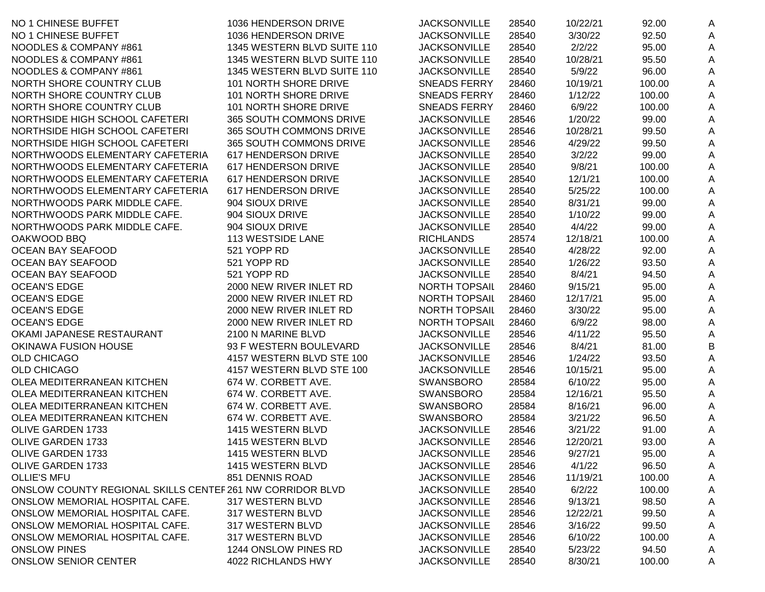| | | | | | | |
|---|---|---|---|---|---|---|
| NO 1 CHINESE BUFFET | 1036 HENDERSON DRIVE | JACKSONVILLE | 28540 | 10/22/21 | 92.00 | A |
| NO 1 CHINESE BUFFET | 1036 HENDERSON DRIVE | JACKSONVILLE | 28540 | 3/30/22 | 92.50 | A |
| NOODLES & COMPANY #861 | 1345 WESTERN BLVD SUITE 110 | JACKSONVILLE | 28540 | 2/2/22 | 95.00 | A |
| NOODLES & COMPANY #861 | 1345 WESTERN BLVD SUITE 110 | JACKSONVILLE | 28540 | 10/28/21 | 95.50 | A |
| NOODLES & COMPANY #861 | 1345 WESTERN BLVD SUITE 110 | JACKSONVILLE | 28540 | 5/9/22 | 96.00 | A |
| NORTH SHORE COUNTRY CLUB | 101 NORTH SHORE DRIVE | SNEADS FERRY | 28460 | 10/19/21 | 100.00 | A |
| NORTH SHORE COUNTRY CLUB | 101 NORTH SHORE DRIVE | SNEADS FERRY | 28460 | 1/12/22 | 100.00 | A |
| NORTH SHORE COUNTRY CLUB | 101 NORTH SHORE DRIVE | SNEADS FERRY | 28460 | 6/9/22 | 100.00 | A |
| NORTHSIDE HIGH SCHOOL CAFETERI | 365 SOUTH COMMONS DRIVE | JACKSONVILLE | 28546 | 1/20/22 | 99.00 | A |
| NORTHSIDE HIGH SCHOOL CAFETERI | 365 SOUTH COMMONS DRIVE | JACKSONVILLE | 28546 | 10/28/21 | 99.50 | A |
| NORTHSIDE HIGH SCHOOL CAFETERI | 365 SOUTH COMMONS DRIVE | JACKSONVILLE | 28546 | 4/29/22 | 99.50 | A |
| NORTHWOODS ELEMENTARY CAFETERIA | 617 HENDERSON DRIVE | JACKSONVILLE | 28540 | 3/2/22 | 99.00 | A |
| NORTHWOODS ELEMENTARY CAFETERIA | 617 HENDERSON DRIVE | JACKSONVILLE | 28540 | 9/8/21 | 100.00 | A |
| NORTHWOODS ELEMENTARY CAFETERIA | 617 HENDERSON DRIVE | JACKSONVILLE | 28540 | 12/1/21 | 100.00 | A |
| NORTHWOODS ELEMENTARY CAFETERIA | 617 HENDERSON DRIVE | JACKSONVILLE | 28540 | 5/25/22 | 100.00 | A |
| NORTHWOODS PARK MIDDLE CAFE. | 904 SIOUX DRIVE | JACKSONVILLE | 28540 | 8/31/21 | 99.00 | A |
| NORTHWOODS PARK MIDDLE CAFE. | 904 SIOUX DRIVE | JACKSONVILLE | 28540 | 1/10/22 | 99.00 | A |
| NORTHWOODS PARK MIDDLE CAFE. | 904 SIOUX DRIVE | JACKSONVILLE | 28540 | 4/4/22 | 99.00 | A |
| OAKWOOD BBQ | 113 WESTSIDE LANE | RICHLANDS | 28574 | 12/18/21 | 100.00 | A |
| OCEAN BAY SEAFOOD | 521 YOPP RD | JACKSONVILLE | 28540 | 4/28/22 | 92.00 | A |
| OCEAN BAY SEAFOOD | 521 YOPP RD | JACKSONVILLE | 28540 | 1/26/22 | 93.50 | A |
| OCEAN BAY SEAFOOD | 521 YOPP RD | JACKSONVILLE | 28540 | 8/4/21 | 94.50 | A |
| OCEAN'S EDGE | 2000 NEW RIVER INLET RD | NORTH TOPSAIL | 28460 | 9/15/21 | 95.00 | A |
| OCEAN'S EDGE | 2000 NEW RIVER INLET RD | NORTH TOPSAIL | 28460 | 12/17/21 | 95.00 | A |
| OCEAN'S EDGE | 2000 NEW RIVER INLET RD | NORTH TOPSAIL | 28460 | 3/30/22 | 95.00 | A |
| OCEAN'S EDGE | 2000 NEW RIVER INLET RD | NORTH TOPSAIL | 28460 | 6/9/22 | 98.00 | A |
| OKAMI JAPANESE RESTAURANT | 2100 N MARINE BLVD | JACKSONVILLE | 28546 | 4/11/22 | 95.50 | A |
| OKINAWA FUSION HOUSE | 93 F WESTERN BOULEVARD | JACKSONVILLE | 28546 | 8/4/21 | 81.00 | B |
| OLD CHICAGO | 4157 WESTERN BLVD STE 100 | JACKSONVILLE | 28546 | 1/24/22 | 93.50 | A |
| OLD CHICAGO | 4157 WESTERN BLVD STE 100 | JACKSONVILLE | 28546 | 10/15/21 | 95.00 | A |
| OLEA MEDITERRANEAN KITCHEN | 674 W. CORBETT AVE. | SWANSBORO | 28584 | 6/10/22 | 95.00 | A |
| OLEA MEDITERRANEAN KITCHEN | 674 W. CORBETT AVE. | SWANSBORO | 28584 | 12/16/21 | 95.50 | A |
| OLEA MEDITERRANEAN KITCHEN | 674 W. CORBETT AVE. | SWANSBORO | 28584 | 8/16/21 | 96.00 | A |
| OLEA MEDITERRANEAN KITCHEN | 674 W. CORBETT AVE. | SWANSBORO | 28584 | 3/21/22 | 96.50 | A |
| OLIVE GARDEN 1733 | 1415 WESTERN BLVD | JACKSONVILLE | 28546 | 3/21/22 | 91.00 | A |
| OLIVE GARDEN 1733 | 1415 WESTERN BLVD | JACKSONVILLE | 28546 | 12/20/21 | 93.00 | A |
| OLIVE GARDEN 1733 | 1415 WESTERN BLVD | JACKSONVILLE | 28546 | 9/27/21 | 95.00 | A |
| OLIVE GARDEN 1733 | 1415 WESTERN BLVD | JACKSONVILLE | 28546 | 4/1/22 | 96.50 | A |
| OLLIE'S MFU | 851 DENNIS ROAD | JACKSONVILLE | 28546 | 11/19/21 | 100.00 | A |
| ONSLOW COUNTY REGIONAL SKILLS CENTEF | 261 NW CORRIDOR BLVD | JACKSONVILLE | 28540 | 6/2/22 | 100.00 | A |
| ONSLOW MEMORIAL HOSPITAL CAFE. | 317 WESTERN BLVD | JACKSONVILLE | 28546 | 9/13/21 | 98.50 | A |
| ONSLOW MEMORIAL HOSPITAL CAFE. | 317 WESTERN BLVD | JACKSONVILLE | 28546 | 12/22/21 | 99.50 | A |
| ONSLOW MEMORIAL HOSPITAL CAFE. | 317 WESTERN BLVD | JACKSONVILLE | 28546 | 3/16/22 | 99.50 | A |
| ONSLOW MEMORIAL HOSPITAL CAFE. | 317 WESTERN BLVD | JACKSONVILLE | 28546 | 6/10/22 | 100.00 | A |
| ONSLOW PINES | 1244 ONSLOW PINES RD | JACKSONVILLE | 28540 | 5/23/22 | 94.50 | A |
| ONSLOW SENIOR CENTER | 4022 RICHLANDS HWY | JACKSONVILLE | 28540 | 8/30/21 | 100.00 | A |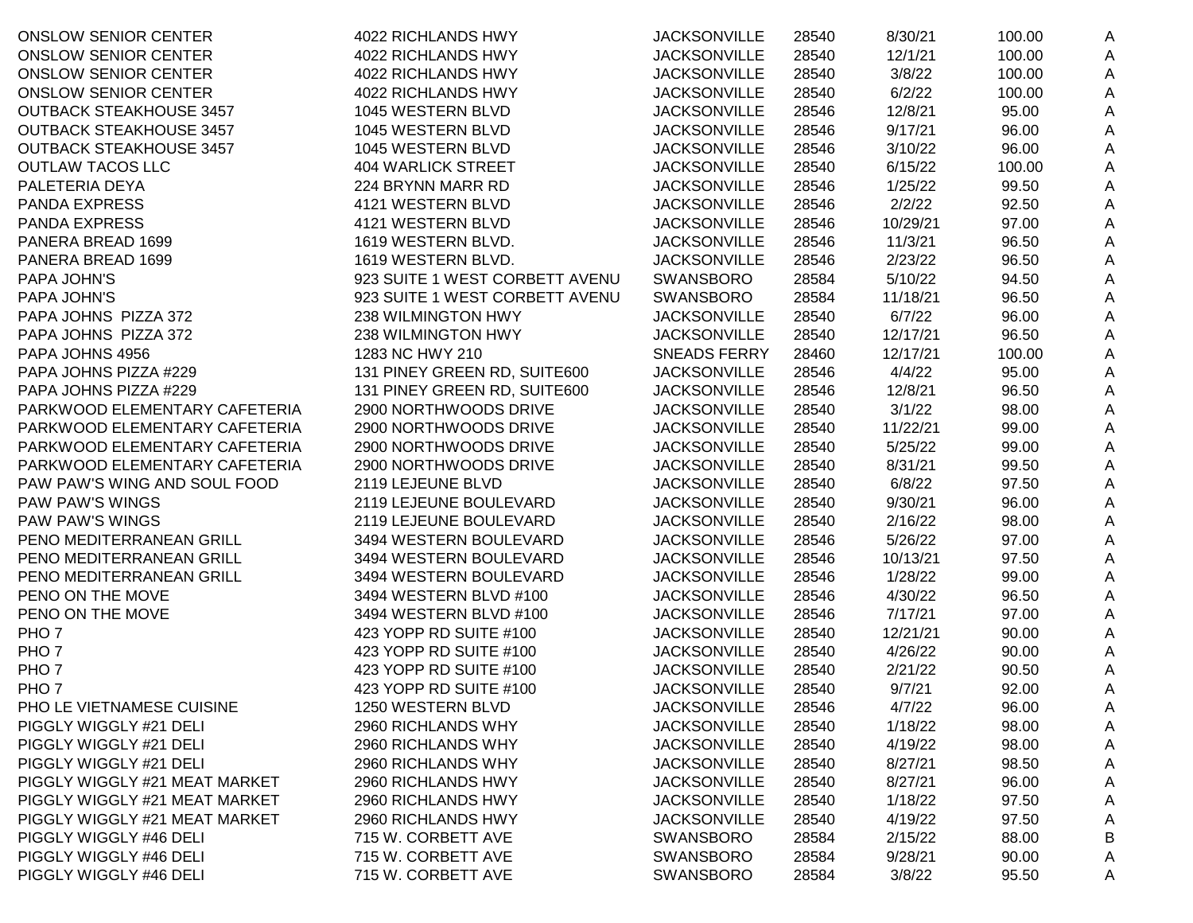| | | | | | | |
|---|---|---|---|---|---|---|
| ONSLOW SENIOR CENTER | 4022 RICHLANDS HWY | JACKSONVILLE | 28540 | 8/30/21 | 100.00 | A |
| ONSLOW SENIOR CENTER | 4022 RICHLANDS HWY | JACKSONVILLE | 28540 | 12/1/21 | 100.00 | A |
| ONSLOW SENIOR CENTER | 4022 RICHLANDS HWY | JACKSONVILLE | 28540 | 3/8/22 | 100.00 | A |
| ONSLOW SENIOR CENTER | 4022 RICHLANDS HWY | JACKSONVILLE | 28540 | 6/2/22 | 100.00 | A |
| OUTBACK STEAKHOUSE 3457 | 1045 WESTERN BLVD | JACKSONVILLE | 28546 | 12/8/21 | 95.00 | A |
| OUTBACK STEAKHOUSE 3457 | 1045 WESTERN BLVD | JACKSONVILLE | 28546 | 9/17/21 | 96.00 | A |
| OUTBACK STEAKHOUSE 3457 | 1045 WESTERN BLVD | JACKSONVILLE | 28546 | 3/10/22 | 96.00 | A |
| OUTLAW TACOS LLC | 404 WARLICK STREET | JACKSONVILLE | 28540 | 6/15/22 | 100.00 | A |
| PALETERIA DEYA | 224 BRYNN MARR RD | JACKSONVILLE | 28546 | 1/25/22 | 99.50 | A |
| PANDA EXPRESS | 4121 WESTERN BLVD | JACKSONVILLE | 28546 | 2/2/22 | 92.50 | A |
| PANDA EXPRESS | 4121 WESTERN BLVD | JACKSONVILLE | 28546 | 10/29/21 | 97.00 | A |
| PANERA BREAD 1699 | 1619 WESTERN BLVD. | JACKSONVILLE | 28546 | 11/3/21 | 96.50 | A |
| PANERA BREAD 1699 | 1619 WESTERN BLVD. | JACKSONVILLE | 28546 | 2/23/22 | 96.50 | A |
| PAPA JOHN'S | 923 SUITE 1 WEST CORBETT AVENU | SWANSBORO | 28584 | 5/10/22 | 94.50 | A |
| PAPA JOHN'S | 923 SUITE 1 WEST CORBETT AVENU | SWANSBORO | 28584 | 11/18/21 | 96.50 | A |
| PAPA JOHNS PIZZA 372 | 238 WILMINGTON HWY | JACKSONVILLE | 28540 | 6/7/22 | 96.00 | A |
| PAPA JOHNS PIZZA 372 | 238 WILMINGTON HWY | JACKSONVILLE | 28540 | 12/17/21 | 96.50 | A |
| PAPA JOHNS 4956 | 1283 NC HWY 210 | SNEADS FERRY | 28460 | 12/17/21 | 100.00 | A |
| PAPA JOHNS PIZZA #229 | 131 PINEY GREEN RD, SUITE600 | JACKSONVILLE | 28546 | 4/4/22 | 95.00 | A |
| PAPA JOHNS PIZZA #229 | 131 PINEY GREEN RD, SUITE600 | JACKSONVILLE | 28546 | 12/8/21 | 96.50 | A |
| PARKWOOD ELEMENTARY CAFETERIA | 2900 NORTHWOODS DRIVE | JACKSONVILLE | 28540 | 3/1/22 | 98.00 | A |
| PARKWOOD ELEMENTARY CAFETERIA | 2900 NORTHWOODS DRIVE | JACKSONVILLE | 28540 | 11/22/21 | 99.00 | A |
| PARKWOOD ELEMENTARY CAFETERIA | 2900 NORTHWOODS DRIVE | JACKSONVILLE | 28540 | 5/25/22 | 99.00 | A |
| PARKWOOD ELEMENTARY CAFETERIA | 2900 NORTHWOODS DRIVE | JACKSONVILLE | 28540 | 8/31/21 | 99.50 | A |
| PAW PAW'S WING AND SOUL FOOD | 2119 LEJEUNE BLVD | JACKSONVILLE | 28540 | 6/8/22 | 97.50 | A |
| PAW PAW'S WINGS | 2119 LEJEUNE BOULEVARD | JACKSONVILLE | 28540 | 9/30/21 | 96.00 | A |
| PAW PAW'S WINGS | 2119 LEJEUNE BOULEVARD | JACKSONVILLE | 28540 | 2/16/22 | 98.00 | A |
| PENO MEDITERRANEAN GRILL | 3494 WESTERN BOULEVARD | JACKSONVILLE | 28546 | 5/26/22 | 97.00 | A |
| PENO MEDITERRANEAN GRILL | 3494 WESTERN BOULEVARD | JACKSONVILLE | 28546 | 10/13/21 | 97.50 | A |
| PENO MEDITERRANEAN GRILL | 3494 WESTERN BOULEVARD | JACKSONVILLE | 28546 | 1/28/22 | 99.00 | A |
| PENO ON THE MOVE | 3494 WESTERN BLVD #100 | JACKSONVILLE | 28546 | 4/30/22 | 96.50 | A |
| PENO ON THE MOVE | 3494 WESTERN BLVD #100 | JACKSONVILLE | 28546 | 7/17/21 | 97.00 | A |
| PHO 7 | 423 YOPP RD SUITE #100 | JACKSONVILLE | 28540 | 12/21/21 | 90.00 | A |
| PHO 7 | 423 YOPP RD SUITE #100 | JACKSONVILLE | 28540 | 4/26/22 | 90.00 | A |
| PHO 7 | 423 YOPP RD SUITE #100 | JACKSONVILLE | 28540 | 2/21/22 | 90.50 | A |
| PHO 7 | 423 YOPP RD SUITE #100 | JACKSONVILLE | 28540 | 9/7/21 | 92.00 | A |
| PHO LE VIETNAMESE CUISINE | 1250 WESTERN BLVD | JACKSONVILLE | 28546 | 4/7/22 | 96.00 | A |
| PIGGLY WIGGLY #21 DELI | 2960 RICHLANDS WHY | JACKSONVILLE | 28540 | 1/18/22 | 98.00 | A |
| PIGGLY WIGGLY #21 DELI | 2960 RICHLANDS WHY | JACKSONVILLE | 28540 | 4/19/22 | 98.00 | A |
| PIGGLY WIGGLY #21 DELI | 2960 RICHLANDS WHY | JACKSONVILLE | 28540 | 8/27/21 | 98.50 | A |
| PIGGLY WIGGLY #21 MEAT MARKET | 2960 RICHLANDS HWY | JACKSONVILLE | 28540 | 8/27/21 | 96.00 | A |
| PIGGLY WIGGLY #21 MEAT MARKET | 2960 RICHLANDS HWY | JACKSONVILLE | 28540 | 1/18/22 | 97.50 | A |
| PIGGLY WIGGLY #21 MEAT MARKET | 2960 RICHLANDS HWY | JACKSONVILLE | 28540 | 4/19/22 | 97.50 | A |
| PIGGLY WIGGLY #46 DELI | 715 W. CORBETT AVE | SWANSBORO | 28584 | 2/15/22 | 88.00 | B |
| PIGGLY WIGGLY #46 DELI | 715 W. CORBETT AVE | SWANSBORO | 28584 | 9/28/21 | 90.00 | A |
| PIGGLY WIGGLY #46 DELI | 715 W. CORBETT AVE | SWANSBORO | 28584 | 3/8/22 | 95.50 | A |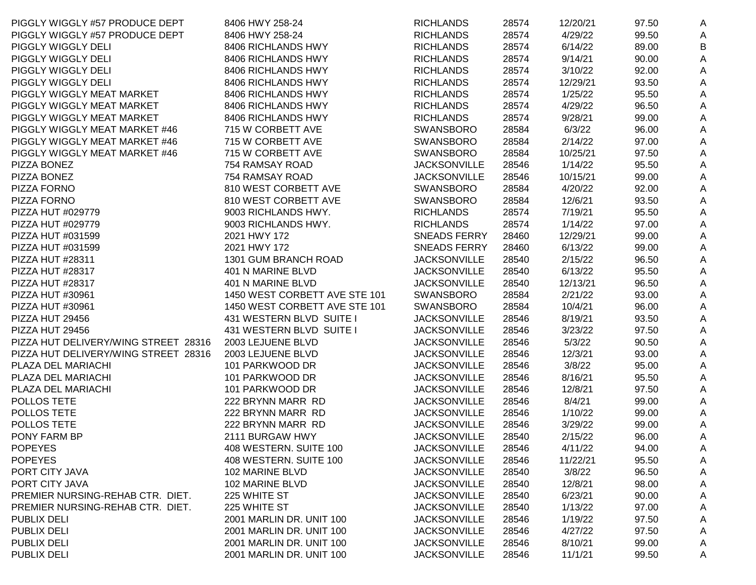| | | | | | | |
|---|---|---|---|---|---|---|
| PIGGLY WIGGLY #57 PRODUCE DEPT | 8406 HWY 258-24 | RICHLANDS | 28574 | 12/20/21 | 97.50 | A |
| PIGGLY WIGGLY #57 PRODUCE DEPT | 8406 HWY 258-24 | RICHLANDS | 28574 | 4/29/22 | 99.50 | A |
| PIGGLY WIGGLY DELI | 8406 RICHLANDS HWY | RICHLANDS | 28574 | 6/14/22 | 89.00 | B |
| PIGGLY WIGGLY DELI | 8406 RICHLANDS HWY | RICHLANDS | 28574 | 9/14/21 | 90.00 | A |
| PIGGLY WIGGLY DELI | 8406 RICHLANDS HWY | RICHLANDS | 28574 | 3/10/22 | 92.00 | A |
| PIGGLY WIGGLY DELI | 8406 RICHLANDS HWY | RICHLANDS | 28574 | 12/29/21 | 93.50 | A |
| PIGGLY WIGGLY MEAT MARKET | 8406 RICHLANDS HWY | RICHLANDS | 28574 | 1/25/22 | 95.50 | A |
| PIGGLY WIGGLY MEAT MARKET | 8406 RICHLANDS HWY | RICHLANDS | 28574 | 4/29/22 | 96.50 | A |
| PIGGLY WIGGLY MEAT MARKET | 8406 RICHLANDS HWY | RICHLANDS | 28574 | 9/28/21 | 99.00 | A |
| PIGGLY WIGGLY MEAT MARKET #46 | 715 W CORBETT AVE | SWANSBORO | 28584 | 6/3/22 | 96.00 | A |
| PIGGLY WIGGLY MEAT MARKET #46 | 715 W CORBETT AVE | SWANSBORO | 28584 | 2/14/22 | 97.00 | A |
| PIGGLY WIGGLY MEAT MARKET #46 | 715 W CORBETT AVE | SWANSBORO | 28584 | 10/25/21 | 97.50 | A |
| PIZZA BONEZ | 754 RAMSAY ROAD | JACKSONVILLE | 28546 | 1/14/22 | 95.50 | A |
| PIZZA BONEZ | 754 RAMSAY ROAD | JACKSONVILLE | 28546 | 10/15/21 | 99.00 | A |
| PIZZA FORNO | 810 WEST CORBETT AVE | SWANSBORO | 28584 | 4/20/22 | 92.00 | A |
| PIZZA FORNO | 810 WEST CORBETT AVE | SWANSBORO | 28584 | 12/6/21 | 93.50 | A |
| PIZZA HUT #029779 | 9003 RICHLANDS HWY. | RICHLANDS | 28574 | 7/19/21 | 95.50 | A |
| PIZZA HUT #029779 | 9003 RICHLANDS HWY. | RICHLANDS | 28574 | 1/14/22 | 97.00 | A |
| PIZZA HUT #031599 | 2021 HWY 172 | SNEADS FERRY | 28460 | 12/29/21 | 99.00 | A |
| PIZZA HUT #031599 | 2021 HWY 172 | SNEADS FERRY | 28460 | 6/13/22 | 99.00 | A |
| PIZZA HUT #28311 | 1301 GUM BRANCH ROAD | JACKSONVILLE | 28540 | 2/15/22 | 96.50 | A |
| PIZZA HUT #28317 | 401 N MARINE BLVD | JACKSONVILLE | 28540 | 6/13/22 | 95.50 | A |
| PIZZA HUT #28317 | 401 N MARINE BLVD | JACKSONVILLE | 28540 | 12/13/21 | 96.50 | A |
| PIZZA HUT #30961 | 1450 WEST CORBETT AVE STE 101 | SWANSBORO | 28584 | 2/21/22 | 93.00 | A |
| PIZZA HUT #30961 | 1450 WEST CORBETT AVE STE 101 | SWANSBORO | 28584 | 10/4/21 | 96.00 | A |
| PIZZA HUT 29456 | 431 WESTERN BLVD SUITE I | JACKSONVILLE | 28546 | 8/19/21 | 93.50 | A |
| PIZZA HUT 29456 | 431 WESTERN BLVD SUITE I | JACKSONVILLE | 28546 | 3/23/22 | 97.50 | A |
| PIZZA HUT DELIVERY/WING STREET 28316 | 2003 LEJUENE BLVD | JACKSONVILLE | 28546 | 5/3/22 | 90.50 | A |
| PIZZA HUT DELIVERY/WING STREET 28316 | 2003 LEJUENE BLVD | JACKSONVILLE | 28546 | 12/3/21 | 93.00 | A |
| PLAZA DEL MARIACHI | 101 PARKWOOD DR | JACKSONVILLE | 28546 | 3/8/22 | 95.00 | A |
| PLAZA DEL MARIACHI | 101 PARKWOOD DR | JACKSONVILLE | 28546 | 8/16/21 | 95.50 | A |
| PLAZA DEL MARIACHI | 101 PARKWOOD DR | JACKSONVILLE | 28546 | 12/8/21 | 97.50 | A |
| POLLOS TETE | 222 BRYNN MARR RD | JACKSONVILLE | 28546 | 8/4/21 | 99.00 | A |
| POLLOS TETE | 222 BRYNN MARR RD | JACKSONVILLE | 28546 | 1/10/22 | 99.00 | A |
| POLLOS TETE | 222 BRYNN MARR RD | JACKSONVILLE | 28546 | 3/29/22 | 99.00 | A |
| PONY FARM BP | 2111 BURGAW HWY | JACKSONVILLE | 28540 | 2/15/22 | 96.00 | A |
| POPEYES | 408 WESTERN. SUITE 100 | JACKSONVILLE | 28546 | 4/11/22 | 94.00 | A |
| POPEYES | 408 WESTERN. SUITE 100 | JACKSONVILLE | 28546 | 11/22/21 | 95.50 | A |
| PORT CITY JAVA | 102 MARINE BLVD | JACKSONVILLE | 28540 | 3/8/22 | 96.50 | A |
| PORT CITY JAVA | 102 MARINE BLVD | JACKSONVILLE | 28540 | 12/8/21 | 98.00 | A |
| PREMIER NURSING-REHAB CTR. DIET. | 225 WHITE ST | JACKSONVILLE | 28540 | 6/23/21 | 90.00 | A |
| PREMIER NURSING-REHAB CTR. DIET. | 225 WHITE ST | JACKSONVILLE | 28540 | 1/13/22 | 97.00 | A |
| PUBLIX DELI | 2001 MARLIN DR. UNIT 100 | JACKSONVILLE | 28546 | 1/19/22 | 97.50 | A |
| PUBLIX DELI | 2001 MARLIN DR. UNIT 100 | JACKSONVILLE | 28546 | 4/27/22 | 97.50 | A |
| PUBLIX DELI | 2001 MARLIN DR. UNIT 100 | JACKSONVILLE | 28546 | 8/10/21 | 99.00 | A |
| PUBLIX DELI | 2001 MARLIN DR. UNIT 100 | JACKSONVILLE | 28546 | 11/1/21 | 99.50 | A |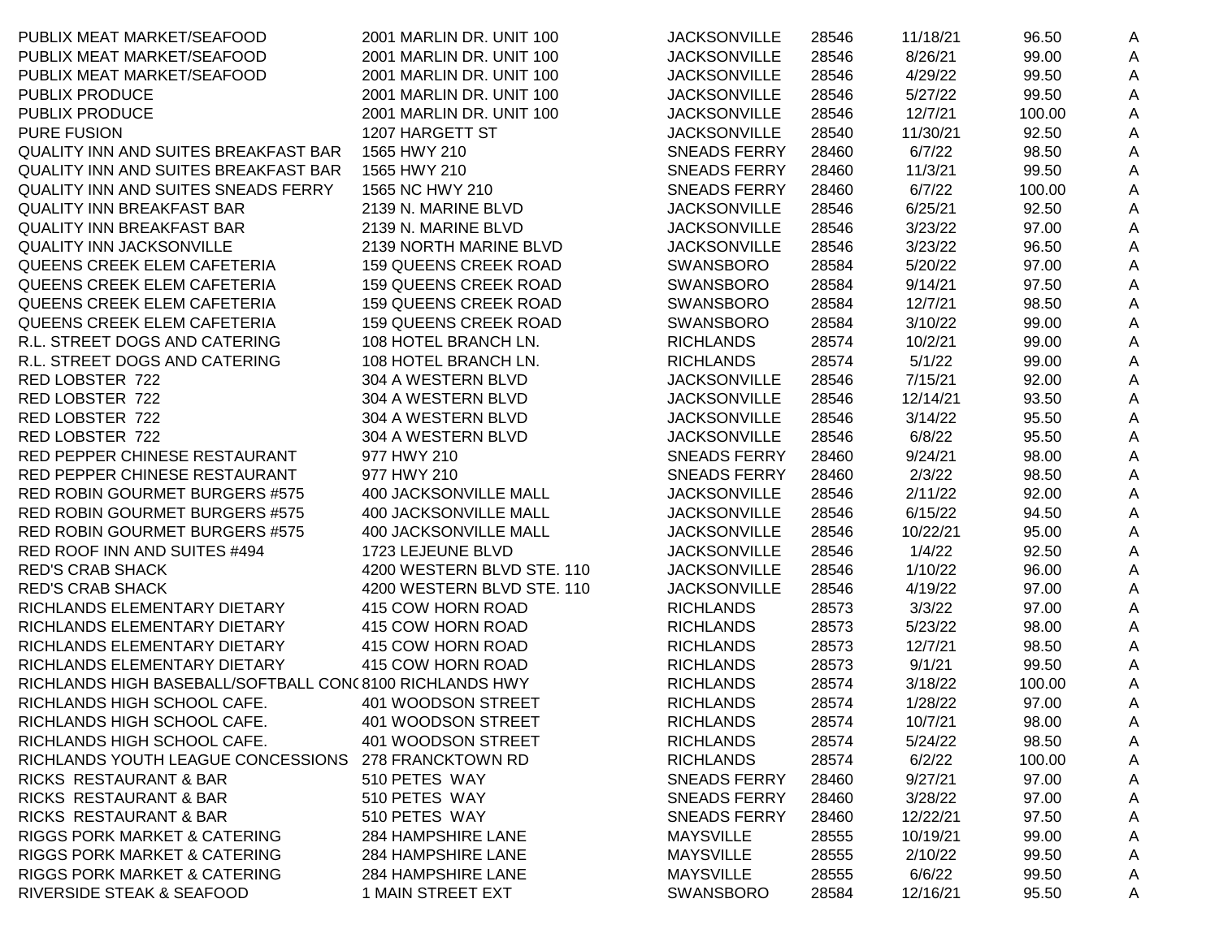| | | | | | | |
|---|---|---|---|---|---|---|
| PUBLIX MEAT MARKET/SEAFOOD | 2001 MARLIN DR. UNIT 100 | JACKSONVILLE | 28546 | 11/18/21 | 96.50 | A |
| PUBLIX MEAT MARKET/SEAFOOD | 2001 MARLIN DR. UNIT 100 | JACKSONVILLE | 28546 | 8/26/21 | 99.00 | A |
| PUBLIX MEAT MARKET/SEAFOOD | 2001 MARLIN DR. UNIT 100 | JACKSONVILLE | 28546 | 4/29/22 | 99.50 | A |
| PUBLIX PRODUCE | 2001 MARLIN DR. UNIT 100 | JACKSONVILLE | 28546 | 5/27/22 | 99.50 | A |
| PUBLIX PRODUCE | 2001 MARLIN DR. UNIT 100 | JACKSONVILLE | 28546 | 12/7/21 | 100.00 | A |
| PURE FUSION | 1207 HARGETT ST | JACKSONVILLE | 28540 | 11/30/21 | 92.50 | A |
| QUALITY INN AND SUITES BREAKFAST BAR | 1565 HWY 210 | SNEADS FERRY | 28460 | 6/7/22 | 98.50 | A |
| QUALITY INN AND SUITES BREAKFAST BAR | 1565 HWY 210 | SNEADS FERRY | 28460 | 11/3/21 | 99.50 | A |
| QUALITY INN AND SUITES SNEADS FERRY | 1565 NC HWY 210 | SNEADS FERRY | 28460 | 6/7/22 | 100.00 | A |
| QUALITY INN BREAKFAST BAR | 2139 N. MARINE BLVD | JACKSONVILLE | 28546 | 6/25/21 | 92.50 | A |
| QUALITY INN BREAKFAST BAR | 2139 N. MARINE BLVD | JACKSONVILLE | 28546 | 3/23/22 | 97.00 | A |
| QUALITY INN JACKSONVILLE | 2139 NORTH MARINE BLVD | JACKSONVILLE | 28546 | 3/23/22 | 96.50 | A |
| QUEENS CREEK ELEM CAFETERIA | 159 QUEENS CREEK ROAD | SWANSBORO | 28584 | 5/20/22 | 97.00 | A |
| QUEENS CREEK ELEM CAFETERIA | 159 QUEENS CREEK ROAD | SWANSBORO | 28584 | 9/14/21 | 97.50 | A |
| QUEENS CREEK ELEM CAFETERIA | 159 QUEENS CREEK ROAD | SWANSBORO | 28584 | 12/7/21 | 98.50 | A |
| QUEENS CREEK ELEM CAFETERIA | 159 QUEENS CREEK ROAD | SWANSBORO | 28584 | 3/10/22 | 99.00 | A |
| R.L. STREET DOGS AND CATERING | 108 HOTEL BRANCH LN. | RICHLANDS | 28574 | 10/2/21 | 99.00 | A |
| R.L. STREET DOGS AND CATERING | 108 HOTEL BRANCH LN. | RICHLANDS | 28574 | 5/1/22 | 99.00 | A |
| RED LOBSTER 722 | 304 A WESTERN BLVD | JACKSONVILLE | 28546 | 7/15/21 | 92.00 | A |
| RED LOBSTER 722 | 304 A WESTERN BLVD | JACKSONVILLE | 28546 | 12/14/21 | 93.50 | A |
| RED LOBSTER 722 | 304 A WESTERN BLVD | JACKSONVILLE | 28546 | 3/14/22 | 95.50 | A |
| RED LOBSTER 722 | 304 A WESTERN BLVD | JACKSONVILLE | 28546 | 6/8/22 | 95.50 | A |
| RED PEPPER CHINESE RESTAURANT | 977 HWY 210 | SNEADS FERRY | 28460 | 9/24/21 | 98.00 | A |
| RED PEPPER CHINESE RESTAURANT | 977 HWY 210 | SNEADS FERRY | 28460 | 2/3/22 | 98.50 | A |
| RED ROBIN GOURMET BURGERS #575 | 400 JACKSONVILLE MALL | JACKSONVILLE | 28546 | 2/11/22 | 92.00 | A |
| RED ROBIN GOURMET BURGERS #575 | 400 JACKSONVILLE MALL | JACKSONVILLE | 28546 | 6/15/22 | 94.50 | A |
| RED ROBIN GOURMET BURGERS #575 | 400 JACKSONVILLE MALL | JACKSONVILLE | 28546 | 10/22/21 | 95.00 | A |
| RED ROOF INN AND SUITES #494 | 1723 LEJEUNE BLVD | JACKSONVILLE | 28546 | 1/4/22 | 92.50 | A |
| RED'S CRAB SHACK | 4200 WESTERN BLVD STE. 110 | JACKSONVILLE | 28546 | 1/10/22 | 96.00 | A |
| RED'S CRAB SHACK | 4200 WESTERN BLVD STE. 110 | JACKSONVILLE | 28546 | 4/19/22 | 97.00 | A |
| RICHLANDS ELEMENTARY DIETARY | 415 COW HORN ROAD | RICHLANDS | 28573 | 3/3/22 | 97.00 | A |
| RICHLANDS ELEMENTARY DIETARY | 415 COW HORN ROAD | RICHLANDS | 28573 | 5/23/22 | 98.00 | A |
| RICHLANDS ELEMENTARY DIETARY | 415 COW HORN ROAD | RICHLANDS | 28573 | 12/7/21 | 98.50 | A |
| RICHLANDS ELEMENTARY DIETARY | 415 COW HORN ROAD | RICHLANDS | 28573 | 9/1/21 | 99.50 | A |
| RICHLANDS HIGH BASEBALL/SOFTBALL CON( | 8100 RICHLANDS HWY | RICHLANDS | 28574 | 3/18/22 | 100.00 | A |
| RICHLANDS HIGH SCHOOL CAFE. | 401 WOODSON STREET | RICHLANDS | 28574 | 1/28/22 | 97.00 | A |
| RICHLANDS HIGH SCHOOL CAFE. | 401 WOODSON STREET | RICHLANDS | 28574 | 10/7/21 | 98.00 | A |
| RICHLANDS HIGH SCHOOL CAFE. | 401 WOODSON STREET | RICHLANDS | 28574 | 5/24/22 | 98.50 | A |
| RICHLANDS YOUTH LEAGUE CONCESSIONS | 278 FRANCKTOWN RD | RICHLANDS | 28574 | 6/2/22 | 100.00 | A |
| RICKS RESTAURANT & BAR | 510 PETES WAY | SNEADS FERRY | 28460 | 9/27/21 | 97.00 | A |
| RICKS RESTAURANT & BAR | 510 PETES WAY | SNEADS FERRY | 28460 | 3/28/22 | 97.00 | A |
| RICKS RESTAURANT & BAR | 510 PETES WAY | SNEADS FERRY | 28460 | 12/22/21 | 97.50 | A |
| RIGGS PORK MARKET & CATERING | 284 HAMPSHIRE LANE | MAYSVILLE | 28555 | 10/19/21 | 99.00 | A |
| RIGGS PORK MARKET & CATERING | 284 HAMPSHIRE LANE | MAYSVILLE | 28555 | 2/10/22 | 99.50 | A |
| RIGGS PORK MARKET & CATERING | 284 HAMPSHIRE LANE | MAYSVILLE | 28555 | 6/6/22 | 99.50 | A |
| RIVERSIDE STEAK & SEAFOOD | 1 MAIN STREET EXT | SWANSBORO | 28584 | 12/16/21 | 95.50 | A |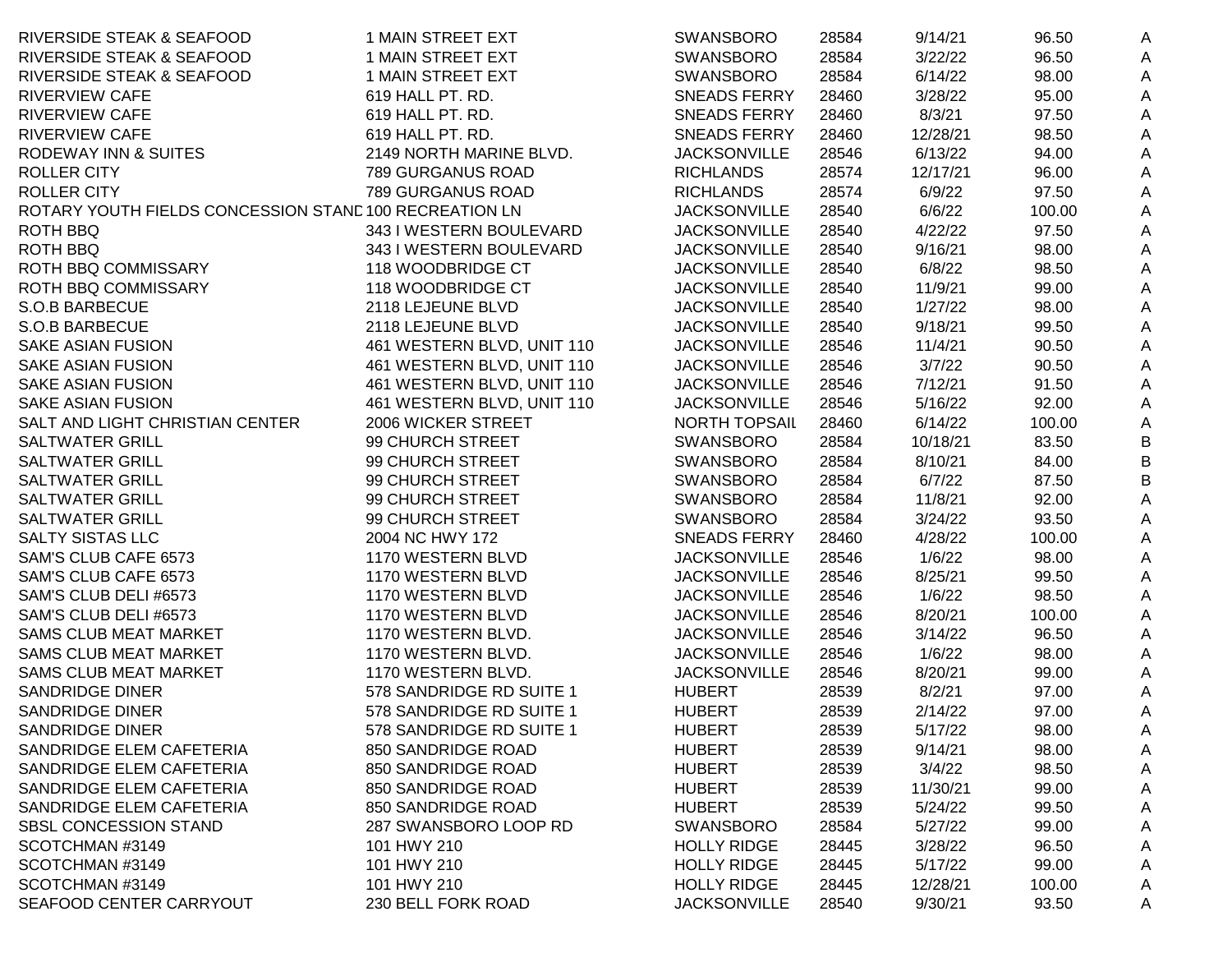| | | | | | | |
|---|---|---|---|---|---|---|
| RIVERSIDE STEAK & SEAFOOD | 1 MAIN STREET EXT | SWANSBORO | 28584 | 9/14/21 | 96.50 | A |
| RIVERSIDE STEAK & SEAFOOD | 1 MAIN STREET EXT | SWANSBORO | 28584 | 3/22/22 | 96.50 | A |
| RIVERSIDE STEAK & SEAFOOD | 1 MAIN STREET EXT | SWANSBORO | 28584 | 6/14/22 | 98.00 | A |
| RIVERVIEW CAFE | 619 HALL PT. RD. | SNEADS FERRY | 28460 | 3/28/22 | 95.00 | A |
| RIVERVIEW CAFE | 619 HALL PT. RD. | SNEADS FERRY | 28460 | 8/3/21 | 97.50 | A |
| RIVERVIEW CAFE | 619 HALL PT. RD. | SNEADS FERRY | 28460 | 12/28/21 | 98.50 | A |
| RODEWAY INN & SUITES | 2149 NORTH MARINE BLVD. | JACKSONVILLE | 28546 | 6/13/22 | 94.00 | A |
| ROLLER CITY | 789 GURGANUS ROAD | RICHLANDS | 28574 | 12/17/21 | 96.00 | A |
| ROLLER CITY | 789 GURGANUS ROAD | RICHLANDS | 28574 | 6/9/22 | 97.50 | A |
| ROTARY YOUTH FIELDS CONCESSION STAND | 100 RECREATION LN | JACKSONVILLE | 28540 | 6/6/22 | 100.00 | A |
| ROTH BBQ | 343 I WESTERN BOULEVARD | JACKSONVILLE | 28540 | 4/22/22 | 97.50 | A |
| ROTH BBQ | 343 I WESTERN BOULEVARD | JACKSONVILLE | 28540 | 9/16/21 | 98.00 | A |
| ROTH BBQ COMMISSARY | 118 WOODBRIDGE CT | JACKSONVILLE | 28540 | 6/8/22 | 98.50 | A |
| ROTH BBQ COMMISSARY | 118 WOODBRIDGE CT | JACKSONVILLE | 28540 | 11/9/21 | 99.00 | A |
| S.O.B BARBECUE | 2118 LEJEUNE BLVD | JACKSONVILLE | 28540 | 1/27/22 | 98.00 | A |
| S.O.B BARBECUE | 2118 LEJEUNE BLVD | JACKSONVILLE | 28540 | 9/18/21 | 99.50 | A |
| SAKE ASIAN FUSION | 461 WESTERN BLVD, UNIT 110 | JACKSONVILLE | 28546 | 11/4/21 | 90.50 | A |
| SAKE ASIAN FUSION | 461 WESTERN BLVD, UNIT 110 | JACKSONVILLE | 28546 | 3/7/22 | 90.50 | A |
| SAKE ASIAN FUSION | 461 WESTERN BLVD, UNIT 110 | JACKSONVILLE | 28546 | 7/12/21 | 91.50 | A |
| SAKE ASIAN FUSION | 461 WESTERN BLVD, UNIT 110 | JACKSONVILLE | 28546 | 5/16/22 | 92.00 | A |
| SALT AND LIGHT CHRISTIAN CENTER | 2006 WICKER STREET | NORTH TOPSAIL | 28460 | 6/14/22 | 100.00 | A |
| SALTWATER GRILL | 99 CHURCH STREET | SWANSBORO | 28584 | 10/18/21 | 83.50 | B |
| SALTWATER GRILL | 99 CHURCH STREET | SWANSBORO | 28584 | 8/10/21 | 84.00 | B |
| SALTWATER GRILL | 99 CHURCH STREET | SWANSBORO | 28584 | 6/7/22 | 87.50 | B |
| SALTWATER GRILL | 99 CHURCH STREET | SWANSBORO | 28584 | 11/8/21 | 92.00 | A |
| SALTWATER GRILL | 99 CHURCH STREET | SWANSBORO | 28584 | 3/24/22 | 93.50 | A |
| SALTY SISTAS LLC | 2004 NC HWY 172 | SNEADS FERRY | 28460 | 4/28/22 | 100.00 | A |
| SAM'S CLUB CAFE 6573 | 1170 WESTERN BLVD | JACKSONVILLE | 28546 | 1/6/22 | 98.00 | A |
| SAM'S CLUB CAFE 6573 | 1170 WESTERN BLVD | JACKSONVILLE | 28546 | 8/25/21 | 99.50 | A |
| SAM'S CLUB DELI #6573 | 1170 WESTERN BLVD | JACKSONVILLE | 28546 | 1/6/22 | 98.50 | A |
| SAM'S CLUB DELI #6573 | 1170 WESTERN BLVD | JACKSONVILLE | 28546 | 8/20/21 | 100.00 | A |
| SAMS CLUB MEAT MARKET | 1170 WESTERN BLVD. | JACKSONVILLE | 28546 | 3/14/22 | 96.50 | A |
| SAMS CLUB MEAT MARKET | 1170 WESTERN BLVD. | JACKSONVILLE | 28546 | 1/6/22 | 98.00 | A |
| SAMS CLUB MEAT MARKET | 1170 WESTERN BLVD. | JACKSONVILLE | 28546 | 8/20/21 | 99.00 | A |
| SANDRIDGE DINER | 578 SANDRIDGE RD SUITE 1 | HUBERT | 28539 | 8/2/21 | 97.00 | A |
| SANDRIDGE DINER | 578 SANDRIDGE RD SUITE 1 | HUBERT | 28539 | 2/14/22 | 97.00 | A |
| SANDRIDGE DINER | 578 SANDRIDGE RD SUITE 1 | HUBERT | 28539 | 5/17/22 | 98.00 | A |
| SANDRIDGE ELEM CAFETERIA | 850 SANDRIDGE ROAD | HUBERT | 28539 | 9/14/21 | 98.00 | A |
| SANDRIDGE ELEM CAFETERIA | 850 SANDRIDGE ROAD | HUBERT | 28539 | 3/4/22 | 98.50 | A |
| SANDRIDGE ELEM CAFETERIA | 850 SANDRIDGE ROAD | HUBERT | 28539 | 11/30/21 | 99.00 | A |
| SANDRIDGE ELEM CAFETERIA | 850 SANDRIDGE ROAD | HUBERT | 28539 | 5/24/22 | 99.50 | A |
| SBSL CONCESSION STAND | 287 SWANSBORO LOOP RD | SWANSBORO | 28584 | 5/27/22 | 99.00 | A |
| SCOTCHMAN #3149 | 101 HWY 210 | HOLLY RIDGE | 28445 | 3/28/22 | 96.50 | A |
| SCOTCHMAN #3149 | 101 HWY 210 | HOLLY RIDGE | 28445 | 5/17/22 | 99.00 | A |
| SCOTCHMAN #3149 | 101 HWY 210 | HOLLY RIDGE | 28445 | 12/28/21 | 100.00 | A |
| SEAFOOD CENTER CARRYOUT | 230 BELL FORK ROAD | JACKSONVILLE | 28540 | 9/30/21 | 93.50 | A |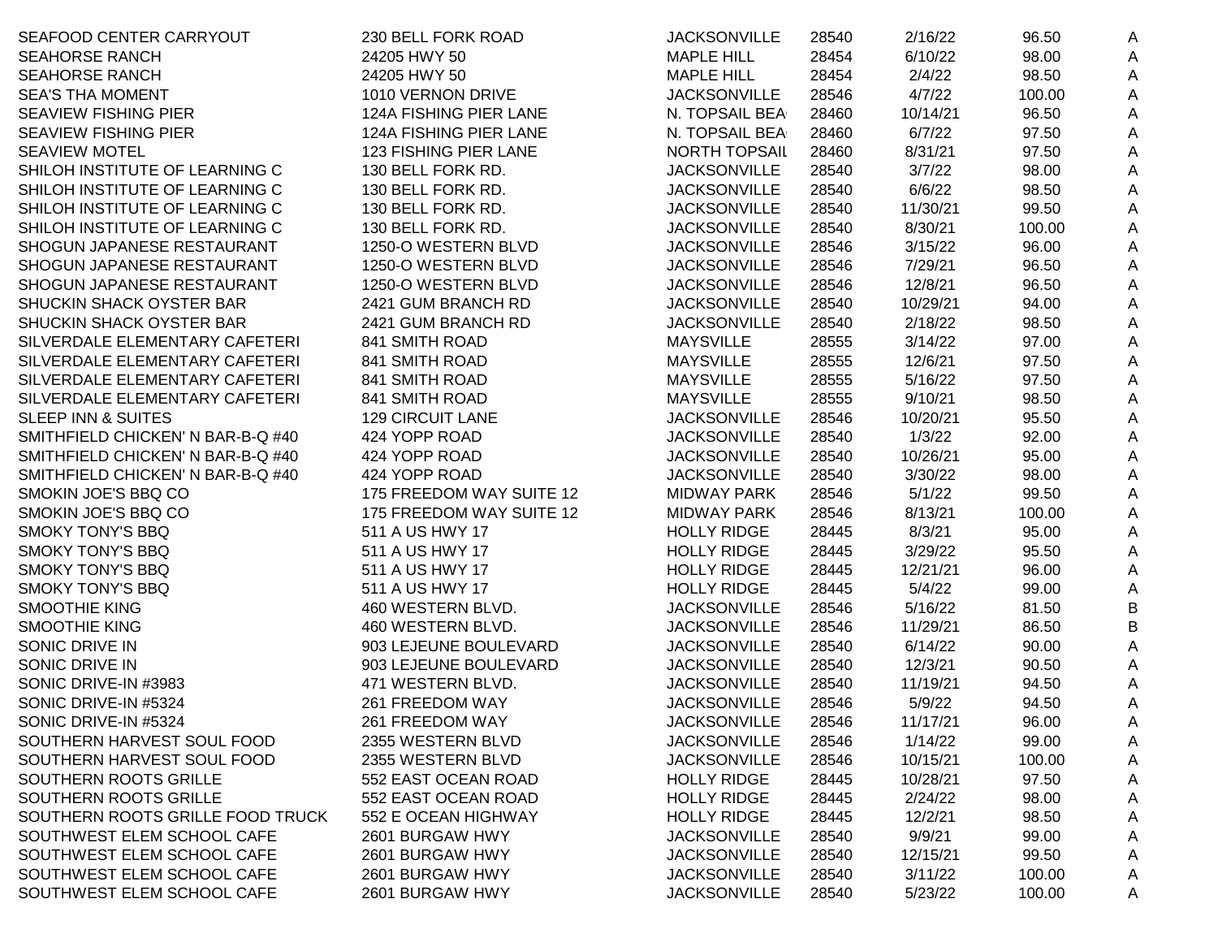| | | | | | | |
|---|---|---|---|---|---|---|
| SEAFOOD CENTER CARRYOUT | 230 BELL FORK ROAD | JACKSONVILLE | 28540 | 2/16/22 | 96.50 | A |
| SEAHORSE RANCH | 24205 HWY 50 | MAPLE HILL | 28454 | 6/10/22 | 98.00 | A |
| SEAHORSE RANCH | 24205 HWY 50 | MAPLE HILL | 28454 | 2/4/22 | 98.50 | A |
| SEA'S THA MOMENT | 1010 VERNON DRIVE | JACKSONVILLE | 28546 | 4/7/22 | 100.00 | A |
| SEAVIEW FISHING PIER | 124A FISHING PIER LANE | N. TOPSAIL BEA | 28460 | 10/14/21 | 96.50 | A |
| SEAVIEW FISHING PIER | 124A FISHING PIER LANE | N. TOPSAIL BEA | 28460 | 6/7/22 | 97.50 | A |
| SEAVIEW MOTEL | 123 FISHING PIER LANE | NORTH TOPSAIL | 28460 | 8/31/21 | 97.50 | A |
| SHILOH INSTITUTE OF LEARNING C | 130 BELL FORK RD. | JACKSONVILLE | 28540 | 3/7/22 | 98.00 | A |
| SHILOH INSTITUTE OF LEARNING C | 130 BELL FORK RD. | JACKSONVILLE | 28540 | 6/6/22 | 98.50 | A |
| SHILOH INSTITUTE OF LEARNING C | 130 BELL FORK RD. | JACKSONVILLE | 28540 | 11/30/21 | 99.50 | A |
| SHILOH INSTITUTE OF LEARNING C | 130 BELL FORK RD. | JACKSONVILLE | 28540 | 8/30/21 | 100.00 | A |
| SHOGUN JAPANESE RESTAURANT | 1250-O WESTERN BLVD | JACKSONVILLE | 28546 | 3/15/22 | 96.00 | A |
| SHOGUN JAPANESE RESTAURANT | 1250-O WESTERN BLVD | JACKSONVILLE | 28546 | 7/29/21 | 96.50 | A |
| SHOGUN JAPANESE RESTAURANT | 1250-O WESTERN BLVD | JACKSONVILLE | 28546 | 12/8/21 | 96.50 | A |
| SHUCKIN SHACK OYSTER BAR | 2421 GUM BRANCH RD | JACKSONVILLE | 28540 | 10/29/21 | 94.00 | A |
| SHUCKIN SHACK OYSTER BAR | 2421 GUM BRANCH RD | JACKSONVILLE | 28540 | 2/18/22 | 98.50 | A |
| SILVERDALE ELEMENTARY CAFETERI | 841 SMITH ROAD | MAYSVILLE | 28555 | 3/14/22 | 97.00 | A |
| SILVERDALE ELEMENTARY CAFETERI | 841 SMITH ROAD | MAYSVILLE | 28555 | 12/6/21 | 97.50 | A |
| SILVERDALE ELEMENTARY CAFETERI | 841 SMITH ROAD | MAYSVILLE | 28555 | 5/16/22 | 97.50 | A |
| SILVERDALE ELEMENTARY CAFETERI | 841 SMITH ROAD | MAYSVILLE | 28555 | 9/10/21 | 98.50 | A |
| SLEEP INN & SUITES | 129 CIRCUIT LANE | JACKSONVILLE | 28546 | 10/20/21 | 95.50 | A |
| SMITHFIELD CHICKEN' N BAR-B-Q #40 | 424 YOPP ROAD | JACKSONVILLE | 28540 | 1/3/22 | 92.00 | A |
| SMITHFIELD CHICKEN' N BAR-B-Q #40 | 424 YOPP ROAD | JACKSONVILLE | 28540 | 10/26/21 | 95.00 | A |
| SMITHFIELD CHICKEN' N BAR-B-Q #40 | 424 YOPP ROAD | JACKSONVILLE | 28540 | 3/30/22 | 98.00 | A |
| SMOKIN JOE'S BBQ CO | 175 FREEDOM WAY SUITE 12 | MIDWAY PARK | 28546 | 5/1/22 | 99.50 | A |
| SMOKIN JOE'S BBQ CO | 175 FREEDOM WAY SUITE 12 | MIDWAY PARK | 28546 | 8/13/21 | 100.00 | A |
| SMOKY TONY'S BBQ | 511 A US HWY 17 | HOLLY RIDGE | 28445 | 8/3/21 | 95.00 | A |
| SMOKY TONY'S BBQ | 511 A US HWY 17 | HOLLY RIDGE | 28445 | 3/29/22 | 95.50 | A |
| SMOKY TONY'S BBQ | 511 A US HWY 17 | HOLLY RIDGE | 28445 | 12/21/21 | 96.00 | A |
| SMOKY TONY'S BBQ | 511 A US HWY 17 | HOLLY RIDGE | 28445 | 5/4/22 | 99.00 | A |
| SMOOTHIE KING | 460 WESTERN BLVD. | JACKSONVILLE | 28546 | 5/16/22 | 81.50 | B |
| SMOOTHIE KING | 460 WESTERN BLVD. | JACKSONVILLE | 28546 | 11/29/21 | 86.50 | B |
| SONIC DRIVE IN | 903 LEJEUNE BOULEVARD | JACKSONVILLE | 28540 | 6/14/22 | 90.00 | A |
| SONIC DRIVE IN | 903 LEJEUNE BOULEVARD | JACKSONVILLE | 28540 | 12/3/21 | 90.50 | A |
| SONIC DRIVE-IN #3983 | 471 WESTERN BLVD. | JACKSONVILLE | 28540 | 11/19/21 | 94.50 | A |
| SONIC DRIVE-IN #5324 | 261 FREEDOM WAY | JACKSONVILLE | 28546 | 5/9/22 | 94.50 | A |
| SONIC DRIVE-IN #5324 | 261 FREEDOM WAY | JACKSONVILLE | 28546 | 11/17/21 | 96.00 | A |
| SOUTHERN HARVEST SOUL FOOD | 2355 WESTERN BLVD | JACKSONVILLE | 28546 | 1/14/22 | 99.00 | A |
| SOUTHERN HARVEST SOUL FOOD | 2355 WESTERN BLVD | JACKSONVILLE | 28546 | 10/15/21 | 100.00 | A |
| SOUTHERN ROOTS GRILLE | 552 EAST OCEAN ROAD | HOLLY RIDGE | 28445 | 10/28/21 | 97.50 | A |
| SOUTHERN ROOTS GRILLE | 552 EAST OCEAN ROAD | HOLLY RIDGE | 28445 | 2/24/22 | 98.00 | A |
| SOUTHERN ROOTS GRILLE FOOD TRUCK | 552 E OCEAN HIGHWAY | HOLLY RIDGE | 28445 | 12/2/21 | 98.50 | A |
| SOUTHWEST ELEM SCHOOL CAFE | 2601 BURGAW HWY | JACKSONVILLE | 28540 | 9/9/21 | 99.00 | A |
| SOUTHWEST ELEM SCHOOL CAFE | 2601 BURGAW HWY | JACKSONVILLE | 28540 | 12/15/21 | 99.50 | A |
| SOUTHWEST ELEM SCHOOL CAFE | 2601 BURGAW HWY | JACKSONVILLE | 28540 | 3/11/22 | 100.00 | A |
| SOUTHWEST ELEM SCHOOL CAFE | 2601 BURGAW HWY | JACKSONVILLE | 28540 | 5/23/22 | 100.00 | A |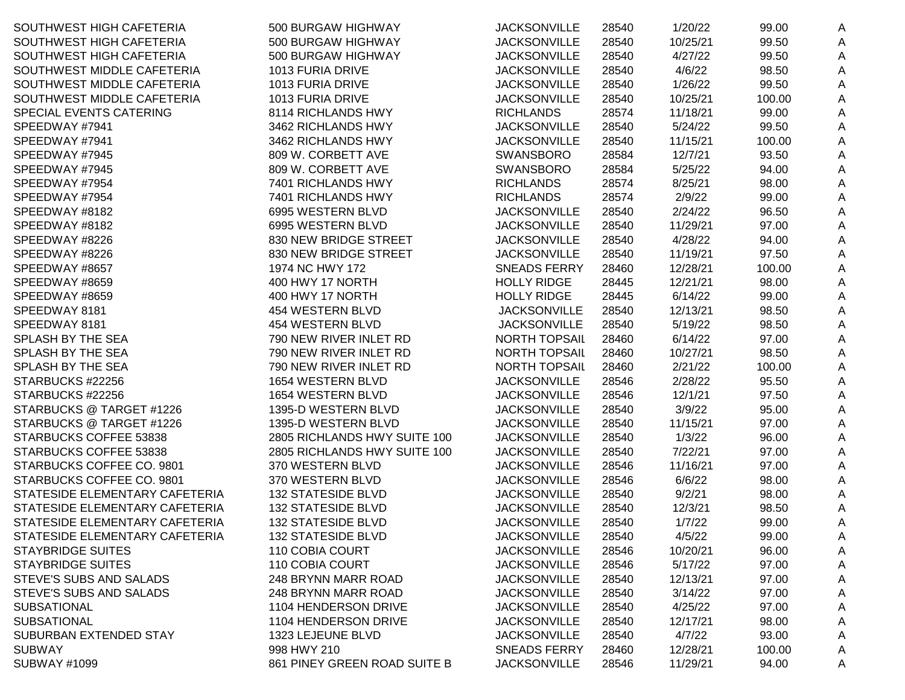| | | | | | | |
|---|---|---|---|---|---|---|
| SOUTHWEST HIGH CAFETERIA | 500 BURGAW HIGHWAY | JACKSONVILLE | 28540 | 1/20/22 | 99.00 | A |
| SOUTHWEST HIGH CAFETERIA | 500 BURGAW HIGHWAY | JACKSONVILLE | 28540 | 10/25/21 | 99.50 | A |
| SOUTHWEST HIGH CAFETERIA | 500 BURGAW HIGHWAY | JACKSONVILLE | 28540 | 4/27/22 | 99.50 | A |
| SOUTHWEST MIDDLE CAFETERIA | 1013 FURIA DRIVE | JACKSONVILLE | 28540 | 4/6/22 | 98.50 | A |
| SOUTHWEST MIDDLE CAFETERIA | 1013 FURIA DRIVE | JACKSONVILLE | 28540 | 1/26/22 | 99.50 | A |
| SOUTHWEST MIDDLE CAFETERIA | 1013 FURIA DRIVE | JACKSONVILLE | 28540 | 10/25/21 | 100.00 | A |
| SPECIAL EVENTS CATERING | 8114 RICHLANDS HWY | RICHLANDS | 28574 | 11/18/21 | 99.00 | A |
| SPEEDWAY #7941 | 3462 RICHLANDS HWY | JACKSONVILLE | 28540 | 5/24/22 | 99.50 | A |
| SPEEDWAY #7941 | 3462 RICHLANDS HWY | JACKSONVILLE | 28540 | 11/15/21 | 100.00 | A |
| SPEEDWAY #7945 | 809 W. CORBETT AVE | SWANSBORO | 28584 | 12/7/21 | 93.50 | A |
| SPEEDWAY #7945 | 809 W. CORBETT AVE | SWANSBORO | 28584 | 5/25/22 | 94.00 | A |
| SPEEDWAY #7954 | 7401 RICHLANDS HWY | RICHLANDS | 28574 | 8/25/21 | 98.00 | A |
| SPEEDWAY #7954 | 7401 RICHLANDS HWY | RICHLANDS | 28574 | 2/9/22 | 99.00 | A |
| SPEEDWAY #8182 | 6995 WESTERN BLVD | JACKSONVILLE | 28540 | 2/24/22 | 96.50 | A |
| SPEEDWAY #8182 | 6995 WESTERN BLVD | JACKSONVILLE | 28540 | 11/29/21 | 97.00 | A |
| SPEEDWAY #8226 | 830 NEW BRIDGE STREET | JACKSONVILLE | 28540 | 4/28/22 | 94.00 | A |
| SPEEDWAY #8226 | 830 NEW BRIDGE STREET | JACKSONVILLE | 28540 | 11/19/21 | 97.50 | A |
| SPEEDWAY #8657 | 1974 NC HWY 172 | SNEADS FERRY | 28460 | 12/28/21 | 100.00 | A |
| SPEEDWAY #8659 | 400 HWY 17 NORTH | HOLLY RIDGE | 28445 | 12/21/21 | 98.00 | A |
| SPEEDWAY #8659 | 400 HWY 17 NORTH | HOLLY RIDGE | 28445 | 6/14/22 | 99.00 | A |
| SPEEDWAY 8181 | 454 WESTERN BLVD | JACKSONVILLE | 28540 | 12/13/21 | 98.50 | A |
| SPEEDWAY 8181 | 454 WESTERN BLVD | JACKSONVILLE | 28540 | 5/19/22 | 98.50 | A |
| SPLASH BY THE SEA | 790 NEW RIVER INLET RD | NORTH TOPSAIL | 28460 | 6/14/22 | 97.00 | A |
| SPLASH BY THE SEA | 790 NEW RIVER INLET RD | NORTH TOPSAIL | 28460 | 10/27/21 | 98.50 | A |
| SPLASH BY THE SEA | 790 NEW RIVER INLET RD | NORTH TOPSAIL | 28460 | 2/21/22 | 100.00 | A |
| STARBUCKS #22256 | 1654 WESTERN BLVD | JACKSONVILLE | 28546 | 2/28/22 | 95.50 | A |
| STARBUCKS #22256 | 1654 WESTERN BLVD | JACKSONVILLE | 28546 | 12/1/21 | 97.50 | A |
| STARBUCKS @ TARGET #1226 | 1395-D WESTERN BLVD | JACKSONVILLE | 28540 | 3/9/22 | 95.00 | A |
| STARBUCKS @ TARGET #1226 | 1395-D WESTERN BLVD | JACKSONVILLE | 28540 | 11/15/21 | 97.00 | A |
| STARBUCKS COFFEE 53838 | 2805 RICHLANDS HWY SUITE 100 | JACKSONVILLE | 28540 | 1/3/22 | 96.00 | A |
| STARBUCKS COFFEE 53838 | 2805 RICHLANDS HWY SUITE 100 | JACKSONVILLE | 28540 | 7/22/21 | 97.00 | A |
| STARBUCKS COFFEE CO. 9801 | 370 WESTERN BLVD | JACKSONVILLE | 28546 | 11/16/21 | 97.00 | A |
| STARBUCKS COFFEE CO. 9801 | 370 WESTERN BLVD | JACKSONVILLE | 28546 | 6/6/22 | 98.00 | A |
| STATESIDE ELEMENTARY CAFETERIA | 132 STATESIDE BLVD | JACKSONVILLE | 28540 | 9/2/21 | 98.00 | A |
| STATESIDE ELEMENTARY CAFETERIA | 132 STATESIDE BLVD | JACKSONVILLE | 28540 | 12/3/21 | 98.50 | A |
| STATESIDE ELEMENTARY CAFETERIA | 132 STATESIDE BLVD | JACKSONVILLE | 28540 | 1/7/22 | 99.00 | A |
| STATESIDE ELEMENTARY CAFETERIA | 132 STATESIDE BLVD | JACKSONVILLE | 28540 | 4/5/22 | 99.00 | A |
| STAYBRIDGE SUITES | 110 COBIA COURT | JACKSONVILLE | 28546 | 10/20/21 | 96.00 | A |
| STAYBRIDGE SUITES | 110 COBIA COURT | JACKSONVILLE | 28546 | 5/17/22 | 97.00 | A |
| STEVE'S SUBS AND SALADS | 248 BRYNN MARR ROAD | JACKSONVILLE | 28540 | 12/13/21 | 97.00 | A |
| STEVE'S SUBS AND SALADS | 248 BRYNN MARR ROAD | JACKSONVILLE | 28540 | 3/14/22 | 97.00 | A |
| SUBSATIONAL | 1104 HENDERSON DRIVE | JACKSONVILLE | 28540 | 4/25/22 | 97.00 | A |
| SUBSATIONAL | 1104 HENDERSON DRIVE | JACKSONVILLE | 28540 | 12/17/21 | 98.00 | A |
| SUBURBAN EXTENDED STAY | 1323 LEJEUNE BLVD | JACKSONVILLE | 28540 | 4/7/22 | 93.00 | A |
| SUBWAY | 998 HWY 210 | SNEADS FERRY | 28460 | 12/28/21 | 100.00 | A |
| SUBWAY #1099 | 861 PINEY GREEN ROAD SUITE B | JACKSONVILLE | 28546 | 11/29/21 | 94.00 | A |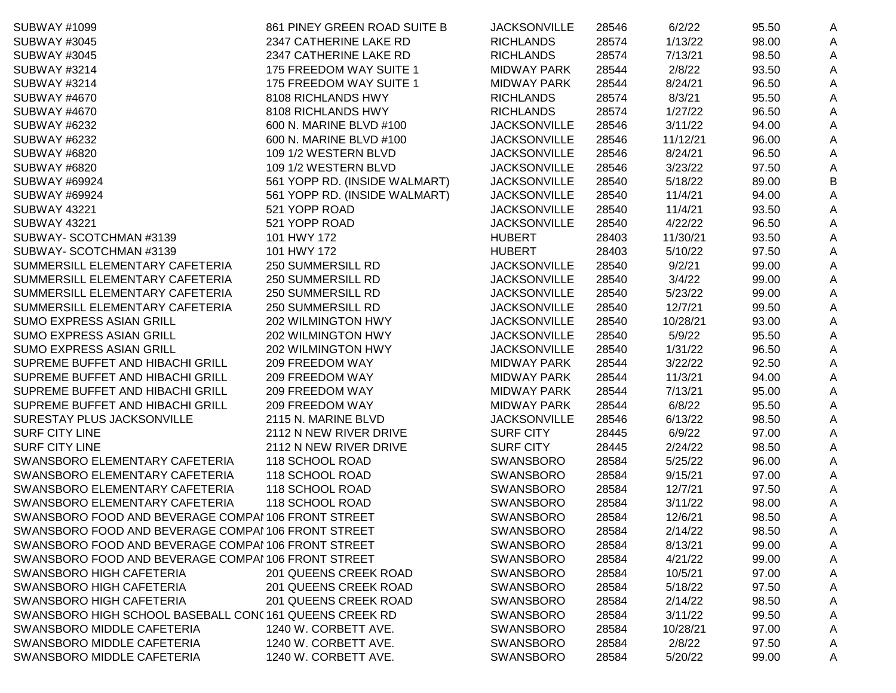| | | | | | | |
|---|---|---|---|---|---|---|
| SUBWAY #1099 | 861 PINEY GREEN ROAD SUITE B | JACKSONVILLE | 28546 | 6/2/22 | 95.50 | A |
| SUBWAY #3045 | 2347 CATHERINE LAKE RD | RICHLANDS | 28574 | 1/13/22 | 98.00 | A |
| SUBWAY #3045 | 2347 CATHERINE LAKE RD | RICHLANDS | 28574 | 7/13/21 | 98.50 | A |
| SUBWAY #3214 | 175 FREEDOM WAY SUITE 1 | MIDWAY PARK | 28544 | 2/8/22 | 93.50 | A |
| SUBWAY #3214 | 175 FREEDOM WAY SUITE 1 | MIDWAY PARK | 28544 | 8/24/21 | 96.50 | A |
| SUBWAY #4670 | 8108 RICHLANDS HWY | RICHLANDS | 28574 | 8/3/21 | 95.50 | A |
| SUBWAY #4670 | 8108 RICHLANDS HWY | RICHLANDS | 28574 | 1/27/22 | 96.50 | A |
| SUBWAY #6232 | 600 N. MARINE BLVD #100 | JACKSONVILLE | 28546 | 3/11/22 | 94.00 | A |
| SUBWAY #6232 | 600 N. MARINE BLVD #100 | JACKSONVILLE | 28546 | 11/12/21 | 96.00 | A |
| SUBWAY #6820 | 109 1/2 WESTERN BLVD | JACKSONVILLE | 28546 | 8/24/21 | 96.50 | A |
| SUBWAY #6820 | 109 1/2 WESTERN BLVD | JACKSONVILLE | 28546 | 3/23/22 | 97.50 | A |
| SUBWAY #69924 | 561 YOPP RD. (INSIDE WALMART) | JACKSONVILLE | 28540 | 5/18/22 | 89.00 | B |
| SUBWAY #69924 | 561 YOPP RD. (INSIDE WALMART) | JACKSONVILLE | 28540 | 11/4/21 | 94.00 | A |
| SUBWAY 43221 | 521 YOPP ROAD | JACKSONVILLE | 28540 | 11/4/21 | 93.50 | A |
| SUBWAY 43221 | 521 YOPP ROAD | JACKSONVILLE | 28540 | 4/22/22 | 96.50 | A |
| SUBWAY- SCOTCHMAN #3139 | 101 HWY 172 | HUBERT | 28403 | 11/30/21 | 93.50 | A |
| SUBWAY- SCOTCHMAN #3139 | 101 HWY 172 | HUBERT | 28403 | 5/10/22 | 97.50 | A |
| SUMMERSILL ELEMENTARY CAFETERIA | 250 SUMMERSILL RD | JACKSONVILLE | 28540 | 9/2/21 | 99.00 | A |
| SUMMERSILL ELEMENTARY CAFETERIA | 250 SUMMERSILL RD | JACKSONVILLE | 28540 | 3/4/22 | 99.00 | A |
| SUMMERSILL ELEMENTARY CAFETERIA | 250 SUMMERSILL RD | JACKSONVILLE | 28540 | 5/23/22 | 99.00 | A |
| SUMMERSILL ELEMENTARY CAFETERIA | 250 SUMMERSILL RD | JACKSONVILLE | 28540 | 12/7/21 | 99.50 | A |
| SUMO EXPRESS ASIAN GRILL | 202 WILMINGTON HWY | JACKSONVILLE | 28540 | 10/28/21 | 93.00 | A |
| SUMO EXPRESS ASIAN GRILL | 202 WILMINGTON HWY | JACKSONVILLE | 28540 | 5/9/22 | 95.50 | A |
| SUMO EXPRESS ASIAN GRILL | 202 WILMINGTON HWY | JACKSONVILLE | 28540 | 1/31/22 | 96.50 | A |
| SUPREME BUFFET AND HIBACHI GRILL | 209 FREEDOM WAY | MIDWAY PARK | 28544 | 3/22/22 | 92.50 | A |
| SUPREME BUFFET AND HIBACHI GRILL | 209 FREEDOM WAY | MIDWAY PARK | 28544 | 11/3/21 | 94.00 | A |
| SUPREME BUFFET AND HIBACHI GRILL | 209 FREEDOM WAY | MIDWAY PARK | 28544 | 7/13/21 | 95.00 | A |
| SUPREME BUFFET AND HIBACHI GRILL | 209 FREEDOM WAY | MIDWAY PARK | 28544 | 6/8/22 | 95.50 | A |
| SURESTAY PLUS JACKSONVILLE | 2115 N. MARINE BLVD | JACKSONVILLE | 28546 | 6/13/22 | 98.50 | A |
| SURF CITY LINE | 2112 N NEW RIVER DRIVE | SURF CITY | 28445 | 6/9/22 | 97.00 | A |
| SURF CITY LINE | 2112 N NEW RIVER DRIVE | SURF CITY | 28445 | 2/24/22 | 98.50 | A |
| SWANSBORO ELEMENTARY CAFETERIA | 118 SCHOOL ROAD | SWANSBORO | 28584 | 5/25/22 | 96.00 | A |
| SWANSBORO ELEMENTARY CAFETERIA | 118 SCHOOL ROAD | SWANSBORO | 28584 | 9/15/21 | 97.00 | A |
| SWANSBORO ELEMENTARY CAFETERIA | 118 SCHOOL ROAD | SWANSBORO | 28584 | 12/7/21 | 97.50 | A |
| SWANSBORO ELEMENTARY CAFETERIA | 118 SCHOOL ROAD | SWANSBORO | 28584 | 3/11/22 | 98.00 | A |
| SWANSBORO FOOD AND BEVERAGE COMPAI | 106 FRONT STREET | SWANSBORO | 28584 | 12/6/21 | 98.50 | A |
| SWANSBORO FOOD AND BEVERAGE COMPAI | 106 FRONT STREET | SWANSBORO | 28584 | 2/14/22 | 98.50 | A |
| SWANSBORO FOOD AND BEVERAGE COMPAI | 106 FRONT STREET | SWANSBORO | 28584 | 8/13/21 | 99.00 | A |
| SWANSBORO FOOD AND BEVERAGE COMPAI | 106 FRONT STREET | SWANSBORO | 28584 | 4/21/22 | 99.00 | A |
| SWANSBORO HIGH CAFETERIA | 201 QUEENS CREEK ROAD | SWANSBORO | 28584 | 10/5/21 | 97.00 | A |
| SWANSBORO HIGH CAFETERIA | 201 QUEENS CREEK ROAD | SWANSBORO | 28584 | 5/18/22 | 97.50 | A |
| SWANSBORO HIGH CAFETERIA | 201 QUEENS CREEK ROAD | SWANSBORO | 28584 | 2/14/22 | 98.50 | A |
| SWANSBORO HIGH SCHOOL BASEBALL CON( | 161 QUEENS CREEK RD | SWANSBORO | 28584 | 3/11/22 | 99.50 | A |
| SWANSBORO MIDDLE CAFETERIA | 1240 W. CORBETT AVE. | SWANSBORO | 28584 | 10/28/21 | 97.00 | A |
| SWANSBORO MIDDLE CAFETERIA | 1240 W. CORBETT AVE. | SWANSBORO | 28584 | 2/8/22 | 97.50 | A |
| SWANSBORO MIDDLE CAFETERIA | 1240 W. CORBETT AVE. | SWANSBORO | 28584 | 5/20/22 | 99.00 | A |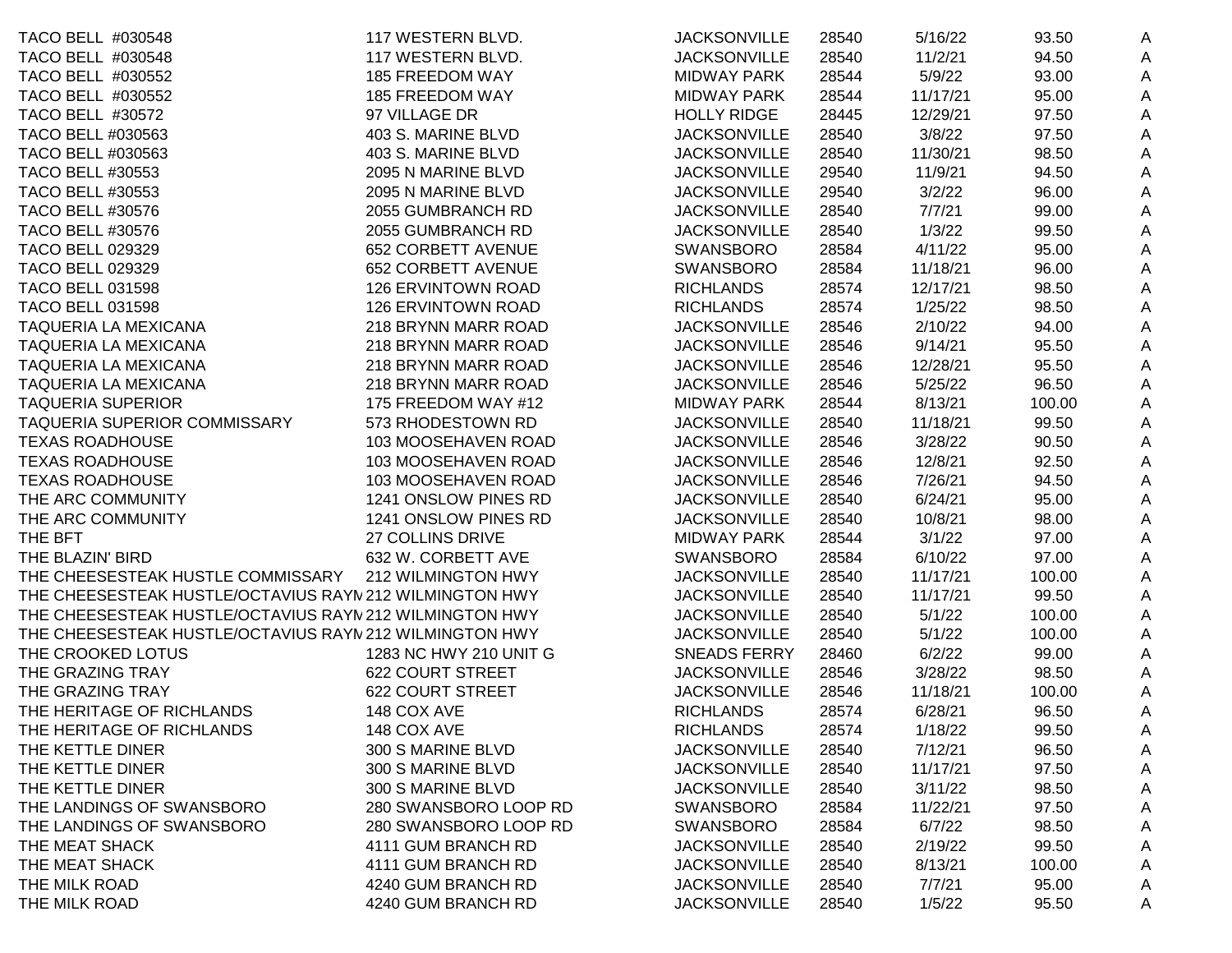| | | | | | | |
|---|---|---|---|---|---|---|
| TACO BELL #030548 | 117 WESTERN BLVD. | JACKSONVILLE | 28540 | 5/16/22 | 93.50 | A |
| TACO BELL #030548 | 117 WESTERN BLVD. | JACKSONVILLE | 28540 | 11/2/21 | 94.50 | A |
| TACO BELL #030552 | 185 FREEDOM WAY | MIDWAY PARK | 28544 | 5/9/22 | 93.00 | A |
| TACO BELL #030552 | 185 FREEDOM WAY | MIDWAY PARK | 28544 | 11/17/21 | 95.00 | A |
| TACO BELL #30572 | 97 VILLAGE DR | HOLLY RIDGE | 28445 | 12/29/21 | 97.50 | A |
| TACO BELL #030563 | 403 S. MARINE BLVD | JACKSONVILLE | 28540 | 3/8/22 | 97.50 | A |
| TACO BELL #030563 | 403 S. MARINE BLVD | JACKSONVILLE | 28540 | 11/30/21 | 98.50 | A |
| TACO BELL #30553 | 2095 N MARINE BLVD | JACKSONVILLE | 29540 | 11/9/21 | 94.50 | A |
| TACO BELL #30553 | 2095 N MARINE BLVD | JACKSONVILLE | 29540 | 3/2/22 | 96.00 | A |
| TACO BELL #30576 | 2055 GUMBRANCH RD | JACKSONVILLE | 28540 | 7/7/21 | 99.00 | A |
| TACO BELL #30576 | 2055 GUMBRANCH RD | JACKSONVILLE | 28540 | 1/3/22 | 99.50 | A |
| TACO BELL 029329 | 652 CORBETT AVENUE | SWANSBORO | 28584 | 4/11/22 | 95.00 | A |
| TACO BELL 029329 | 652 CORBETT AVENUE | SWANSBORO | 28584 | 11/18/21 | 96.00 | A |
| TACO BELL 031598 | 126 ERVINTOWN ROAD | RICHLANDS | 28574 | 12/17/21 | 98.50 | A |
| TACO BELL 031598 | 126 ERVINTOWN ROAD | RICHLANDS | 28574 | 1/25/22 | 98.50 | A |
| TAQUERIA LA MEXICANA | 218 BRYNN MARR ROAD | JACKSONVILLE | 28546 | 2/10/22 | 94.00 | A |
| TAQUERIA LA MEXICANA | 218 BRYNN MARR ROAD | JACKSONVILLE | 28546 | 9/14/21 | 95.50 | A |
| TAQUERIA LA MEXICANA | 218 BRYNN MARR ROAD | JACKSONVILLE | 28546 | 12/28/21 | 95.50 | A |
| TAQUERIA LA MEXICANA | 218 BRYNN MARR ROAD | JACKSONVILLE | 28546 | 5/25/22 | 96.50 | A |
| TAQUERIA SUPERIOR | 175 FREEDOM WAY #12 | MIDWAY PARK | 28544 | 8/13/21 | 100.00 | A |
| TAQUERIA SUPERIOR COMMISSARY | 573 RHODESTOWN RD | JACKSONVILLE | 28540 | 11/18/21 | 99.50 | A |
| TEXAS ROADHOUSE | 103 MOOSEHAVEN ROAD | JACKSONVILLE | 28546 | 3/28/22 | 90.50 | A |
| TEXAS ROADHOUSE | 103 MOOSEHAVEN ROAD | JACKSONVILLE | 28546 | 12/8/21 | 92.50 | A |
| TEXAS ROADHOUSE | 103 MOOSEHAVEN ROAD | JACKSONVILLE | 28546 | 7/26/21 | 94.50 | A |
| THE ARC COMMUNITY | 1241 ONSLOW PINES RD | JACKSONVILLE | 28540 | 6/24/21 | 95.00 | A |
| THE ARC COMMUNITY | 1241 ONSLOW PINES RD | JACKSONVILLE | 28540 | 10/8/21 | 98.00 | A |
| THE BFT | 27 COLLINS DRIVE | MIDWAY PARK | 28544 | 3/1/22 | 97.00 | A |
| THE BLAZIN' BIRD | 632 W. CORBETT AVE | SWANSBORO | 28584 | 6/10/22 | 97.00 | A |
| THE CHEESESTEAK HUSTLE COMMISSARY | 212 WILMINGTON HWY | JACKSONVILLE | 28540 | 11/17/21 | 100.00 | A |
| THE CHEESESTEAK HUSTLE/OCTAVIUS RAYM | 212 WILMINGTON HWY | JACKSONVILLE | 28540 | 11/17/21 | 99.50 | A |
| THE CHEESESTEAK HUSTLE/OCTAVIUS RAYM | 212 WILMINGTON HWY | JACKSONVILLE | 28540 | 5/1/22 | 100.00 | A |
| THE CHEESESTEAK HUSTLE/OCTAVIUS RAYM | 212 WILMINGTON HWY | JACKSONVILLE | 28540 | 5/1/22 | 100.00 | A |
| THE CROOKED LOTUS | 1283 NC HWY 210 UNIT G | SNEADS FERRY | 28460 | 6/2/22 | 99.00 | A |
| THE GRAZING TRAY | 622 COURT STREET | JACKSONVILLE | 28546 | 3/28/22 | 98.50 | A |
| THE GRAZING TRAY | 622 COURT STREET | JACKSONVILLE | 28546 | 11/18/21 | 100.00 | A |
| THE HERITAGE OF RICHLANDS | 148 COX AVE | RICHLANDS | 28574 | 6/28/21 | 96.50 | A |
| THE HERITAGE OF RICHLANDS | 148 COX AVE | RICHLANDS | 28574 | 1/18/22 | 99.50 | A |
| THE KETTLE DINER | 300 S MARINE BLVD | JACKSONVILLE | 28540 | 7/12/21 | 96.50 | A |
| THE KETTLE DINER | 300 S MARINE BLVD | JACKSONVILLE | 28540 | 11/17/21 | 97.50 | A |
| THE KETTLE DINER | 300 S MARINE BLVD | JACKSONVILLE | 28540 | 3/11/22 | 98.50 | A |
| THE LANDINGS OF SWANSBORO | 280 SWANSBORO LOOP RD | SWANSBORO | 28584 | 11/22/21 | 97.50 | A |
| THE LANDINGS OF SWANSBORO | 280 SWANSBORO LOOP RD | SWANSBORO | 28584 | 6/7/22 | 98.50 | A |
| THE MEAT SHACK | 4111 GUM BRANCH RD | JACKSONVILLE | 28540 | 2/19/22 | 99.50 | A |
| THE MEAT SHACK | 4111 GUM BRANCH RD | JACKSONVILLE | 28540 | 8/13/21 | 100.00 | A |
| THE MILK ROAD | 4240 GUM BRANCH RD | JACKSONVILLE | 28540 | 7/7/21 | 95.00 | A |
| THE MILK ROAD | 4240 GUM BRANCH RD | JACKSONVILLE | 28540 | 1/5/22 | 95.50 | A |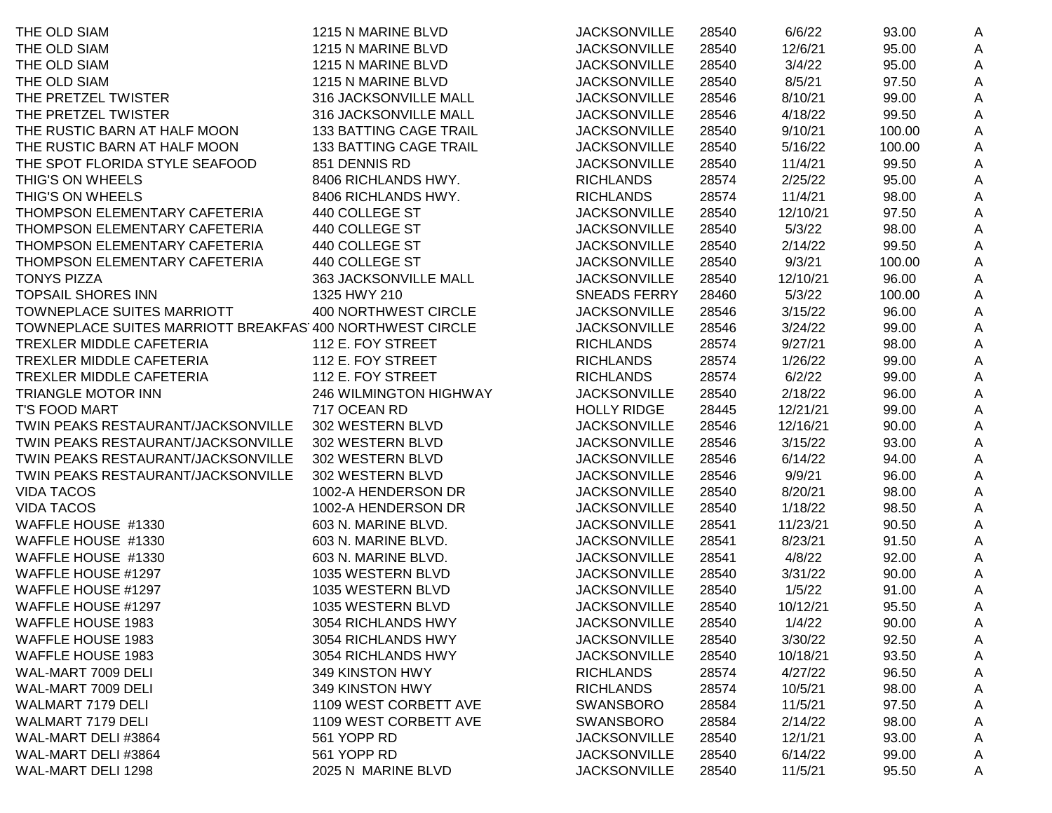| | | | | | | |
|---|---|---|---|---|---|---|
| THE OLD SIAM | 1215 N MARINE BLVD | JACKSONVILLE | 28540 | 6/6/22 | 93.00 | A |
| THE OLD SIAM | 1215 N MARINE BLVD | JACKSONVILLE | 28540 | 12/6/21 | 95.00 | A |
| THE OLD SIAM | 1215 N MARINE BLVD | JACKSONVILLE | 28540 | 3/4/22 | 95.00 | A |
| THE OLD SIAM | 1215 N MARINE BLVD | JACKSONVILLE | 28540 | 8/5/21 | 97.50 | A |
| THE PRETZEL TWISTER | 316 JACKSONVILLE MALL | JACKSONVILLE | 28546 | 8/10/21 | 99.00 | A |
| THE PRETZEL TWISTER | 316 JACKSONVILLE MALL | JACKSONVILLE | 28546 | 4/18/22 | 99.50 | A |
| THE RUSTIC BARN AT HALF MOON | 133 BATTING CAGE TRAIL | JACKSONVILLE | 28540 | 9/10/21 | 100.00 | A |
| THE RUSTIC BARN AT HALF MOON | 133 BATTING CAGE TRAIL | JACKSONVILLE | 28540 | 5/16/22 | 100.00 | A |
| THE SPOT FLORIDA STYLE SEAFOOD | 851 DENNIS RD | JACKSONVILLE | 28540 | 11/4/21 | 99.50 | A |
| THIG'S ON WHEELS | 8406 RICHLANDS HWY. | RICHLANDS | 28574 | 2/25/22 | 95.00 | A |
| THIG'S ON WHEELS | 8406 RICHLANDS HWY. | RICHLANDS | 28574 | 11/4/21 | 98.00 | A |
| THOMPSON ELEMENTARY CAFETERIA | 440 COLLEGE ST | JACKSONVILLE | 28540 | 12/10/21 | 97.50 | A |
| THOMPSON ELEMENTARY CAFETERIA | 440 COLLEGE ST | JACKSONVILLE | 28540 | 5/3/22 | 98.00 | A |
| THOMPSON ELEMENTARY CAFETERIA | 440 COLLEGE ST | JACKSONVILLE | 28540 | 2/14/22 | 99.50 | A |
| THOMPSON ELEMENTARY CAFETERIA | 440 COLLEGE ST | JACKSONVILLE | 28540 | 9/3/21 | 100.00 | A |
| TONYS PIZZA | 363 JACKSONVILLE MALL | JACKSONVILLE | 28540 | 12/10/21 | 96.00 | A |
| TOPSAIL SHORES INN | 1325 HWY 210 | SNEADS FERRY | 28460 | 5/3/22 | 100.00 | A |
| TOWNEPLACE SUITES MARRIOTT | 400 NORTHWEST CIRCLE | JACKSONVILLE | 28546 | 3/15/22 | 96.00 | A |
| TOWNEPLACE SUITES MARRIOTT BREAKFAST | 400 NORTHWEST CIRCLE | JACKSONVILLE | 28546 | 3/24/22 | 99.00 | A |
| TREXLER MIDDLE CAFETERIA | 112 E. FOY STREET | RICHLANDS | 28574 | 9/27/21 | 98.00 | A |
| TREXLER MIDDLE CAFETERIA | 112 E. FOY STREET | RICHLANDS | 28574 | 1/26/22 | 99.00 | A |
| TREXLER MIDDLE CAFETERIA | 112 E. FOY STREET | RICHLANDS | 28574 | 6/2/22 | 99.00 | A |
| TRIANGLE MOTOR INN | 246 WILMINGTON HIGHWAY | JACKSONVILLE | 28540 | 2/18/22 | 96.00 | A |
| T'S FOOD MART | 717 OCEAN RD | HOLLY RIDGE | 28445 | 12/21/21 | 99.00 | A |
| TWIN PEAKS RESTAURANT/JACKSONVILLE | 302 WESTERN BLVD | JACKSONVILLE | 28546 | 12/16/21 | 90.00 | A |
| TWIN PEAKS RESTAURANT/JACKSONVILLE | 302 WESTERN BLVD | JACKSONVILLE | 28546 | 3/15/22 | 93.00 | A |
| TWIN PEAKS RESTAURANT/JACKSONVILLE | 302 WESTERN BLVD | JACKSONVILLE | 28546 | 6/14/22 | 94.00 | A |
| TWIN PEAKS RESTAURANT/JACKSONVILLE | 302 WESTERN BLVD | JACKSONVILLE | 28546 | 9/9/21 | 96.00 | A |
| VIDA TACOS | 1002-A HENDERSON DR | JACKSONVILLE | 28540 | 8/20/21 | 98.00 | A |
| VIDA TACOS | 1002-A HENDERSON DR | JACKSONVILLE | 28540 | 1/18/22 | 98.50 | A |
| WAFFLE HOUSE #1330 | 603 N. MARINE BLVD. | JACKSONVILLE | 28541 | 11/23/21 | 90.50 | A |
| WAFFLE HOUSE #1330 | 603 N. MARINE BLVD. | JACKSONVILLE | 28541 | 8/23/21 | 91.50 | A |
| WAFFLE HOUSE #1330 | 603 N. MARINE BLVD. | JACKSONVILLE | 28541 | 4/8/22 | 92.00 | A |
| WAFFLE HOUSE #1297 | 1035 WESTERN BLVD | JACKSONVILLE | 28540 | 3/31/22 | 90.00 | A |
| WAFFLE HOUSE #1297 | 1035 WESTERN BLVD | JACKSONVILLE | 28540 | 1/5/22 | 91.00 | A |
| WAFFLE HOUSE #1297 | 1035 WESTERN BLVD | JACKSONVILLE | 28540 | 10/12/21 | 95.50 | A |
| WAFFLE HOUSE 1983 | 3054 RICHLANDS HWY | JACKSONVILLE | 28540 | 1/4/22 | 90.00 | A |
| WAFFLE HOUSE 1983 | 3054 RICHLANDS HWY | JACKSONVILLE | 28540 | 3/30/22 | 92.50 | A |
| WAFFLE HOUSE 1983 | 3054 RICHLANDS HWY | JACKSONVILLE | 28540 | 10/18/21 | 93.50 | A |
| WAL-MART 7009 DELI | 349 KINSTON HWY | RICHLANDS | 28574 | 4/27/22 | 96.50 | A |
| WAL-MART 7009 DELI | 349 KINSTON HWY | RICHLANDS | 28574 | 10/5/21 | 98.00 | A |
| WALMART 7179 DELI | 1109 WEST CORBETT AVE | SWANSBORO | 28584 | 11/5/21 | 97.50 | A |
| WALMART 7179 DELI | 1109 WEST CORBETT AVE | SWANSBORO | 28584 | 2/14/22 | 98.00 | A |
| WAL-MART DELI #3864 | 561 YOPP RD | JACKSONVILLE | 28540 | 12/1/21 | 93.00 | A |
| WAL-MART DELI #3864 | 561 YOPP RD | JACKSONVILLE | 28540 | 6/14/22 | 99.00 | A |
| WAL-MART DELI 1298 | 2025 N MARINE BLVD | JACKSONVILLE | 28540 | 11/5/21 | 95.50 | A |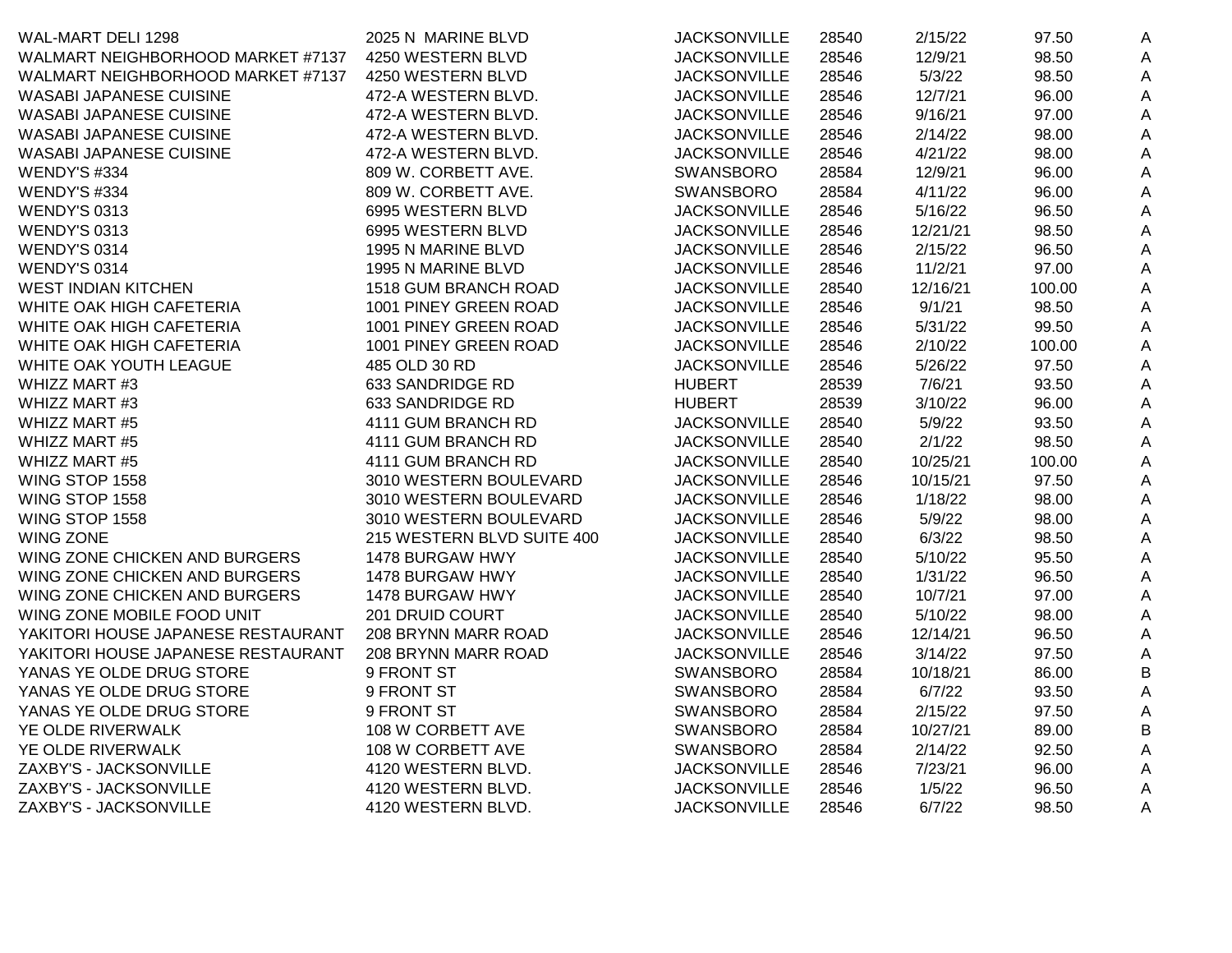| | | | | | | |
|---|---|---|---|---|---|---|
| WAL-MART DELI 1298 | 2025 N MARINE BLVD | JACKSONVILLE | 28540 | 2/15/22 | 97.50 | A |
| WALMART NEIGHBORHOOD MARKET #7137 | 4250 WESTERN BLVD | JACKSONVILLE | 28546 | 12/9/21 | 98.50 | A |
| WALMART NEIGHBORHOOD MARKET #7137 | 4250 WESTERN BLVD | JACKSONVILLE | 28546 | 5/3/22 | 98.50 | A |
| WASABI JAPANESE CUISINE | 472-A WESTERN BLVD. | JACKSONVILLE | 28546 | 12/7/21 | 96.00 | A |
| WASABI JAPANESE CUISINE | 472-A WESTERN BLVD. | JACKSONVILLE | 28546 | 9/16/21 | 97.00 | A |
| WASABI JAPANESE CUISINE | 472-A WESTERN BLVD. | JACKSONVILLE | 28546 | 2/14/22 | 98.00 | A |
| WASABI JAPANESE CUISINE | 472-A WESTERN BLVD. | JACKSONVILLE | 28546 | 4/21/22 | 98.00 | A |
| WENDY'S #334 | 809 W. CORBETT AVE. | SWANSBORO | 28584 | 12/9/21 | 96.00 | A |
| WENDY'S #334 | 809 W. CORBETT AVE. | SWANSBORO | 28584 | 4/11/22 | 96.00 | A |
| WENDY'S 0313 | 6995 WESTERN BLVD | JACKSONVILLE | 28546 | 5/16/22 | 96.50 | A |
| WENDY'S 0313 | 6995 WESTERN BLVD | JACKSONVILLE | 28546 | 12/21/21 | 98.50 | A |
| WENDY'S 0314 | 1995 N MARINE BLVD | JACKSONVILLE | 28546 | 2/15/22 | 96.50 | A |
| WENDY'S 0314 | 1995 N MARINE BLVD | JACKSONVILLE | 28546 | 11/2/21 | 97.00 | A |
| WEST INDIAN KITCHEN | 1518 GUM BRANCH ROAD | JACKSONVILLE | 28540 | 12/16/21 | 100.00 | A |
| WHITE OAK HIGH CAFETERIA | 1001 PINEY GREEN ROAD | JACKSONVILLE | 28546 | 9/1/21 | 98.50 | A |
| WHITE OAK HIGH CAFETERIA | 1001 PINEY GREEN ROAD | JACKSONVILLE | 28546 | 5/31/22 | 99.50 | A |
| WHITE OAK HIGH CAFETERIA | 1001 PINEY GREEN ROAD | JACKSONVILLE | 28546 | 2/10/22 | 100.00 | A |
| WHITE OAK YOUTH LEAGUE | 485 OLD 30 RD | JACKSONVILLE | 28546 | 5/26/22 | 97.50 | A |
| WHIZZ MART #3 | 633 SANDRIDGE RD | HUBERT | 28539 | 7/6/21 | 93.50 | A |
| WHIZZ MART #3 | 633 SANDRIDGE RD | HUBERT | 28539 | 3/10/22 | 96.00 | A |
| WHIZZ MART #5 | 4111 GUM BRANCH RD | JACKSONVILLE | 28540 | 5/9/22 | 93.50 | A |
| WHIZZ MART #5 | 4111 GUM BRANCH RD | JACKSONVILLE | 28540 | 2/1/22 | 98.50 | A |
| WHIZZ MART #5 | 4111 GUM BRANCH RD | JACKSONVILLE | 28540 | 10/25/21 | 100.00 | A |
| WING STOP 1558 | 3010 WESTERN BOULEVARD | JACKSONVILLE | 28546 | 10/15/21 | 97.50 | A |
| WING STOP 1558 | 3010 WESTERN BOULEVARD | JACKSONVILLE | 28546 | 1/18/22 | 98.00 | A |
| WING STOP 1558 | 3010 WESTERN BOULEVARD | JACKSONVILLE | 28546 | 5/9/22 | 98.00 | A |
| WING ZONE | 215 WESTERN BLVD SUITE 400 | JACKSONVILLE | 28540 | 6/3/22 | 98.50 | A |
| WING ZONE CHICKEN AND BURGERS | 1478 BURGAW HWY | JACKSONVILLE | 28540 | 5/10/22 | 95.50 | A |
| WING ZONE CHICKEN AND BURGERS | 1478 BURGAW HWY | JACKSONVILLE | 28540 | 1/31/22 | 96.50 | A |
| WING ZONE CHICKEN AND BURGERS | 1478 BURGAW HWY | JACKSONVILLE | 28540 | 10/7/21 | 97.00 | A |
| WING ZONE MOBILE FOOD UNIT | 201 DRUID COURT | JACKSONVILLE | 28540 | 5/10/22 | 98.00 | A |
| YAKITORI HOUSE JAPANESE RESTAURANT | 208 BRYNN MARR ROAD | JACKSONVILLE | 28546 | 12/14/21 | 96.50 | A |
| YAKITORI HOUSE JAPANESE RESTAURANT | 208 BRYNN MARR ROAD | JACKSONVILLE | 28546 | 3/14/22 | 97.50 | A |
| YANAS YE OLDE DRUG STORE | 9 FRONT ST | SWANSBORO | 28584 | 10/18/21 | 86.00 | B |
| YANAS YE OLDE DRUG STORE | 9 FRONT ST | SWANSBORO | 28584 | 6/7/22 | 93.50 | A |
| YANAS YE OLDE DRUG STORE | 9 FRONT ST | SWANSBORO | 28584 | 2/15/22 | 97.50 | A |
| YE OLDE RIVERWALK | 108 W CORBETT AVE | SWANSBORO | 28584 | 10/27/21 | 89.00 | B |
| YE OLDE RIVERWALK | 108 W CORBETT AVE | SWANSBORO | 28584 | 2/14/22 | 92.50 | A |
| ZAXBY'S - JACKSONVILLE | 4120 WESTERN BLVD. | JACKSONVILLE | 28546 | 7/23/21 | 96.00 | A |
| ZAXBY'S - JACKSONVILLE | 4120 WESTERN BLVD. | JACKSONVILLE | 28546 | 1/5/22 | 96.50 | A |
| ZAXBY'S - JACKSONVILLE | 4120 WESTERN BLVD. | JACKSONVILLE | 28546 | 6/7/22 | 98.50 | A |